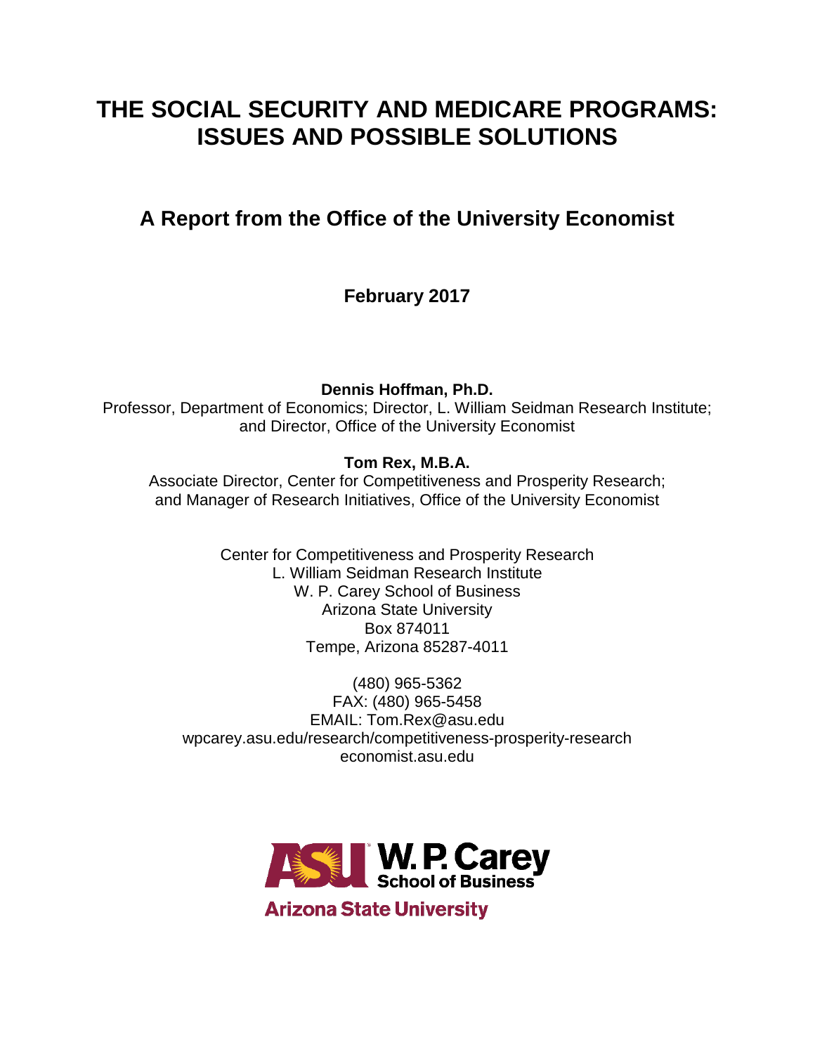# THE SOCIAL SECURITY AND MEDICARE PROGRAMS: ISSUES AND POSSIBLE SOLUTIONS

## A Report from the Office of the University Economist

**February 2017**

**Dennis Hoffman, Ph.D.**
Professor, Department of Economics; Director, L. William Seidman Research Institute; and Director, Office of the University Economist

**Tom Rex, M.B.A.**
Associate Director, Center for Competitiveness and Prosperity Research; and Manager of Research Initiatives, Office of the University Economist

Center for Competitiveness and Prosperity Research
L. William Seidman Research Institute
W. P. Carey School of Business
Arizona State University
Box 874011
Tempe, Arizona 85287-4011

(480) 965-5362
FAX: (480) 965-5458
EMAIL: Tom.Rex@asu.edu
wpcarey.asu.edu/research/competitiveness-prosperity-research
economist.asu.edu

ASU W. P. Carey School of Business
Arizona State University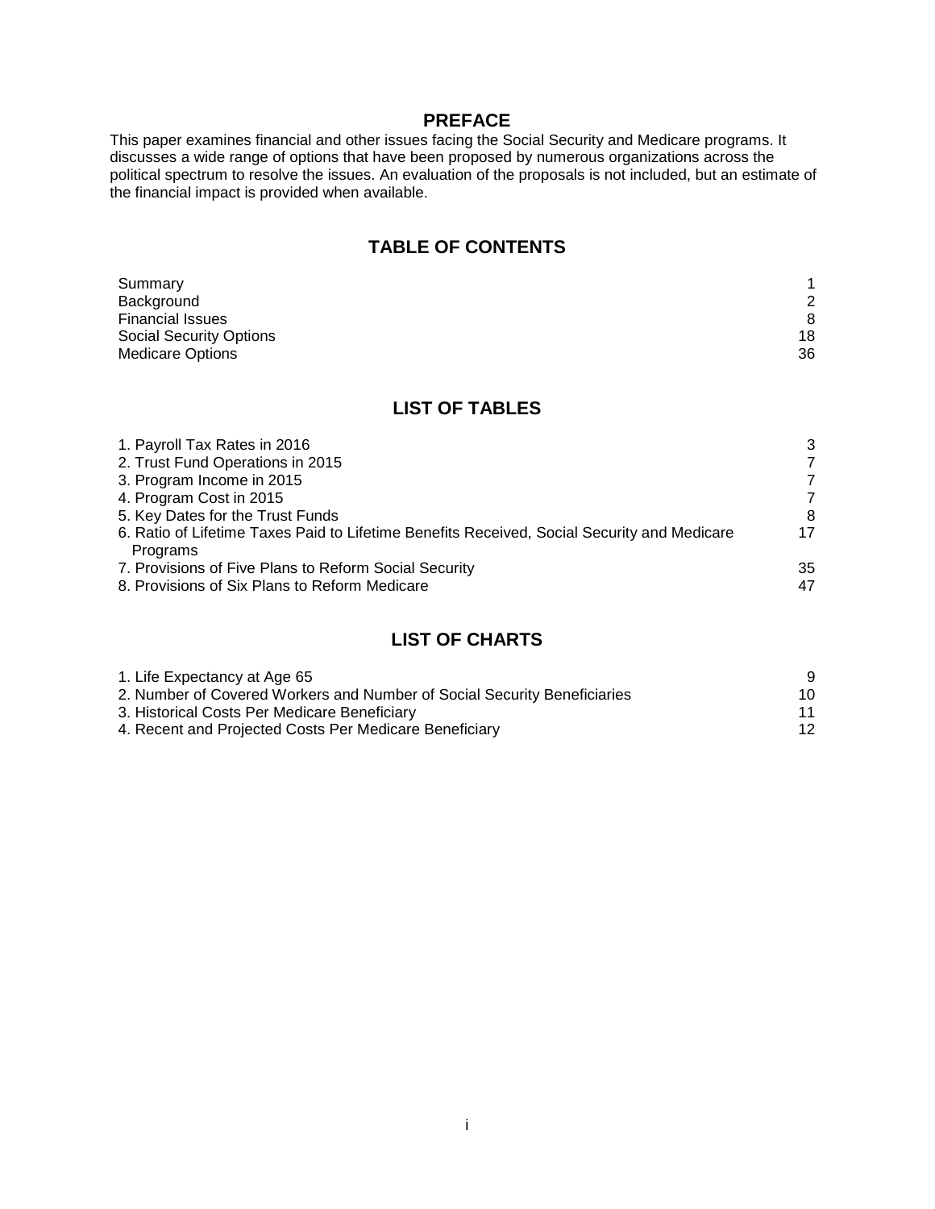## PREFACE

This paper examines financial and other issues facing the Social Security and Medicare programs. It discusses a wide range of options that have been proposed by numerous organizations across the political spectrum to resolve the issues. An evaluation of the proposals is not included, but an estimate of the financial impact is provided when available.

## TABLE OF CONTENTS

| | |
|---|---|
| Summary | 1 |
| Background | 2 |
| Financial Issues | 8 |
| Social Security Options | 18 |
| Medicare Options | 36 |

## LIST OF TABLES

| | |
|---|---|
| 1. Payroll Tax Rates in 2016 | 3 |
| 2. Trust Fund Operations in 2015 | 7 |
| 3. Program Income in 2015 | 7 |
| 4. Program Cost in 2015 | 7 |
| 5. Key Dates for the Trust Funds | 8 |
| 6. Ratio of Lifetime Taxes Paid to Lifetime Benefits Received, Social Security and Medicare Programs | 17 |
| 7. Provisions of Five Plans to Reform Social Security | 35 |
| 8. Provisions of Six Plans to Reform Medicare | 47 |

## LIST OF CHARTS

| | |
|---|---|
| 1. Life Expectancy at Age 65 | 9 |
| 2. Number of Covered Workers and Number of Social Security Beneficiaries | 10 |
| 3. Historical Costs Per Medicare Beneficiary | 11 |
| 4. Recent and Projected Costs Per Medicare Beneficiary | 12 |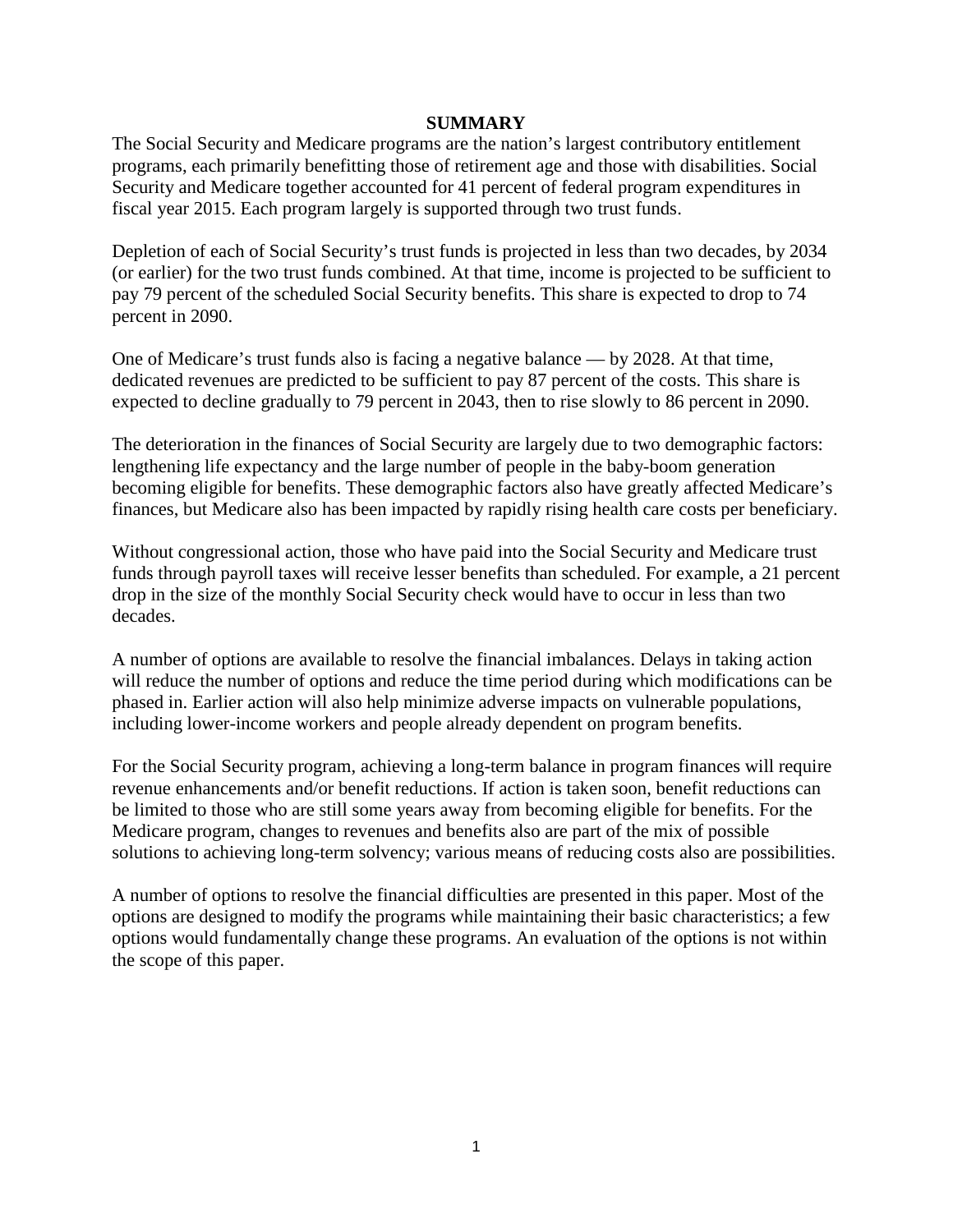## SUMMARY

The Social Security and Medicare programs are the nation's largest contributory entitlement programs, each primarily benefitting those of retirement age and those with disabilities. Social Security and Medicare together accounted for 41 percent of federal program expenditures in fiscal year 2015. Each program largely is supported through two trust funds.

Depletion of each of Social Security's trust funds is projected in less than two decades, by 2034 (or earlier) for the two trust funds combined. At that time, income is projected to be sufficient to pay 79 percent of the scheduled Social Security benefits. This share is expected to drop to 74 percent in 2090.

One of Medicare's trust funds also is facing a negative balance — by 2028. At that time, dedicated revenues are predicted to be sufficient to pay 87 percent of the costs. This share is expected to decline gradually to 79 percent in 2043, then to rise slowly to 86 percent in 2090.

The deterioration in the finances of Social Security are largely due to two demographic factors: lengthening life expectancy and the large number of people in the baby-boom generation becoming eligible for benefits. These demographic factors also have greatly affected Medicare's finances, but Medicare also has been impacted by rapidly rising health care costs per beneficiary.

Without congressional action, those who have paid into the Social Security and Medicare trust funds through payroll taxes will receive lesser benefits than scheduled. For example, a 21 percent drop in the size of the monthly Social Security check would have to occur in less than two decades.

A number of options are available to resolve the financial imbalances. Delays in taking action will reduce the number of options and reduce the time period during which modifications can be phased in. Earlier action will also help minimize adverse impacts on vulnerable populations, including lower-income workers and people already dependent on program benefits.

For the Social Security program, achieving a long-term balance in program finances will require revenue enhancements and/or benefit reductions. If action is taken soon, benefit reductions can be limited to those who are still some years away from becoming eligible for benefits. For the Medicare program, changes to revenues and benefits also are part of the mix of possible solutions to achieving long-term solvency; various means of reducing costs also are possibilities.

A number of options to resolve the financial difficulties are presented in this paper. Most of the options are designed to modify the programs while maintaining their basic characteristics; a few options would fundamentally change these programs. An evaluation of the options is not within the scope of this paper.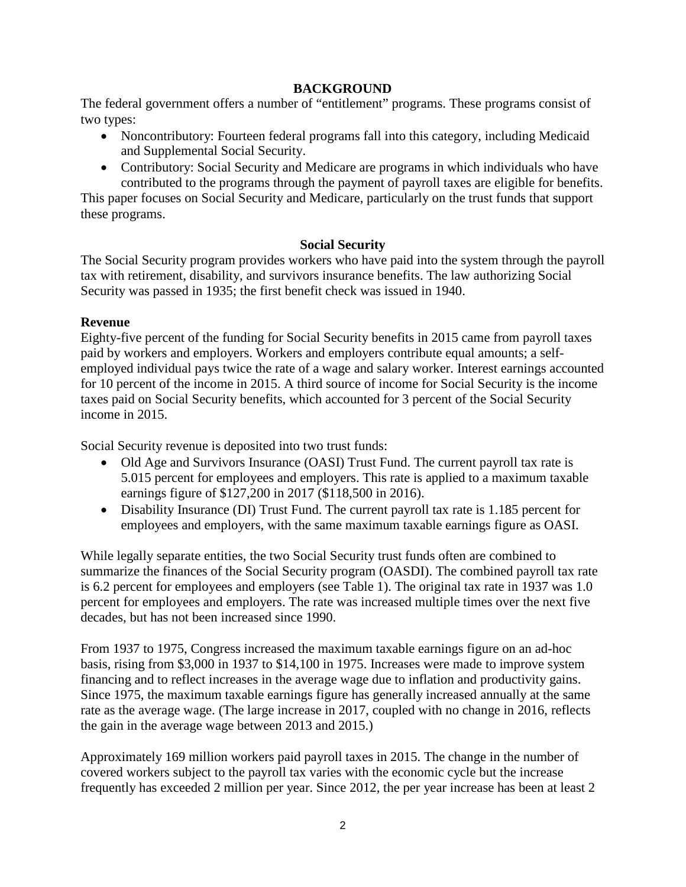## BACKGROUND

The federal government offers a number of "entitlement" programs. These programs consist of two types:

- Noncontributory: Fourteen federal programs fall into this category, including Medicaid and Supplemental Social Security.
- Contributory: Social Security and Medicare are programs in which individuals who have contributed to the programs through the payment of payroll taxes are eligible for benefits.

This paper focuses on Social Security and Medicare, particularly on the trust funds that support these programs.

### Social Security

The Social Security program provides workers who have paid into the system through the payroll tax with retirement, disability, and survivors insurance benefits. The law authorizing Social Security was passed in 1935; the first benefit check was issued in 1940.

#### Revenue

Eighty-five percent of the funding for Social Security benefits in 2015 came from payroll taxes paid by workers and employers. Workers and employers contribute equal amounts; a self-employed individual pays twice the rate of a wage and salary worker. Interest earnings accounted for 10 percent of the income in 2015. A third source of income for Social Security is the income taxes paid on Social Security benefits, which accounted for 3 percent of the Social Security income in 2015.

Social Security revenue is deposited into two trust funds:

- Old Age and Survivors Insurance (OASI) Trust Fund. The current payroll tax rate is 5.015 percent for employees and employers. This rate is applied to a maximum taxable earnings figure of $127,200 in 2017 ($118,500 in 2016).
- Disability Insurance (DI) Trust Fund. The current payroll tax rate is 1.185 percent for employees and employers, with the same maximum taxable earnings figure as OASI.

While legally separate entities, the two Social Security trust funds often are combined to summarize the finances of the Social Security program (OASDI). The combined payroll tax rate is 6.2 percent for employees and employers (see Table 1). The original tax rate in 1937 was 1.0 percent for employees and employers. The rate was increased multiple times over the next five decades, but has not been increased since 1990.

From 1937 to 1975, Congress increased the maximum taxable earnings figure on an ad-hoc basis, rising from $3,000 in 1937 to $14,100 in 1975. Increases were made to improve system financing and to reflect increases in the average wage due to inflation and productivity gains. Since 1975, the maximum taxable earnings figure has generally increased annually at the same rate as the average wage. (The large increase in 2017, coupled with no change in 2016, reflects the gain in the average wage between 2013 and 2015.)

Approximately 169 million workers paid payroll taxes in 2015. The change in the number of covered workers subject to the payroll tax varies with the economic cycle but the increase frequently has exceeded 2 million per year. Since 2012, the per year increase has been at least 2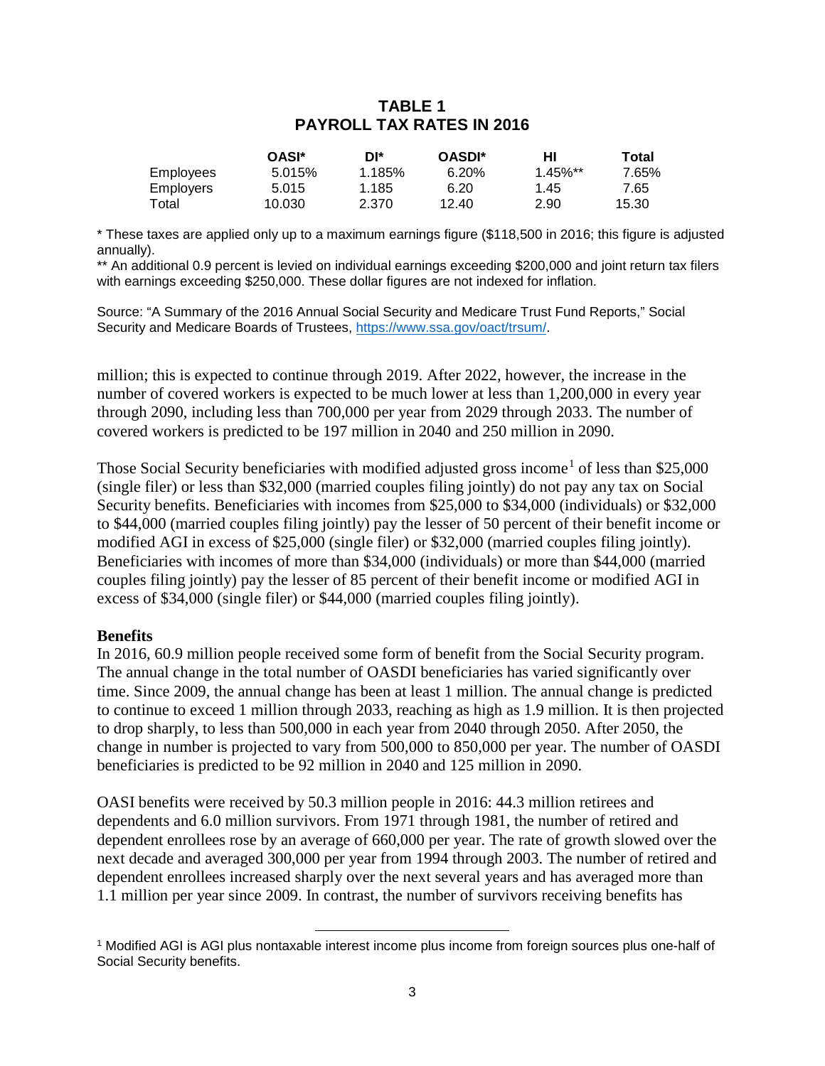**TABLE 1**
**PAYROLL TAX RATES IN 2016**

| | OASI* | DI* | OASDI* | HI | Total |
|---|---|---|---|---|---|
| Employees | 5.015% | 1.185% | 6.20% | 1.45%** | 7.65% |
| Employers | 5.015 | 1.185 | 6.20 | 1.45 | 7.65 |
| Total | 10.030 | 2.370 | 12.40 | 2.90 | 15.30 |

\* These taxes are applied only up to a maximum earnings figure ($118,500 in 2016; this figure is adjusted annually).

\** An additional 0.9 percent is levied on individual earnings exceeding $200,000 and joint return tax filers with earnings exceeding $250,000. These dollar figures are not indexed for inflation.

Source: "A Summary of the 2016 Annual Social Security and Medicare Trust Fund Reports," Social Security and Medicare Boards of Trustees, https://www.ssa.gov/oact/trsum/.

million; this is expected to continue through 2019. After 2022, however, the increase in the number of covered workers is expected to be much lower at less than 1,200,000 in every year through 2090, including less than 700,000 per year from 2029 through 2033. The number of covered workers is predicted to be 197 million in 2040 and 250 million in 2090.

Those Social Security beneficiaries with modified adjusted gross income[1] of less than $25,000 (single filer) or less than $32,000 (married couples filing jointly) do not pay any tax on Social Security benefits. Beneficiaries with incomes from $25,000 to $34,000 (individuals) or $32,000 to $44,000 (married couples filing jointly) pay the lesser of 50 percent of their benefit income or modified AGI in excess of $25,000 (single filer) or $32,000 (married couples filing jointly). Beneficiaries with incomes of more than $34,000 (individuals) or more than $44,000 (married couples filing jointly) pay the lesser of 85 percent of their benefit income or modified AGI in excess of $34,000 (single filer) or $44,000 (married couples filing jointly).

**Benefits**

In 2016, 60.9 million people received some form of benefit from the Social Security program. The annual change in the total number of OASDI beneficiaries has varied significantly over time. Since 2009, the annual change has been at least 1 million. The annual change is predicted to continue to exceed 1 million through 2033, reaching as high as 1.9 million. It is then projected to drop sharply, to less than 500,000 in each year from 2040 through 2050. After 2050, the change in number is projected to vary from 500,000 to 850,000 per year. The number of OASDI beneficiaries is predicted to be 92 million in 2040 and 125 million in 2090.

OASI benefits were received by 50.3 million people in 2016: 44.3 million retirees and dependents and 6.0 million survivors. From 1971 through 1981, the number of retired and dependent enrollees rose by an average of 660,000 per year. The rate of growth slowed over the next decade and averaged 300,000 per year from 1994 through 2003. The number of retired and dependent enrollees increased sharply over the next several years and has averaged more than 1.1 million per year since 2009. In contrast, the number of survivors receiving benefits has

[1] Modified AGI is AGI plus nontaxable interest income plus income from foreign sources plus one-half of Social Security benefits.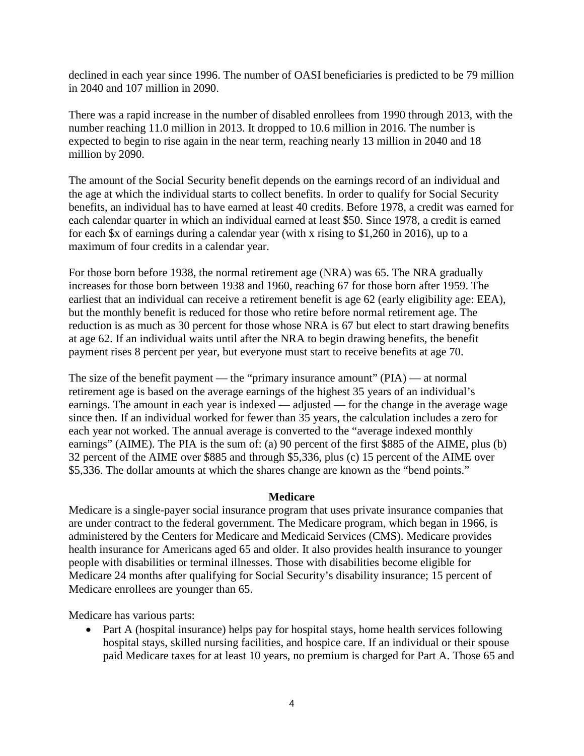declined in each year since 1996. The number of OASI beneficiaries is predicted to be 79 million in 2040 and 107 million in 2090.

There was a rapid increase in the number of disabled enrollees from 1990 through 2013, with the number reaching 11.0 million in 2013. It dropped to 10.6 million in 2016. The number is expected to begin to rise again in the near term, reaching nearly 13 million in 2040 and 18 million by 2090.

The amount of the Social Security benefit depends on the earnings record of an individual and the age at which the individual starts to collect benefits. In order to qualify for Social Security benefits, an individual has to have earned at least 40 credits. Before 1978, a credit was earned for each calendar quarter in which an individual earned at least $50. Since 1978, a credit is earned for each $x of earnings during a calendar year (with x rising to $1,260 in 2016), up to a maximum of four credits in a calendar year.

For those born before 1938, the normal retirement age (NRA) was 65. The NRA gradually increases for those born between 1938 and 1960, reaching 67 for those born after 1959. The earliest that an individual can receive a retirement benefit is age 62 (early eligibility age: EEA), but the monthly benefit is reduced for those who retire before normal retirement age. The reduction is as much as 30 percent for those whose NRA is 67 but elect to start drawing benefits at age 62. If an individual waits until after the NRA to begin drawing benefits, the benefit payment rises 8 percent per year, but everyone must start to receive benefits at age 70.

The size of the benefit payment — the "primary insurance amount" (PIA) — at normal retirement age is based on the average earnings of the highest 35 years of an individual's earnings. The amount in each year is indexed — adjusted — for the change in the average wage since then. If an individual worked for fewer than 35 years, the calculation includes a zero for each year not worked. The annual average is converted to the "average indexed monthly earnings" (AIME). The PIA is the sum of: (a) 90 percent of the first $885 of the AIME, plus (b) 32 percent of the AIME over $885 and through $5,336, plus (c) 15 percent of the AIME over $5,336. The dollar amounts at which the shares change are known as the "bend points."

### Medicare

Medicare is a single-payer social insurance program that uses private insurance companies that are under contract to the federal government. The Medicare program, which began in 1966, is administered by the Centers for Medicare and Medicaid Services (CMS). Medicare provides health insurance for Americans aged 65 and older. It also provides health insurance to younger people with disabilities or terminal illnesses. Those with disabilities become eligible for Medicare 24 months after qualifying for Social Security's disability insurance; 15 percent of Medicare enrollees are younger than 65.

Medicare has various parts:

- Part A (hospital insurance) helps pay for hospital stays, home health services following hospital stays, skilled nursing facilities, and hospice care. If an individual or their spouse paid Medicare taxes for at least 10 years, no premium is charged for Part A. Those 65 and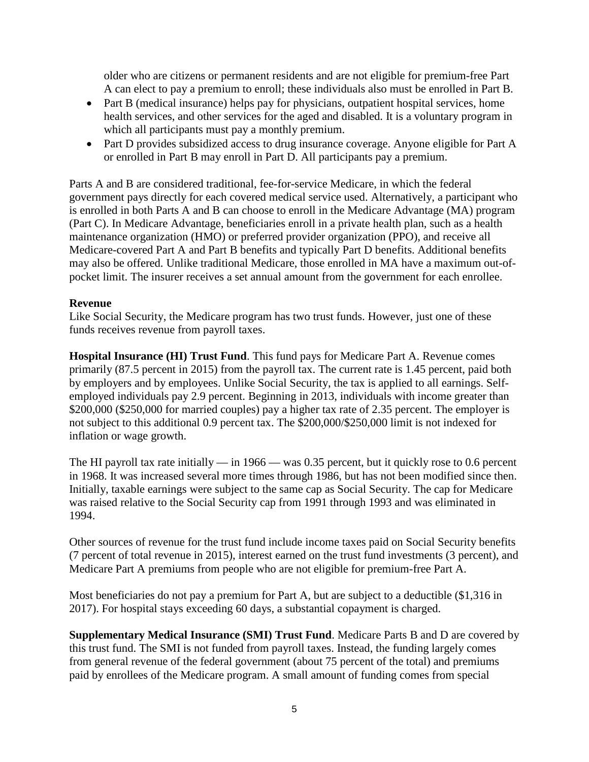older who are citizens or permanent residents and are not eligible for premium-free Part A can elect to pay a premium to enroll; these individuals also must be enrolled in Part B.

- Part B (medical insurance) helps pay for physicians, outpatient hospital services, home health services, and other services for the aged and disabled. It is a voluntary program in which all participants must pay a monthly premium.
- Part D provides subsidized access to drug insurance coverage. Anyone eligible for Part A or enrolled in Part B may enroll in Part D. All participants pay a premium.

Parts A and B are considered traditional, fee-for-service Medicare, in which the federal government pays directly for each covered medical service used. Alternatively, a participant who is enrolled in both Parts A and B can choose to enroll in the Medicare Advantage (MA) program (Part C). In Medicare Advantage, beneficiaries enroll in a private health plan, such as a health maintenance organization (HMO) or preferred provider organization (PPO), and receive all Medicare-covered Part A and Part B benefits and typically Part D benefits. Additional benefits may also be offered. Unlike traditional Medicare, those enrolled in MA have a maximum out-of-pocket limit. The insurer receives a set annual amount from the government for each enrollee.

**Revenue**

Like Social Security, the Medicare program has two trust funds. However, just one of these funds receives revenue from payroll taxes.

**Hospital Insurance (HI) Trust Fund**. This fund pays for Medicare Part A. Revenue comes primarily (87.5 percent in 2015) from the payroll tax. The current rate is 1.45 percent, paid both by employers and by employees. Unlike Social Security, the tax is applied to all earnings. Self-employed individuals pay 2.9 percent. Beginning in 2013, individuals with income greater than $200,000 ($250,000 for married couples) pay a higher tax rate of 2.35 percent. The employer is not subject to this additional 0.9 percent tax. The $200,000/$250,000 limit is not indexed for inflation or wage growth.

The HI payroll tax rate initially — in 1966 — was 0.35 percent, but it quickly rose to 0.6 percent in 1968. It was increased several more times through 1986, but has not been modified since then. Initially, taxable earnings were subject to the same cap as Social Security. The cap for Medicare was raised relative to the Social Security cap from 1991 through 1993 and was eliminated in 1994.

Other sources of revenue for the trust fund include income taxes paid on Social Security benefits (7 percent of total revenue in 2015), interest earned on the trust fund investments (3 percent), and Medicare Part A premiums from people who are not eligible for premium-free Part A.

Most beneficiaries do not pay a premium for Part A, but are subject to a deductible ($1,316 in 2017). For hospital stays exceeding 60 days, a substantial copayment is charged.

**Supplementary Medical Insurance (SMI) Trust Fund**. Medicare Parts B and D are covered by this trust fund. The SMI is not funded from payroll taxes. Instead, the funding largely comes from general revenue of the federal government (about 75 percent of the total) and premiums paid by enrollees of the Medicare program. A small amount of funding comes from special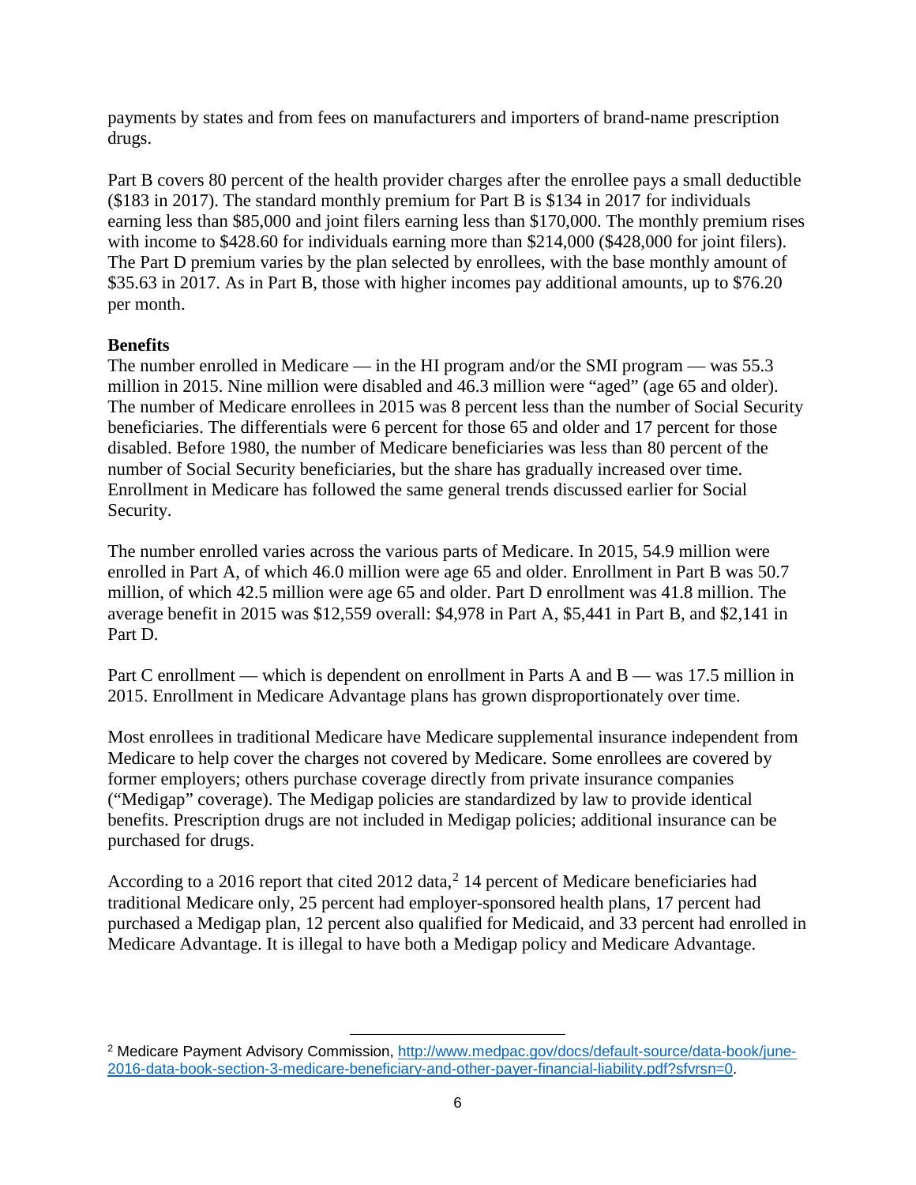payments by states and from fees on manufacturers and importers of brand-name prescription drugs.

Part B covers 80 percent of the health provider charges after the enrollee pays a small deductible ($183 in 2017). The standard monthly premium for Part B is $134 in 2017 for individuals earning less than $85,000 and joint filers earning less than $170,000. The monthly premium rises with income to $428.60 for individuals earning more than $214,000 ($428,000 for joint filers). The Part D premium varies by the plan selected by enrollees, with the base monthly amount of $35.63 in 2017. As in Part B, those with higher incomes pay additional amounts, up to $76.20 per month.

**Benefits**

The number enrolled in Medicare — in the HI program and/or the SMI program — was 55.3 million in 2015. Nine million were disabled and 46.3 million were "aged" (age 65 and older). The number of Medicare enrollees in 2015 was 8 percent less than the number of Social Security beneficiaries. The differentials were 6 percent for those 65 and older and 17 percent for those disabled. Before 1980, the number of Medicare beneficiaries was less than 80 percent of the number of Social Security beneficiaries, but the share has gradually increased over time. Enrollment in Medicare has followed the same general trends discussed earlier for Social Security.

The number enrolled varies across the various parts of Medicare. In 2015, 54.9 million were enrolled in Part A, of which 46.0 million were age 65 and older. Enrollment in Part B was 50.7 million, of which 42.5 million were age 65 and older. Part D enrollment was 41.8 million. The average benefit in 2015 was $12,559 overall: $4,978 in Part A, $5,441 in Part B, and $2,141 in Part D.

Part C enrollment — which is dependent on enrollment in Parts A and B — was 17.5 million in 2015. Enrollment in Medicare Advantage plans has grown disproportionately over time.

Most enrollees in traditional Medicare have Medicare supplemental insurance independent from Medicare to help cover the charges not covered by Medicare. Some enrollees are covered by former employers; others purchase coverage directly from private insurance companies ("Medigap" coverage). The Medigap policies are standardized by law to provide identical benefits. Prescription drugs are not included in Medigap policies; additional insurance can be purchased for drugs.

According to a 2016 report that cited 2012 data,[2] 14 percent of Medicare beneficiaries had traditional Medicare only, 25 percent had employer-sponsored health plans, 17 percent had purchased a Medigap plan, 12 percent also qualified for Medicaid, and 33 percent had enrolled in Medicare Advantage. It is illegal to have both a Medigap policy and Medicare Advantage.

---

[2] Medicare Payment Advisory Commission, http://www.medpac.gov/docs/default-source/data-book/june-2016-data-book-section-3-medicare-beneficiary-and-other-payer-financial-liability.pdf?sfvrsn=0.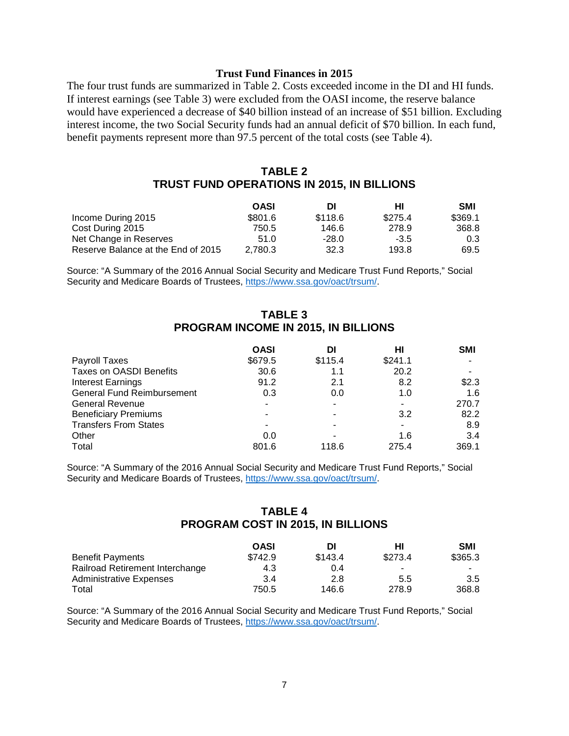### Trust Fund Finances in 2015

The four trust funds are summarized in Table 2. Costs exceeded income in the DI and HI funds. If interest earnings (see Table 3) were excluded from the OASI income, the reserve balance would have experienced a decrease of $40 billion instead of an increase of $51 billion. Excluding interest income, the two Social Security funds had an annual deficit of $70 billion. In each fund, benefit payments represent more than 97.5 percent of the total costs (see Table 4).

## TABLE 2
## TRUST FUND OPERATIONS IN 2015, IN BILLIONS

| | OASI | DI | HI | SMI |
|---|---|---|---|---|
| Income During 2015 | $801.6 | $118.6 | $275.4 | $369.1 |
| Cost During 2015 | 750.5 | 146.6 | 278.9 | 368.8 |
| Net Change in Reserves | 51.0 | -28.0 | -3.5 | 0.3 |
| Reserve Balance at the End of 2015 | 2,780.3 | 32.3 | 193.8 | 69.5 |

Source: "A Summary of the 2016 Annual Social Security and Medicare Trust Fund Reports," Social Security and Medicare Boards of Trustees, https://www.ssa.gov/oact/trsum/.

## TABLE 3
## PROGRAM INCOME IN 2015, IN BILLIONS

| | OASI | DI | HI | SMI |
|---|---|---|---|---|
| Payroll Taxes | $679.5 | $115.4 | $241.1 | - |
| Taxes on OASDI Benefits | 30.6 | 1.1 | 20.2 | - |
| Interest Earnings | 91.2 | 2.1 | 8.2 | $2.3 |
| General Fund Reimbursement | 0.3 | 0.0 | 1.0 | 1.6 |
| General Revenue | - | - | - | 270.7 |
| Beneficiary Premiums | - | - | 3.2 | 82.2 |
| Transfers From States | - | - | - | 8.9 |
| Other | 0.0 | - | 1.6 | 3.4 |
| Total | 801.6 | 118.6 | 275.4 | 369.1 |

Source: "A Summary of the 2016 Annual Social Security and Medicare Trust Fund Reports," Social Security and Medicare Boards of Trustees, https://www.ssa.gov/oact/trsum/.

## TABLE 4
## PROGRAM COST IN 2015, IN BILLIONS

| | OASI | DI | HI | SMI |
|---|---|---|---|---|
| Benefit Payments | $742.9 | $143.4 | $273.4 | $365.3 |
| Railroad Retirement Interchange | 4.3 | 0.4 | - | - |
| Administrative Expenses | 3.4 | 2.8 | 5.5 | 3.5 |
| Total | 750.5 | 146.6 | 278.9 | 368.8 |

Source: "A Summary of the 2016 Annual Social Security and Medicare Trust Fund Reports," Social Security and Medicare Boards of Trustees, https://www.ssa.gov/oact/trsum/.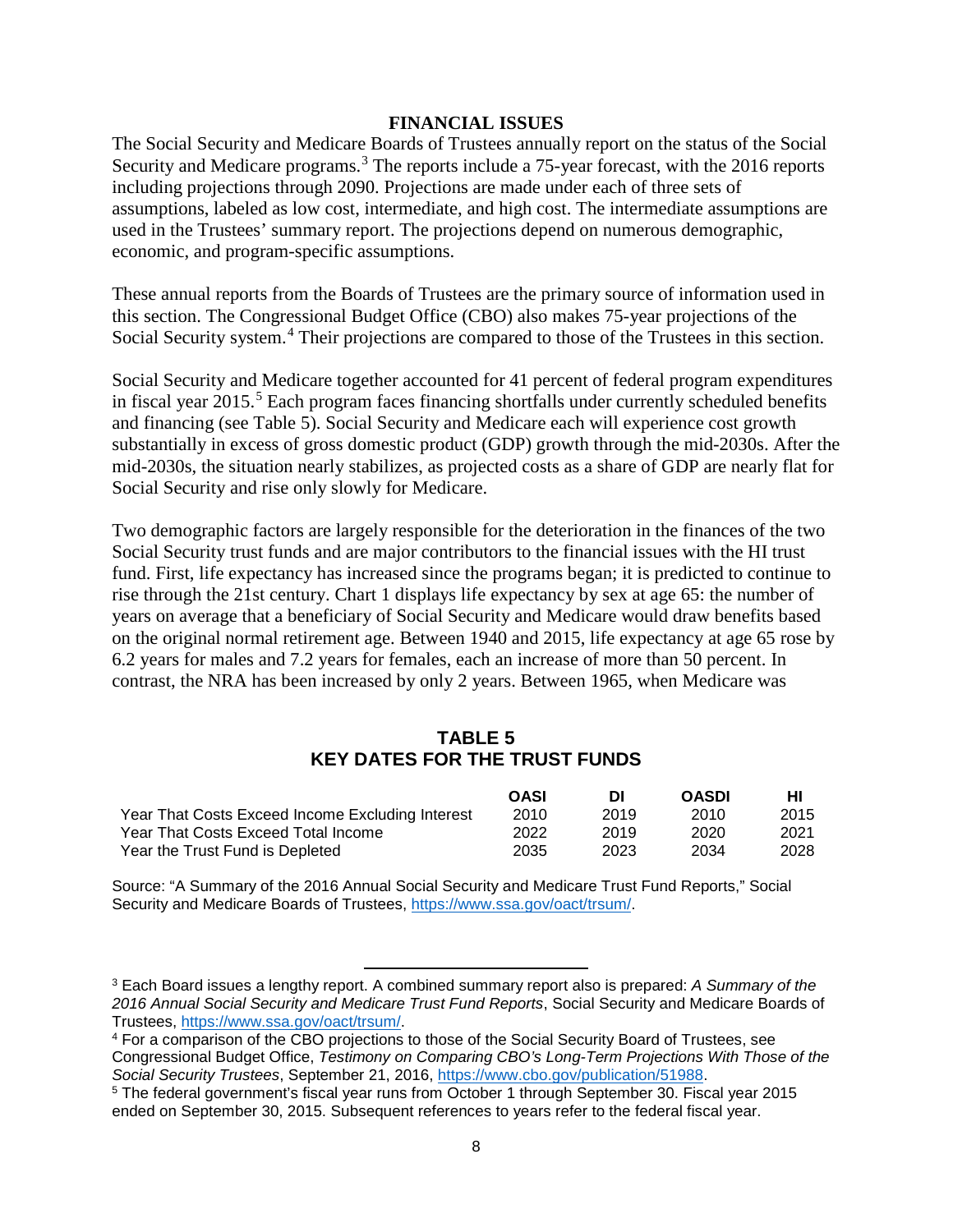## FINANCIAL ISSUES

The Social Security and Medicare Boards of Trustees annually report on the status of the Social Security and Medicare programs.[3] The reports include a 75-year forecast, with the 2016 reports including projections through 2090. Projections are made under each of three sets of assumptions, labeled as low cost, intermediate, and high cost. The intermediate assumptions are used in the Trustees' summary report. The projections depend on numerous demographic, economic, and program-specific assumptions.

These annual reports from the Boards of Trustees are the primary source of information used in this section. The Congressional Budget Office (CBO) also makes 75-year projections of the Social Security system.[4] Their projections are compared to those of the Trustees in this section.

Social Security and Medicare together accounted for 41 percent of federal program expenditures in fiscal year 2015.[5] Each program faces financing shortfalls under currently scheduled benefits and financing (see Table 5). Social Security and Medicare each will experience cost growth substantially in excess of gross domestic product (GDP) growth through the mid-2030s. After the mid-2030s, the situation nearly stabilizes, as projected costs as a share of GDP are nearly flat for Social Security and rise only slowly for Medicare.

Two demographic factors are largely responsible for the deterioration in the finances of the two Social Security trust funds and are major contributors to the financial issues with the HI trust fund. First, life expectancy has increased since the programs began; it is predicted to continue to rise through the 21st century. Chart 1 displays life expectancy by sex at age 65: the number of years on average that a beneficiary of Social Security and Medicare would draw benefits based on the original normal retirement age. Between 1940 and 2015, life expectancy at age 65 rose by 6.2 years for males and 7.2 years for females, each an increase of more than 50 percent. In contrast, the NRA has been increased by only 2 years. Between 1965, when Medicare was

### TABLE 5
### KEY DATES FOR THE TRUST FUNDS

| | OASI | DI | OASDI | HI |
|---|---|---|---|---|
| Year That Costs Exceed Income Excluding Interest | 2010 | 2019 | 2010 | 2015 |
| Year That Costs Exceed Total Income | 2022 | 2019 | 2020 | 2021 |
| Year the Trust Fund is Depleted | 2035 | 2023 | 2034 | 2028 |

Source: "A Summary of the 2016 Annual Social Security and Medicare Trust Fund Reports," Social Security and Medicare Boards of Trustees, https://www.ssa.gov/oact/trsum/.

---

[3] Each Board issues a lengthy report. A combined summary report also is prepared: *A Summary of the 2016 Annual Social Security and Medicare Trust Fund Reports*, Social Security and Medicare Boards of Trustees, https://www.ssa.gov/oact/trsum/.

[4] For a comparison of the CBO projections to those of the Social Security Board of Trustees, see Congressional Budget Office, *Testimony on Comparing CBO's Long-Term Projections With Those of the Social Security Trustees*, September 21, 2016, https://www.cbo.gov/publication/51988.

[5] The federal government's fiscal year runs from October 1 through September 30. Fiscal year 2015 ended on September 30, 2015. Subsequent references to years refer to the federal fiscal year.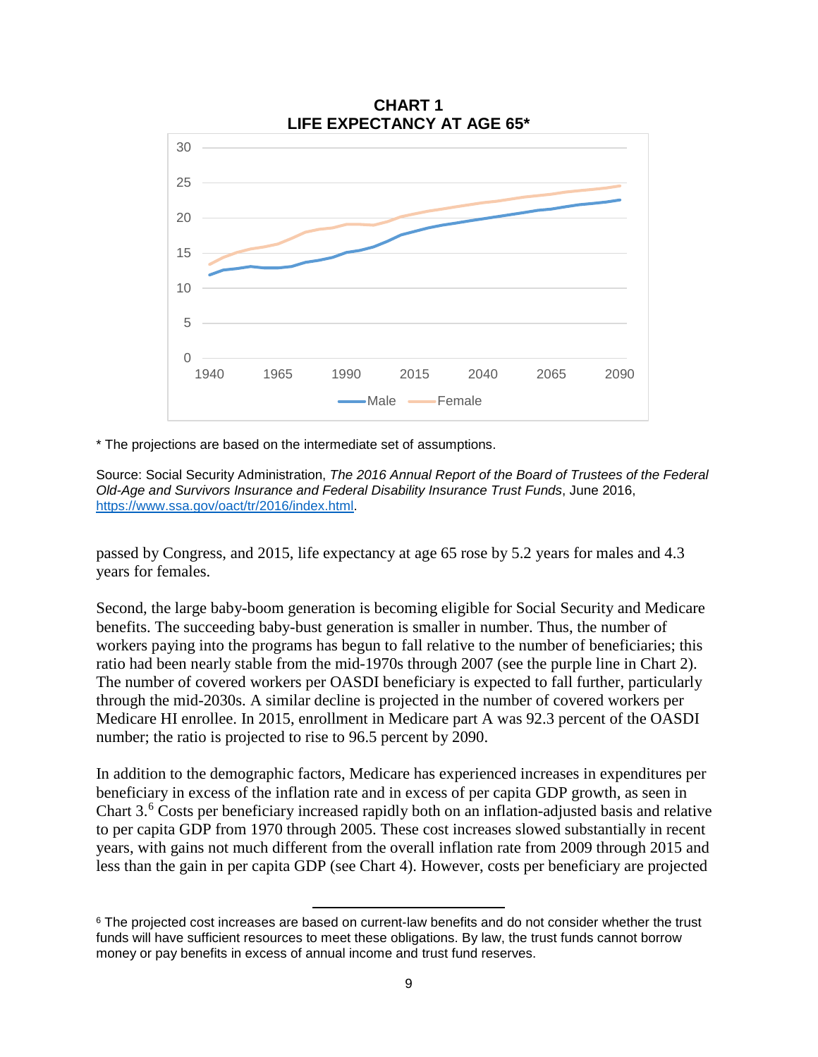**CHART 1**
**LIFE EXPECTANCY AT AGE 65***

\* The projections are based on the intermediate set of assumptions.

Source: Social Security Administration, *The 2016 Annual Report of the Board of Trustees of the Federal Old-Age and Survivors Insurance and Federal Disability Insurance Trust Funds*, June 2016, https://www.ssa.gov/oact/tr/2016/index.html.

passed by Congress, and 2015, life expectancy at age 65 rose by 5.2 years for males and 4.3 years for females.

Second, the large baby-boom generation is becoming eligible for Social Security and Medicare benefits. The succeeding baby-bust generation is smaller in number. Thus, the number of workers paying into the programs has begun to fall relative to the number of beneficiaries; this ratio had been nearly stable from the mid-1970s through 2007 (see the purple line in Chart 2). The number of covered workers per OASDI beneficiary is expected to fall further, particularly through the mid-2030s. A similar decline is projected in the number of covered workers per Medicare HI enrollee. In 2015, enrollment in Medicare part A was 92.3 percent of the OASDI number; the ratio is projected to rise to 96.5 percent by 2090.

In addition to the demographic factors, Medicare has experienced increases in expenditures per beneficiary in excess of the inflation rate and in excess of per capita GDP growth, as seen in Chart 3.[6] Costs per beneficiary increased rapidly both on an inflation-adjusted basis and relative to per capita GDP from 1970 through 2005. These cost increases slowed substantially in recent years, with gains not much different from the overall inflation rate from 2009 through 2015 and less than the gain in per capita GDP (see Chart 4). However, costs per beneficiary are projected

[6] The projected cost increases are based on current-law benefits and do not consider whether the trust funds will have sufficient resources to meet these obligations. By law, the trust funds cannot borrow money or pay benefits in excess of annual income and trust fund reserves.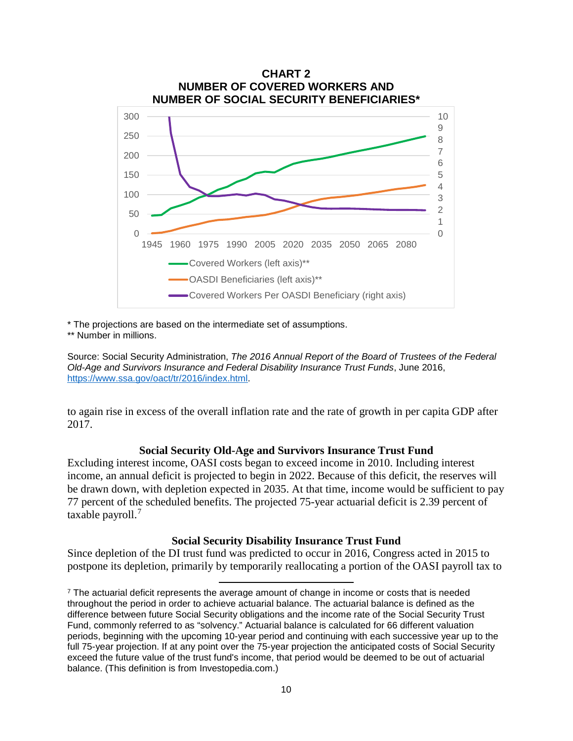**CHART 2**
**NUMBER OF COVERED WORKERS AND**
**NUMBER OF SOCIAL SECURITY BENEFICIARIES***

\* The projections are based on the intermediate set of assumptions.
\*\* Number in millions.

Source: Social Security Administration, *The 2016 Annual Report of the Board of Trustees of the Federal Old-Age and Survivors Insurance and Federal Disability Insurance Trust Funds*, June 2016, https://www.ssa.gov/oact/tr/2016/index.html.

to again rise in excess of the overall inflation rate and the rate of growth in per capita GDP after 2017.

### Social Security Old-Age and Survivors Insurance Trust Fund

Excluding interest income, OASI costs began to exceed income in 2010. Including interest income, an annual deficit is projected to begin in 2022. Because of this deficit, the reserves will be drawn down, with depletion expected in 2035. At that time, income would be sufficient to pay 77 percent of the scheduled benefits. The projected 75-year actuarial deficit is 2.39 percent of taxable payroll.[7]

### Social Security Disability Insurance Trust Fund

Since depletion of the DI trust fund was predicted to occur in 2016, Congress acted in 2015 to postpone its depletion, primarily by temporarily reallocating a portion of the OASI payroll tax to

---

[7] The actuarial deficit represents the average amount of change in income or costs that is needed throughout the period in order to achieve actuarial balance. The actuarial balance is defined as the difference between future Social Security obligations and the income rate of the Social Security Trust Fund, commonly referred to as "solvency." Actuarial balance is calculated for 66 different valuation periods, beginning with the upcoming 10-year period and continuing with each successive year up to the full 75-year projection. If at any point over the 75-year projection the anticipated costs of Social Security exceed the future value of the trust fund's income, that period would be deemed to be out of actuarial balance. (This definition is from Investopedia.com.)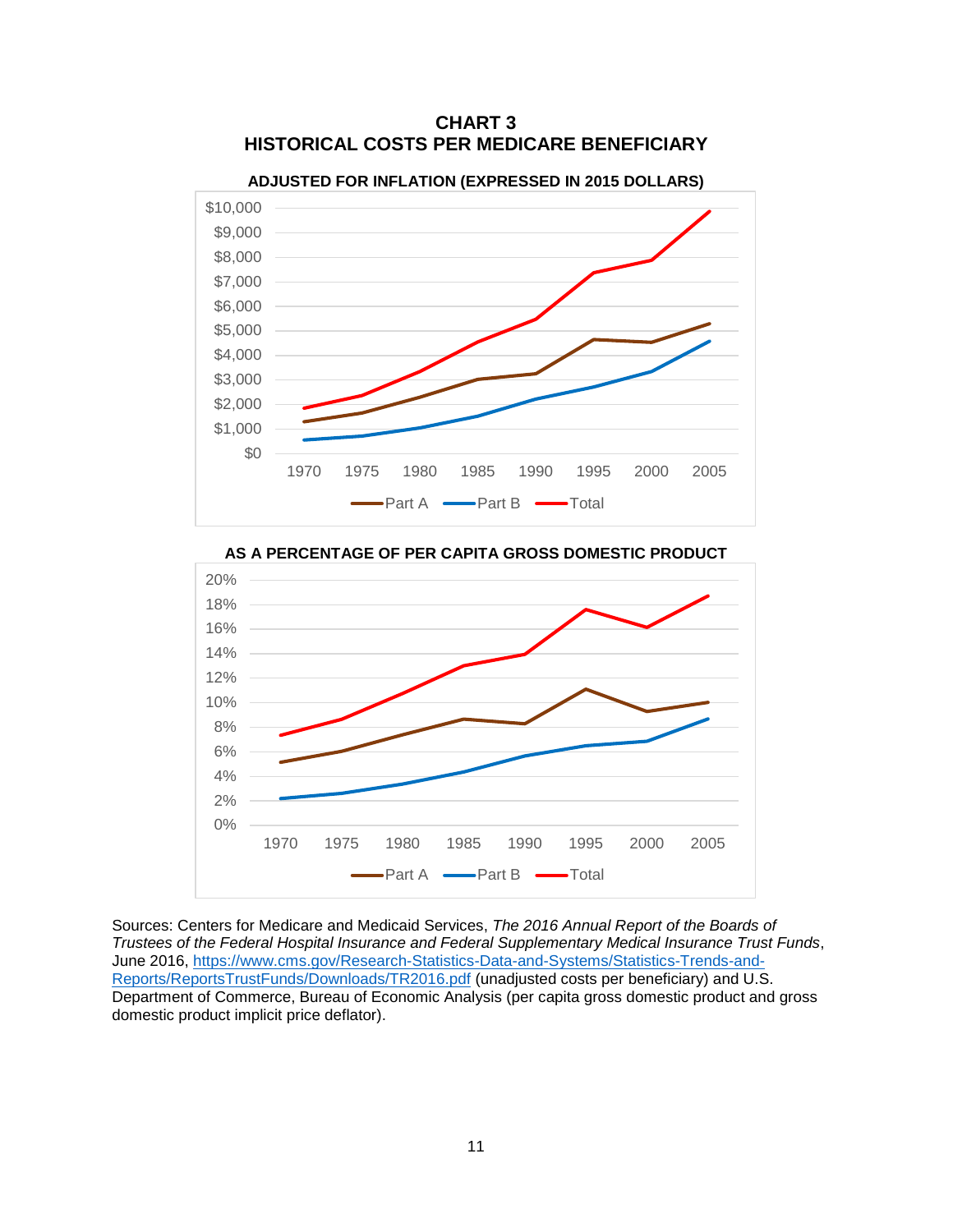**CHART 3**
**HISTORICAL COSTS PER MEDICARE BENEFICIARY**

**ADJUSTED FOR INFLATION (EXPRESSED IN 2015 DOLLARS)**

**AS A PERCENTAGE OF PER CAPITA GROSS DOMESTIC PRODUCT**

Sources: Centers for Medicare and Medicaid Services, *The 2016 Annual Report of the Boards of Trustees of the Federal Hospital Insurance and Federal Supplementary Medical Insurance Trust Funds*, June 2016, [https://www.cms.gov/Research-Statistics-Data-and-Systems/Statistics-Trends-and-Reports/ReportsTrustFunds/Downloads/TR2016.pdf](https://www.cms.gov/Research-Statistics-Data-and-Systems/Statistics-Trends-and-Reports/ReportsTrustFunds/Downloads/TR2016.pdf) (unadjusted costs per beneficiary) and U.S. Department of Commerce, Bureau of Economic Analysis (per capita gross domestic product and gross domestic product implicit price deflator).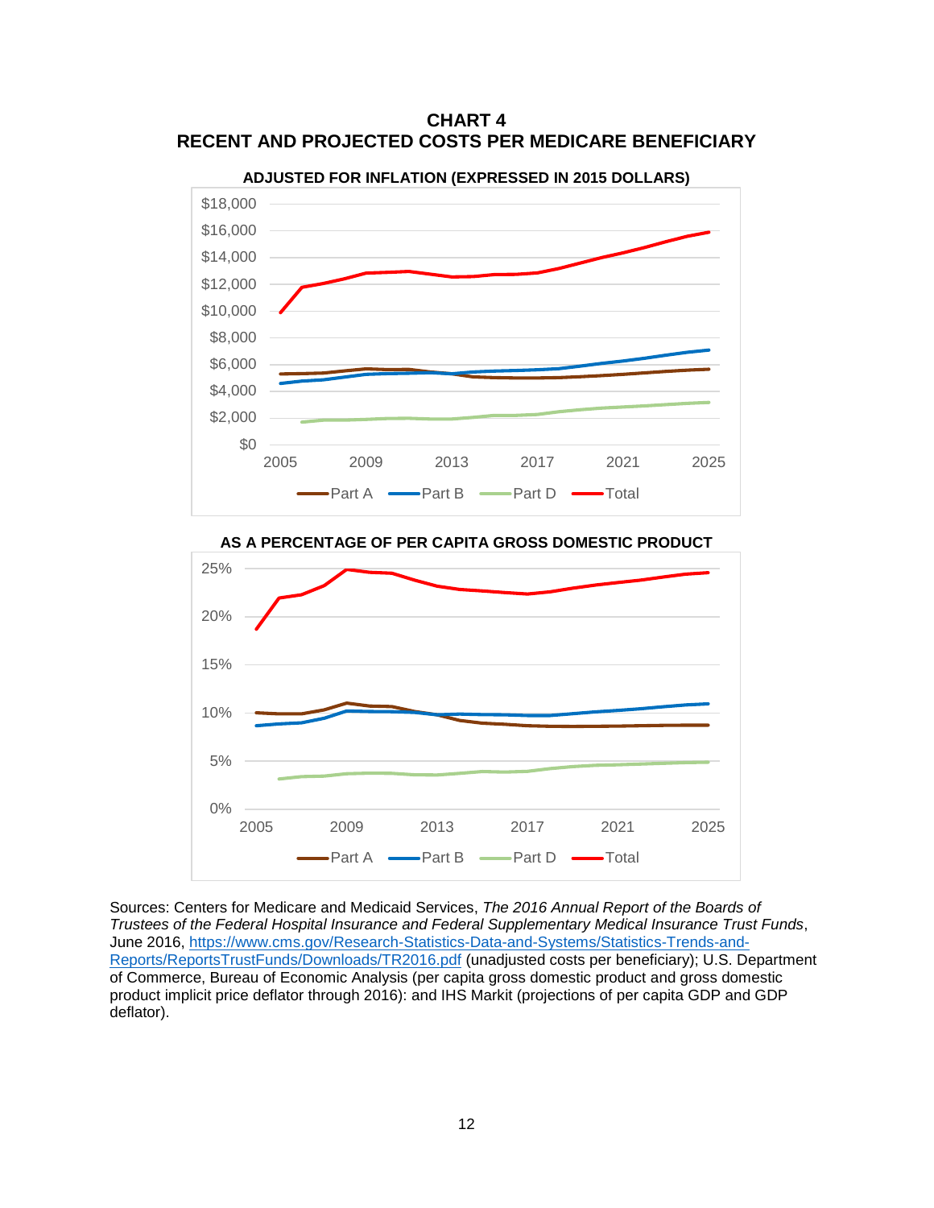**CHART 4**
**RECENT AND PROJECTED COSTS PER MEDICARE BENEFICIARY**

**ADJUSTED FOR INFLATION (EXPRESSED IN 2015 DOLLARS)**

**AS A PERCENTAGE OF PER CAPITA GROSS DOMESTIC PRODUCT**

Sources: Centers for Medicare and Medicaid Services, *The 2016 Annual Report of the Boards of Trustees of the Federal Hospital Insurance and Federal Supplementary Medical Insurance Trust Funds*, June 2016, https://www.cms.gov/Research-Statistics-Data-and-Systems/Statistics-Trends-and-Reports/ReportsTrustFunds/Downloads/TR2016.pdf (unadjusted costs per beneficiary); U.S. Department of Commerce, Bureau of Economic Analysis (per capita gross domestic product and gross domestic product implicit price deflator through 2016): and IHS Markit (projections of per capita GDP and GDP deflator).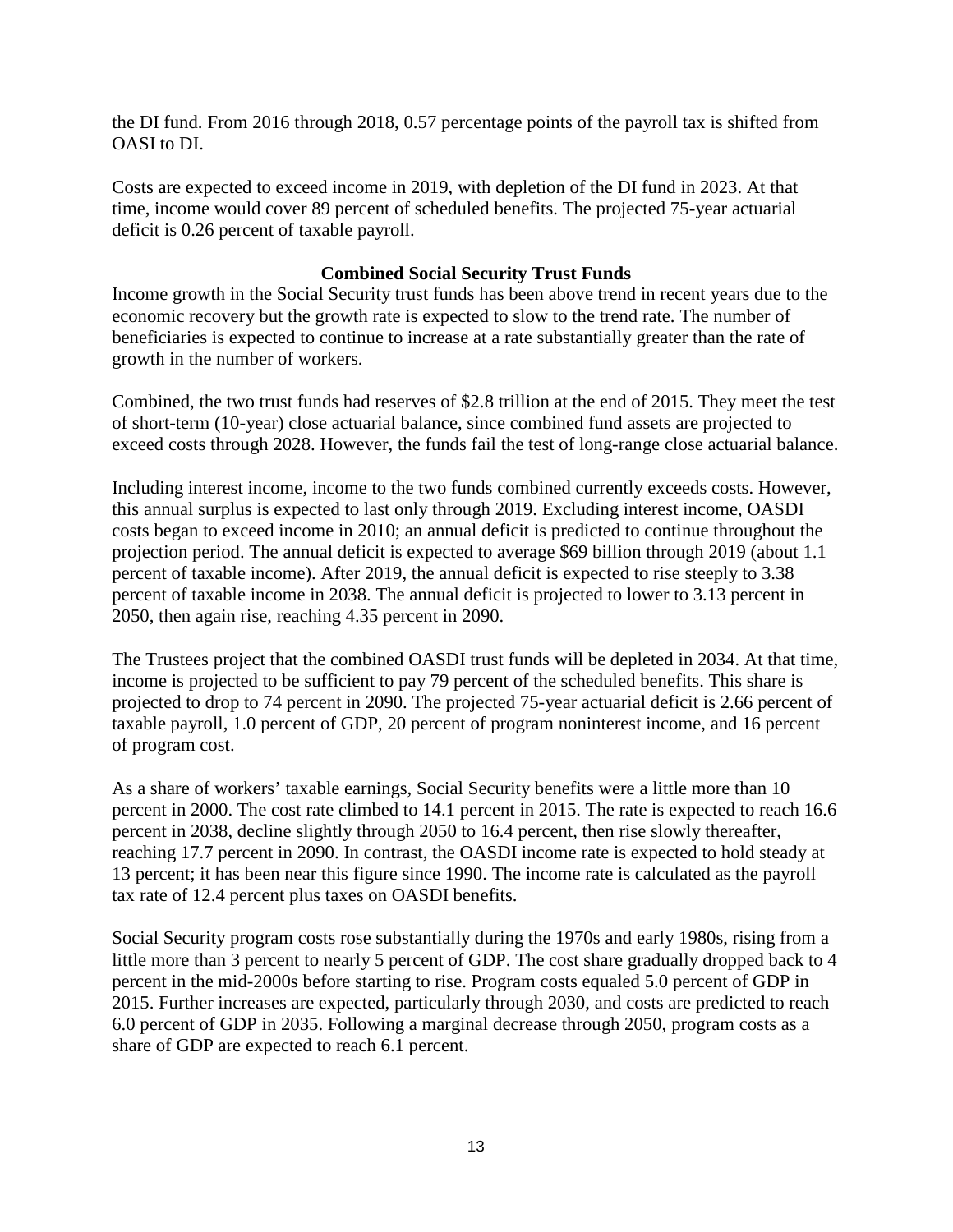the DI fund. From 2016 through 2018, 0.57 percentage points of the payroll tax is shifted from OASI to DI.

Costs are expected to exceed income in 2019, with depletion of the DI fund in 2023. At that time, income would cover 89 percent of scheduled benefits. The projected 75-year actuarial deficit is 0.26 percent of taxable payroll.

### Combined Social Security Trust Funds

Income growth in the Social Security trust funds has been above trend in recent years due to the economic recovery but the growth rate is expected to slow to the trend rate. The number of beneficiaries is expected to continue to increase at a rate substantially greater than the rate of growth in the number of workers.

Combined, the two trust funds had reserves of $2.8 trillion at the end of 2015. They meet the test of short-term (10-year) close actuarial balance, since combined fund assets are projected to exceed costs through 2028. However, the funds fail the test of long-range close actuarial balance.

Including interest income, income to the two funds combined currently exceeds costs. However, this annual surplus is expected to last only through 2019. Excluding interest income, OASDI costs began to exceed income in 2010; an annual deficit is predicted to continue throughout the projection period. The annual deficit is expected to average $69 billion through 2019 (about 1.1 percent of taxable income). After 2019, the annual deficit is expected to rise steeply to 3.38 percent of taxable income in 2038. The annual deficit is projected to lower to 3.13 percent in 2050, then again rise, reaching 4.35 percent in 2090.

The Trustees project that the combined OASDI trust funds will be depleted in 2034. At that time, income is projected to be sufficient to pay 79 percent of the scheduled benefits. This share is projected to drop to 74 percent in 2090. The projected 75-year actuarial deficit is 2.66 percent of taxable payroll, 1.0 percent of GDP, 20 percent of program noninterest income, and 16 percent of program cost.

As a share of workers' taxable earnings, Social Security benefits were a little more than 10 percent in 2000. The cost rate climbed to 14.1 percent in 2015. The rate is expected to reach 16.6 percent in 2038, decline slightly through 2050 to 16.4 percent, then rise slowly thereafter, reaching 17.7 percent in 2090. In contrast, the OASDI income rate is expected to hold steady at 13 percent; it has been near this figure since 1990. The income rate is calculated as the payroll tax rate of 12.4 percent plus taxes on OASDI benefits.

Social Security program costs rose substantially during the 1970s and early 1980s, rising from a little more than 3 percent to nearly 5 percent of GDP. The cost share gradually dropped back to 4 percent in the mid-2000s before starting to rise. Program costs equaled 5.0 percent of GDP in 2015. Further increases are expected, particularly through 2030, and costs are predicted to reach 6.0 percent of GDP in 2035. Following a marginal decrease through 2050, program costs as a share of GDP are expected to reach 6.1 percent.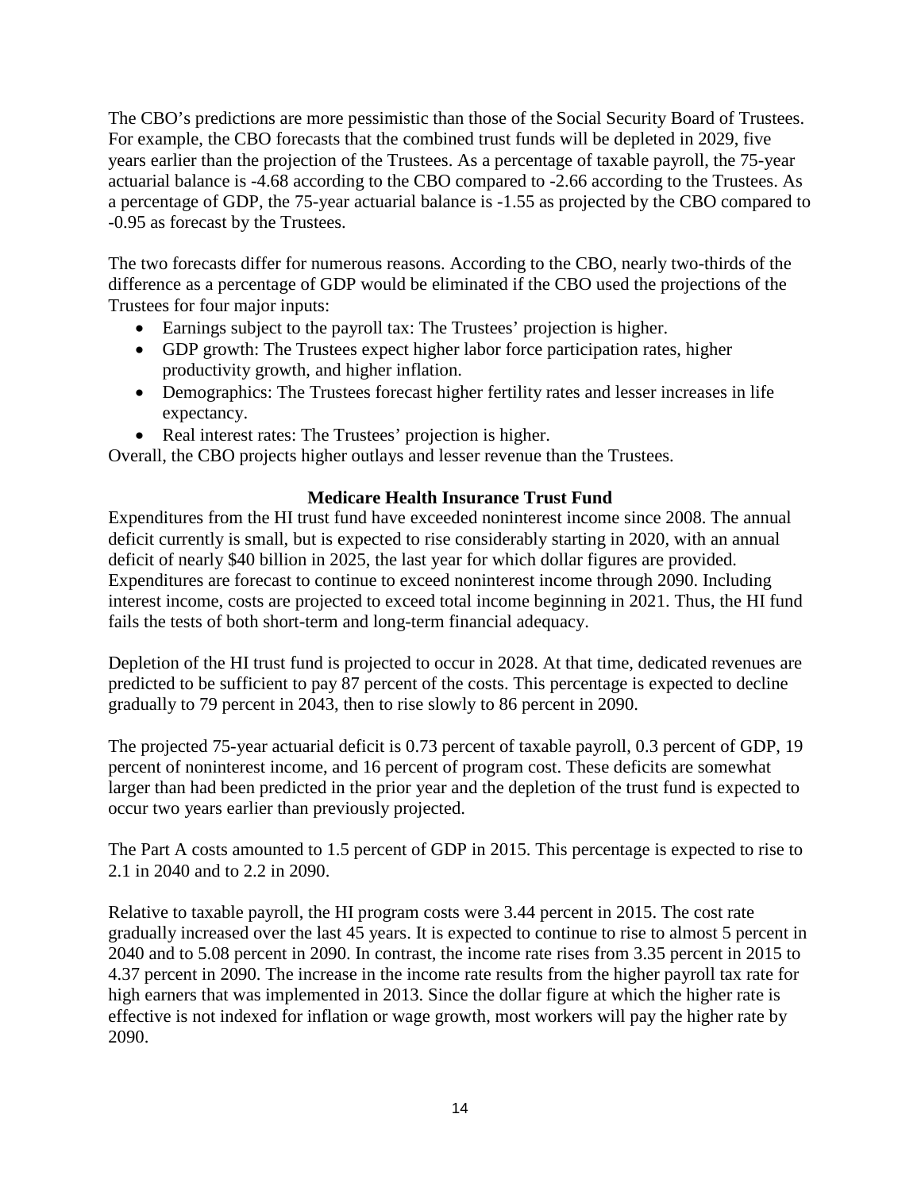The CBO's predictions are more pessimistic than those of the Social Security Board of Trustees. For example, the CBO forecasts that the combined trust funds will be depleted in 2029, five years earlier than the projection of the Trustees. As a percentage of taxable payroll, the 75-year actuarial balance is -4.68 according to the CBO compared to -2.66 according to the Trustees. As a percentage of GDP, the 75-year actuarial balance is -1.55 as projected by the CBO compared to -0.95 as forecast by the Trustees.

The two forecasts differ for numerous reasons. According to the CBO, nearly two-thirds of the difference as a percentage of GDP would be eliminated if the CBO used the projections of the Trustees for four major inputs:

- Earnings subject to the payroll tax: The Trustees' projection is higher.
- GDP growth: The Trustees expect higher labor force participation rates, higher productivity growth, and higher inflation.
- Demographics: The Trustees forecast higher fertility rates and lesser increases in life expectancy.
- Real interest rates: The Trustees' projection is higher.

Overall, the CBO projects higher outlays and lesser revenue than the Trustees.

### Medicare Health Insurance Trust Fund

Expenditures from the HI trust fund have exceeded noninterest income since 2008. The annual deficit currently is small, but is expected to rise considerably starting in 2020, with an annual deficit of nearly $40 billion in 2025, the last year for which dollar figures are provided. Expenditures are forecast to continue to exceed noninterest income through 2090. Including interest income, costs are projected to exceed total income beginning in 2021. Thus, the HI fund fails the tests of both short-term and long-term financial adequacy.

Depletion of the HI trust fund is projected to occur in 2028. At that time, dedicated revenues are predicted to be sufficient to pay 87 percent of the costs. This percentage is expected to decline gradually to 79 percent in 2043, then to rise slowly to 86 percent in 2090.

The projected 75-year actuarial deficit is 0.73 percent of taxable payroll, 0.3 percent of GDP, 19 percent of noninterest income, and 16 percent of program cost. These deficits are somewhat larger than had been predicted in the prior year and the depletion of the trust fund is expected to occur two years earlier than previously projected.

The Part A costs amounted to 1.5 percent of GDP in 2015. This percentage is expected to rise to 2.1 in 2040 and to 2.2 in 2090.

Relative to taxable payroll, the HI program costs were 3.44 percent in 2015. The cost rate gradually increased over the last 45 years. It is expected to continue to rise to almost 5 percent in 2040 and to 5.08 percent in 2090. In contrast, the income rate rises from 3.35 percent in 2015 to 4.37 percent in 2090. The increase in the income rate results from the higher payroll tax rate for high earners that was implemented in 2013. Since the dollar figure at which the higher rate is effective is not indexed for inflation or wage growth, most workers will pay the higher rate by 2090.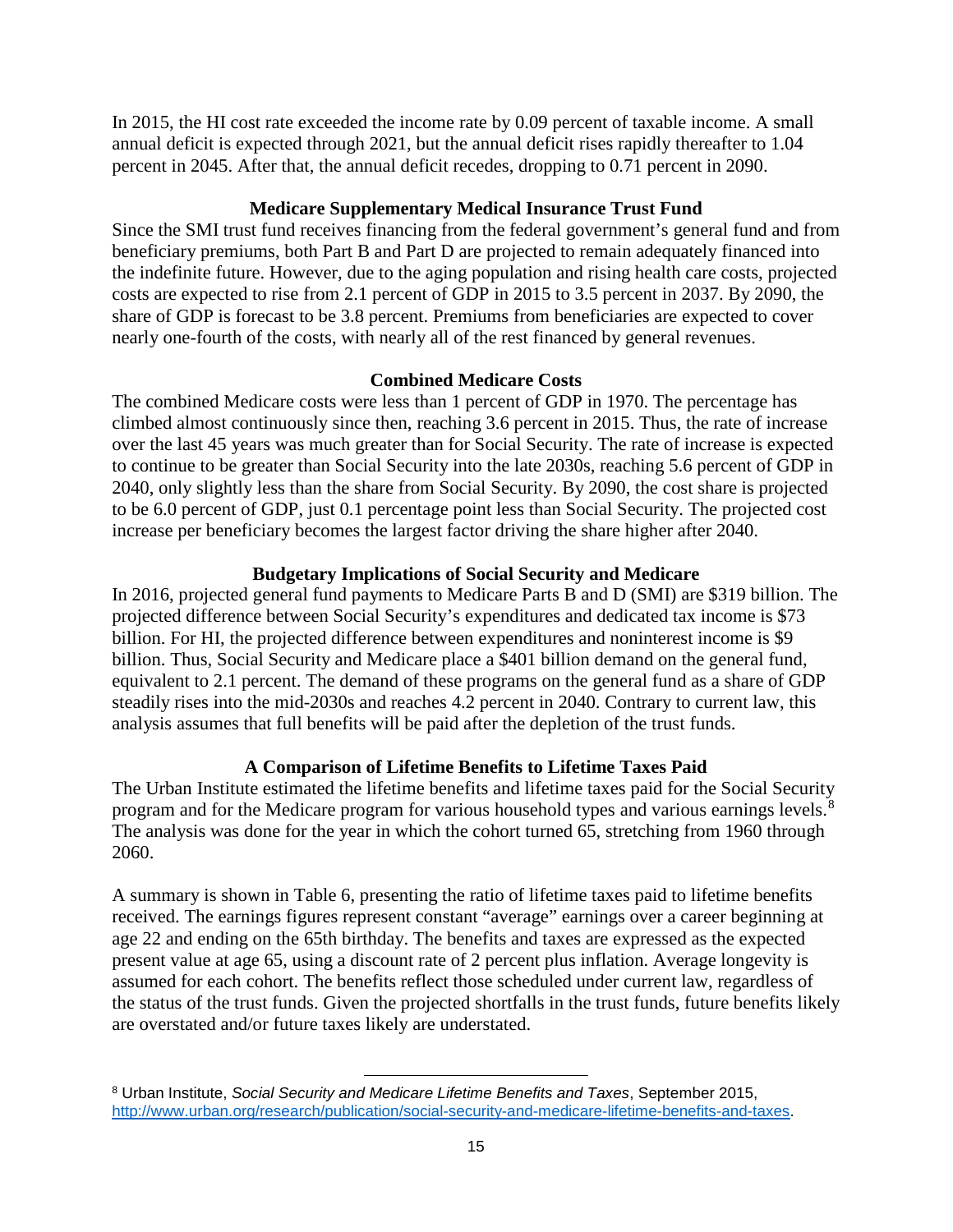In 2015, the HI cost rate exceeded the income rate by 0.09 percent of taxable income. A small annual deficit is expected through 2021, but the annual deficit rises rapidly thereafter to 1.04 percent in 2045. After that, the annual deficit recedes, dropping to 0.71 percent in 2090.

### Medicare Supplementary Medical Insurance Trust Fund

Since the SMI trust fund receives financing from the federal government's general fund and from beneficiary premiums, both Part B and Part D are projected to remain adequately financed into the indefinite future. However, due to the aging population and rising health care costs, projected costs are expected to rise from 2.1 percent of GDP in 2015 to 3.5 percent in 2037. By 2090, the share of GDP is forecast to be 3.8 percent. Premiums from beneficiaries are expected to cover nearly one-fourth of the costs, with nearly all of the rest financed by general revenues.

### Combined Medicare Costs

The combined Medicare costs were less than 1 percent of GDP in 1970. The percentage has climbed almost continuously since then, reaching 3.6 percent in 2015. Thus, the rate of increase over the last 45 years was much greater than for Social Security. The rate of increase is expected to continue to be greater than Social Security into the late 2030s, reaching 5.6 percent of GDP in 2040, only slightly less than the share from Social Security. By 2090, the cost share is projected to be 6.0 percent of GDP, just 0.1 percentage point less than Social Security. The projected cost increase per beneficiary becomes the largest factor driving the share higher after 2040.

### Budgetary Implications of Social Security and Medicare

In 2016, projected general fund payments to Medicare Parts B and D (SMI) are $319 billion. The projected difference between Social Security's expenditures and dedicated tax income is $73 billion. For HI, the projected difference between expenditures and noninterest income is $9 billion. Thus, Social Security and Medicare place a $401 billion demand on the general fund, equivalent to 2.1 percent. The demand of these programs on the general fund as a share of GDP steadily rises into the mid-2030s and reaches 4.2 percent in 2040. Contrary to current law, this analysis assumes that full benefits will be paid after the depletion of the trust funds.

### A Comparison of Lifetime Benefits to Lifetime Taxes Paid

The Urban Institute estimated the lifetime benefits and lifetime taxes paid for the Social Security program and for the Medicare program for various household types and various earnings levels.[8] The analysis was done for the year in which the cohort turned 65, stretching from 1960 through 2060.

A summary is shown in Table 6, presenting the ratio of lifetime taxes paid to lifetime benefits received. The earnings figures represent constant "average" earnings over a career beginning at age 22 and ending on the 65th birthday. The benefits and taxes are expressed as the expected present value at age 65, using a discount rate of 2 percent plus inflation. Average longevity is assumed for each cohort. The benefits reflect those scheduled under current law, regardless of the status of the trust funds. Given the projected shortfalls in the trust funds, future benefits likely are overstated and/or future taxes likely are understated.

---

[8] Urban Institute, *Social Security and Medicare Lifetime Benefits and Taxes*, September 2015, http://www.urban.org/research/publication/social-security-and-medicare-lifetime-benefits-and-taxes.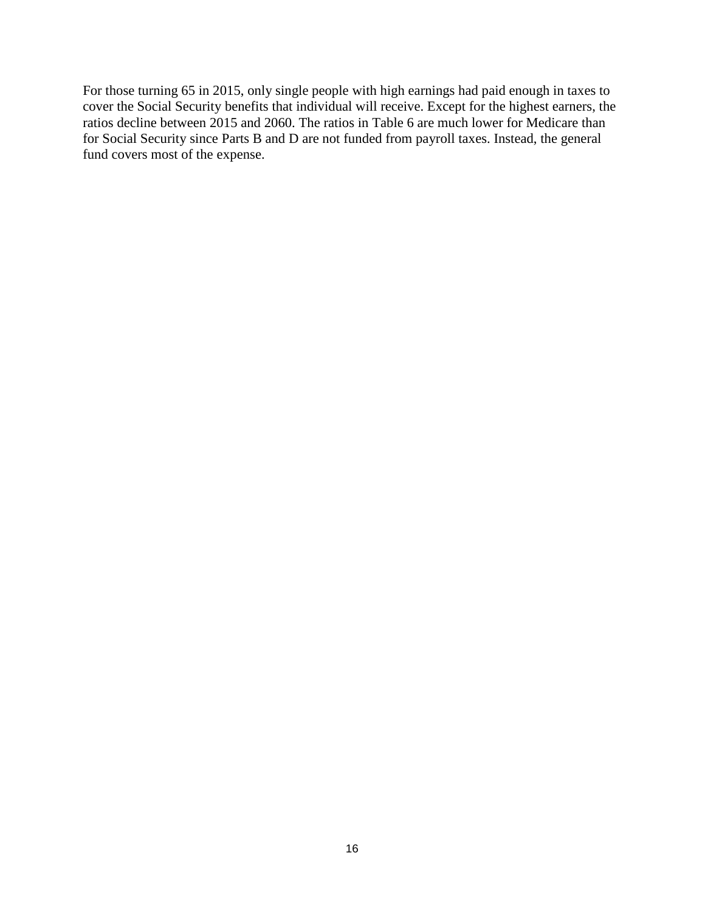For those turning 65 in 2015, only single people with high earnings had paid enough in taxes to cover the Social Security benefits that individual will receive. Except for the highest earners, the ratios decline between 2015 and 2060. The ratios in Table 6 are much lower for Medicare than for Social Security since Parts B and D are not funded from payroll taxes. Instead, the general fund covers most of the expense.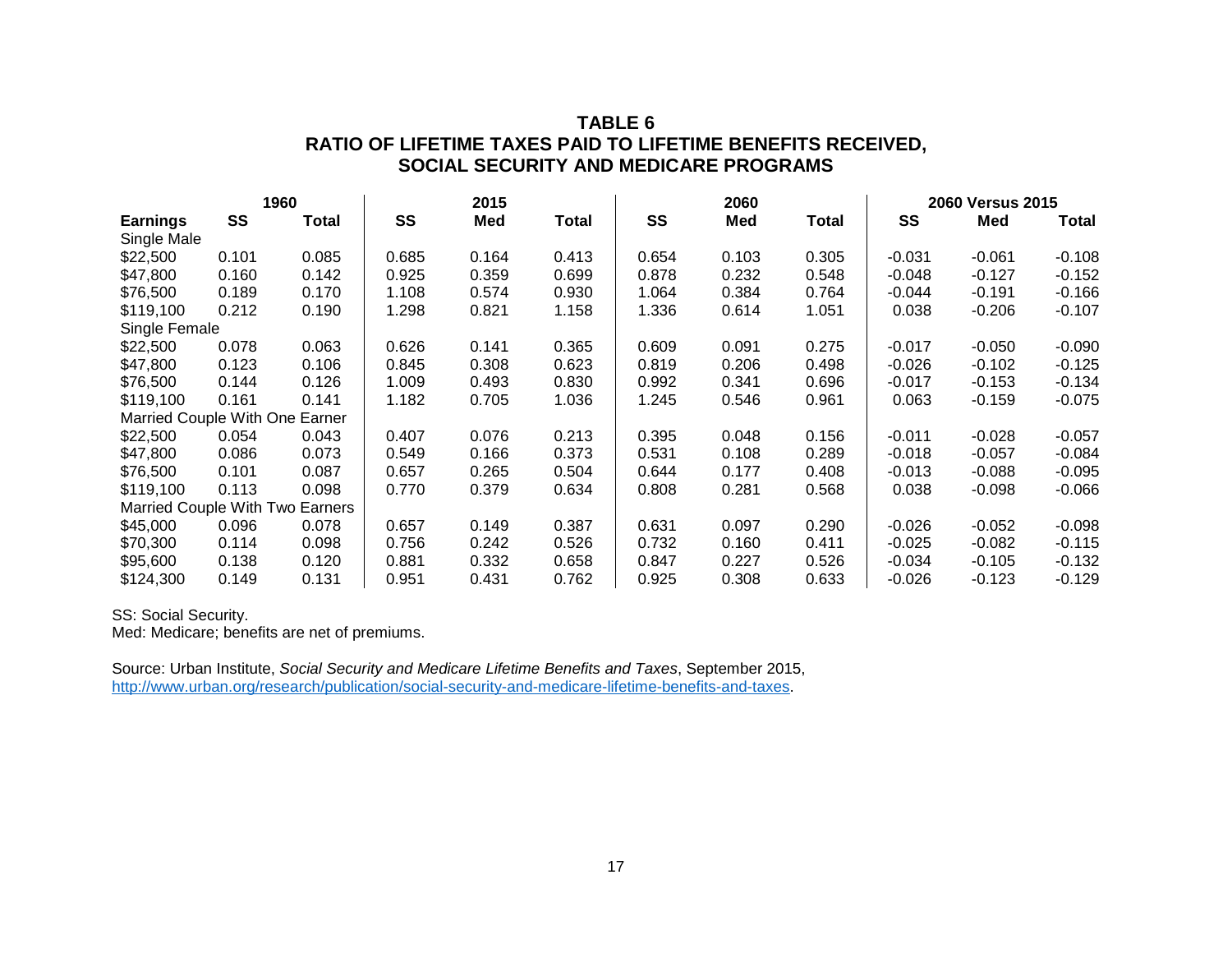## TABLE 6
## RATIO OF LIFETIME TAXES PAID TO LIFETIME BENEFITS RECEIVED, SOCIAL SECURITY AND MEDICARE PROGRAMS

| | 1960 | | 2015 | | | 2060 | | | 2060 Versus 2015 | | |
|---|---|---|---|---|---|---|---|---|---|---|---|
| **Earnings** | **SS** | **Total** | **SS** | **Med** | **Total** | **SS** | **Med** | **Total** | **SS** | **Med** | **Total** |
| Single Male | | | | | | | | | | | |
| $22,500 | 0.101 | 0.085 | 0.685 | 0.164 | 0.413 | 0.654 | 0.103 | 0.305 | -0.031 | -0.061 | -0.108 |
| $47,800 | 0.160 | 0.142 | 0.925 | 0.359 | 0.699 | 0.878 | 0.232 | 0.548 | -0.048 | -0.127 | -0.152 |
| $76,500 | 0.189 | 0.170 | 1.108 | 0.574 | 0.930 | 1.064 | 0.384 | 0.764 | -0.044 | -0.191 | -0.166 |
| $119,100 | 0.212 | 0.190 | 1.298 | 0.821 | 1.158 | 1.336 | 0.614 | 1.051 | 0.038 | -0.206 | -0.107 |
| Single Female | | | | | | | | | | | |
| $22,500 | 0.078 | 0.063 | 0.626 | 0.141 | 0.365 | 0.609 | 0.091 | 0.275 | -0.017 | -0.050 | -0.090 |
| $47,800 | 0.123 | 0.106 | 0.845 | 0.308 | 0.623 | 0.819 | 0.206 | 0.498 | -0.026 | -0.102 | -0.125 |
| $76,500 | 0.144 | 0.126 | 1.009 | 0.493 | 0.830 | 0.992 | 0.341 | 0.696 | -0.017 | -0.153 | -0.134 |
| $119,100 | 0.161 | 0.141 | 1.182 | 0.705 | 1.036 | 1.245 | 0.546 | 0.961 | 0.063 | -0.159 | -0.075 |
| Married Couple With One Earner | | | | | | | | | | | |
| $22,500 | 0.054 | 0.043 | 0.407 | 0.076 | 0.213 | 0.395 | 0.048 | 0.156 | -0.011 | -0.028 | -0.057 |
| $47,800 | 0.086 | 0.073 | 0.549 | 0.166 | 0.373 | 0.531 | 0.108 | 0.289 | -0.018 | -0.057 | -0.084 |
| $76,500 | 0.101 | 0.087 | 0.657 | 0.265 | 0.504 | 0.644 | 0.177 | 0.408 | -0.013 | -0.088 | -0.095 |
| $119,100 | 0.113 | 0.098 | 0.770 | 0.379 | 0.634 | 0.808 | 0.281 | 0.568 | 0.038 | -0.098 | -0.066 |
| Married Couple With Two Earners | | | | | | | | | | | |
| $45,000 | 0.096 | 0.078 | 0.657 | 0.149 | 0.387 | 0.631 | 0.097 | 0.290 | -0.026 | -0.052 | -0.098 |
| $70,300 | 0.114 | 0.098 | 0.756 | 0.242 | 0.526 | 0.732 | 0.160 | 0.411 | -0.025 | -0.082 | -0.115 |
| $95,600 | 0.138 | 0.120 | 0.881 | 0.332 | 0.658 | 0.847 | 0.227 | 0.526 | -0.034 | -0.105 | -0.132 |
| $124,300 | 0.149 | 0.131 | 0.951 | 0.431 | 0.762 | 0.925 | 0.308 | 0.633 | -0.026 | -0.123 | -0.129 |

SS: Social Security.
Med: Medicare; benefits are net of premiums.

Source: Urban Institute, *Social Security and Medicare Lifetime Benefits and Taxes*, September 2015, http://www.urban.org/research/publication/social-security-and-medicare-lifetime-benefits-and-taxes.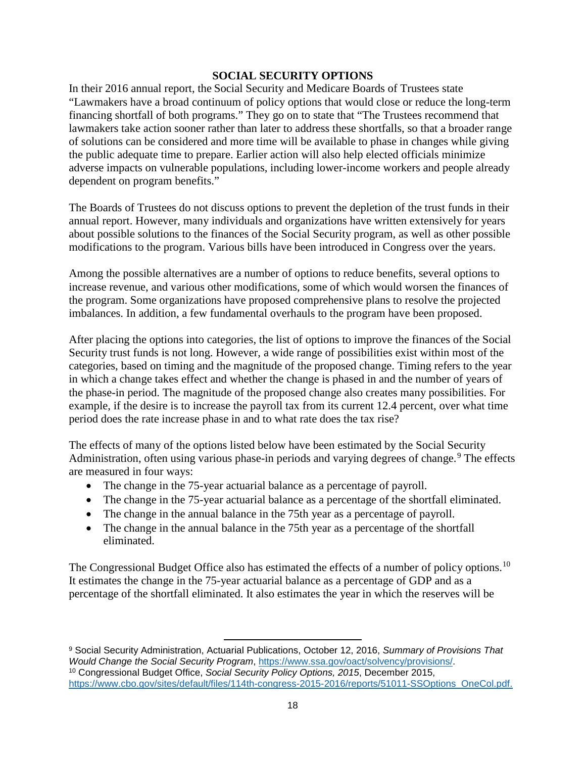## SOCIAL SECURITY OPTIONS

In their 2016 annual report, the Social Security and Medicare Boards of Trustees state "Lawmakers have a broad continuum of policy options that would close or reduce the long-term financing shortfall of both programs." They go on to state that "The Trustees recommend that lawmakers take action sooner rather than later to address these shortfalls, so that a broader range of solutions can be considered and more time will be available to phase in changes while giving the public adequate time to prepare. Earlier action will also help elected officials minimize adverse impacts on vulnerable populations, including lower-income workers and people already dependent on program benefits."

The Boards of Trustees do not discuss options to prevent the depletion of the trust funds in their annual report. However, many individuals and organizations have written extensively for years about possible solutions to the finances of the Social Security program, as well as other possible modifications to the program. Various bills have been introduced in Congress over the years.

Among the possible alternatives are a number of options to reduce benefits, several options to increase revenue, and various other modifications, some of which would worsen the finances of the program. Some organizations have proposed comprehensive plans to resolve the projected imbalances. In addition, a few fundamental overhauls to the program have been proposed.

After placing the options into categories, the list of options to improve the finances of the Social Security trust funds is not long. However, a wide range of possibilities exist within most of the categories, based on timing and the magnitude of the proposed change. Timing refers to the year in which a change takes effect and whether the change is phased in and the number of years of the phase-in period. The magnitude of the proposed change also creates many possibilities. For example, if the desire is to increase the payroll tax from its current 12.4 percent, over what time period does the rate increase phase in and to what rate does the tax rise?

The effects of many of the options listed below have been estimated by the Social Security Administration, often using various phase-in periods and varying degrees of change.[9] The effects are measured in four ways:

- The change in the 75-year actuarial balance as a percentage of payroll.
- The change in the 75-year actuarial balance as a percentage of the shortfall eliminated.
- The change in the annual balance in the 75th year as a percentage of payroll.
- The change in the annual balance in the 75th year as a percentage of the shortfall eliminated.

The Congressional Budget Office also has estimated the effects of a number of policy options.[10] It estimates the change in the 75-year actuarial balance as a percentage of GDP and as a percentage of the shortfall eliminated. It also estimates the year in which the reserves will be

---

[9] Social Security Administration, Actuarial Publications, October 12, 2016, *Summary of Provisions That Would Change the Social Security Program*, https://www.ssa.gov/oact/solvency/provisions/.

[10] Congressional Budget Office, *Social Security Policy Options, 2015*, December 2015, https://www.cbo.gov/sites/default/files/114th-congress-2015-2016/reports/51011-SSOptions_OneCol.pdf.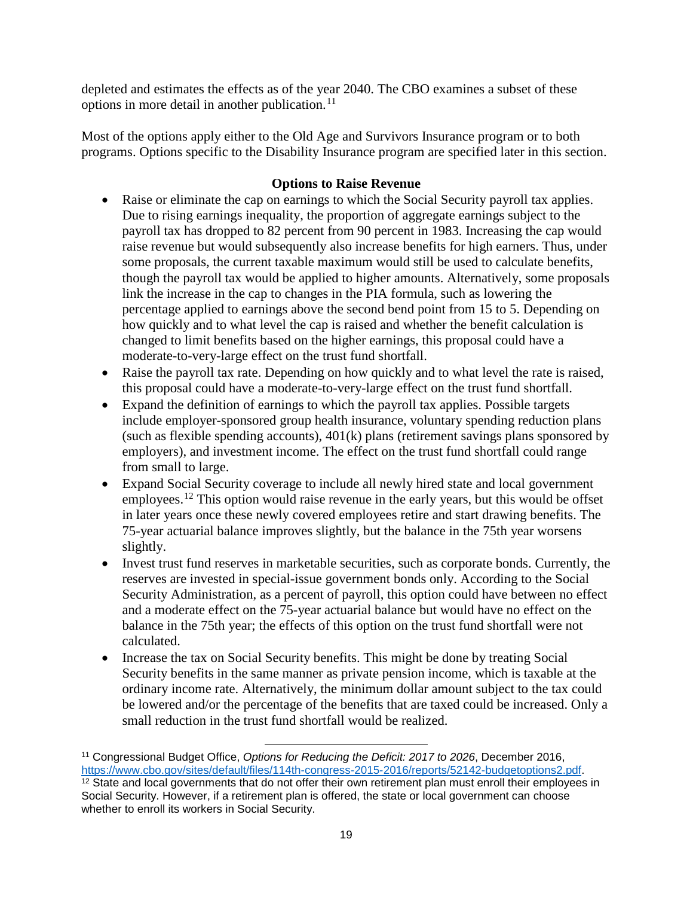depleted and estimates the effects as of the year 2040. The CBO examines a subset of these options in more detail in another publication.[11]

Most of the options apply either to the Old Age and Survivors Insurance program or to both programs. Options specific to the Disability Insurance program are specified later in this section.

### Options to Raise Revenue

- Raise or eliminate the cap on earnings to which the Social Security payroll tax applies. Due to rising earnings inequality, the proportion of aggregate earnings subject to the payroll tax has dropped to 82 percent from 90 percent in 1983. Increasing the cap would raise revenue but would subsequently also increase benefits for high earners. Thus, under some proposals, the current taxable maximum would still be used to calculate benefits, though the payroll tax would be applied to higher amounts. Alternatively, some proposals link the increase in the cap to changes in the PIA formula, such as lowering the percentage applied to earnings above the second bend point from 15 to 5. Depending on how quickly and to what level the cap is raised and whether the benefit calculation is changed to limit benefits based on the higher earnings, this proposal could have a moderate-to-very-large effect on the trust fund shortfall.
- Raise the payroll tax rate. Depending on how quickly and to what level the rate is raised, this proposal could have a moderate-to-very-large effect on the trust fund shortfall.
- Expand the definition of earnings to which the payroll tax applies. Possible targets include employer-sponsored group health insurance, voluntary spending reduction plans (such as flexible spending accounts), 401(k) plans (retirement savings plans sponsored by employers), and investment income. The effect on the trust fund shortfall could range from small to large.
- Expand Social Security coverage to include all newly hired state and local government employees.[12] This option would raise revenue in the early years, but this would be offset in later years once these newly covered employees retire and start drawing benefits. The 75-year actuarial balance improves slightly, but the balance in the 75th year worsens slightly.
- Invest trust fund reserves in marketable securities, such as corporate bonds. Currently, the reserves are invested in special-issue government bonds only. According to the Social Security Administration, as a percent of payroll, this option could have between no effect and a moderate effect on the 75-year actuarial balance but would have no effect on the balance in the 75th year; the effects of this option on the trust fund shortfall were not calculated.
- Increase the tax on Social Security benefits. This might be done by treating Social Security benefits in the same manner as private pension income, which is taxable at the ordinary income rate. Alternatively, the minimum dollar amount subject to the tax could be lowered and/or the percentage of the benefits that are taxed could be increased. Only a small reduction in the trust fund shortfall would be realized.

---

[11] Congressional Budget Office, *Options for Reducing the Deficit: 2017 to 2026*, December 2016, https://www.cbo.gov/sites/default/files/114th-congress-2015-2016/reports/52142-budgetoptions2.pdf.

[12] State and local governments that do not offer their own retirement plan must enroll their employees in Social Security. However, if a retirement plan is offered, the state or local government can choose whether to enroll its workers in Social Security.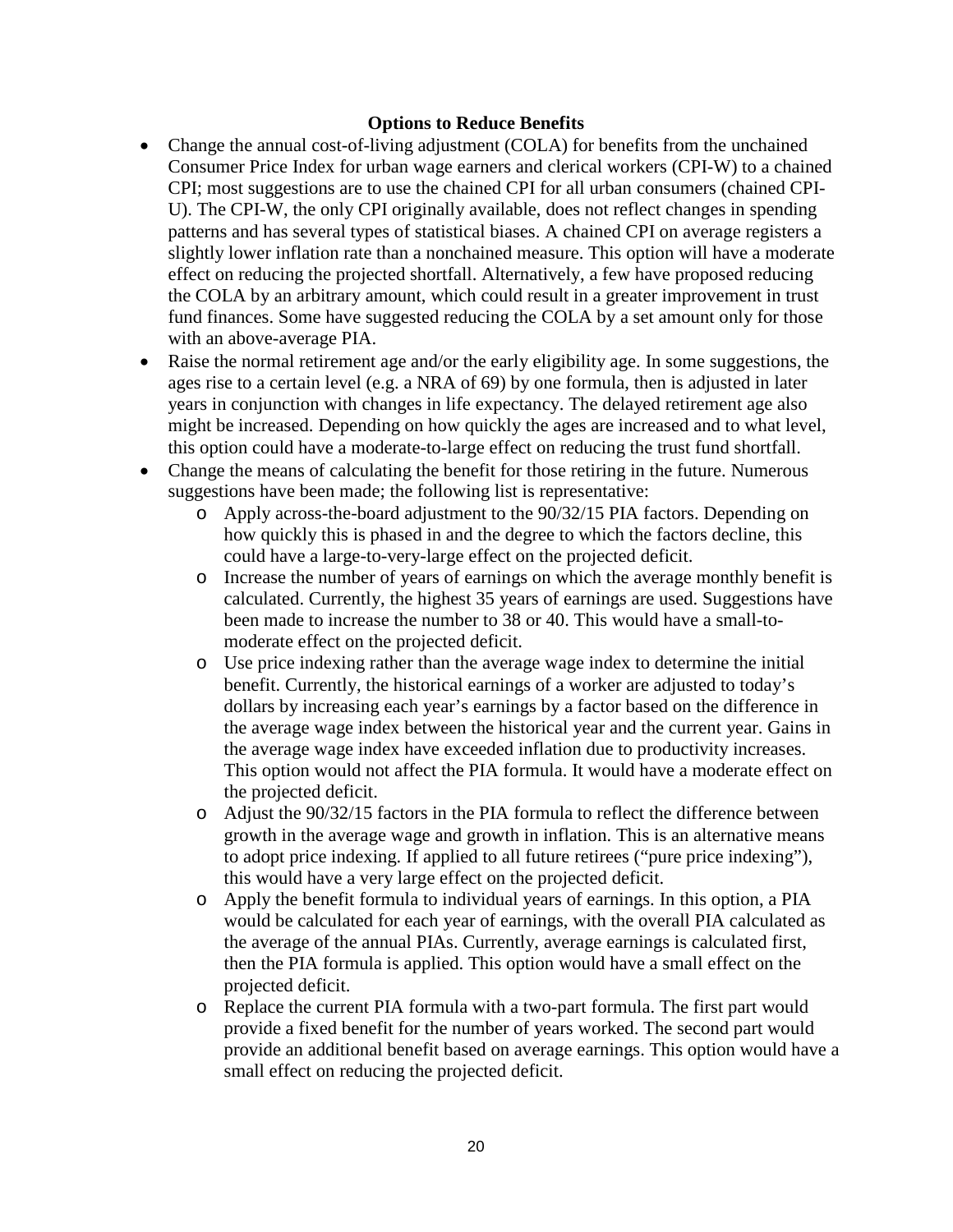### Options to Reduce Benefits

- Change the annual cost-of-living adjustment (COLA) for benefits from the unchained Consumer Price Index for urban wage earners and clerical workers (CPI-W) to a chained CPI; most suggestions are to use the chained CPI for all urban consumers (chained CPI-U). The CPI-W, the only CPI originally available, does not reflect changes in spending patterns and has several types of statistical biases. A chained CPI on average registers a slightly lower inflation rate than a nonchained measure. This option will have a moderate effect on reducing the projected shortfall. Alternatively, a few have proposed reducing the COLA by an arbitrary amount, which could result in a greater improvement in trust fund finances. Some have suggested reducing the COLA by a set amount only for those with an above-average PIA.
- Raise the normal retirement age and/or the early eligibility age. In some suggestions, the ages rise to a certain level (e.g. a NRA of 69) by one formula, then is adjusted in later years in conjunction with changes in life expectancy. The delayed retirement age also might be increased. Depending on how quickly the ages are increased and to what level, this option could have a moderate-to-large effect on reducing the trust fund shortfall.
- Change the means of calculating the benefit for those retiring in the future. Numerous suggestions have been made; the following list is representative:
    - Apply across-the-board adjustment to the 90/32/15 PIA factors. Depending on how quickly this is phased in and the degree to which the factors decline, this could have a large-to-very-large effect on the projected deficit.
    - Increase the number of years of earnings on which the average monthly benefit is calculated. Currently, the highest 35 years of earnings are used. Suggestions have been made to increase the number to 38 or 40. This would have a small-to-moderate effect on the projected deficit.
    - Use price indexing rather than the average wage index to determine the initial benefit. Currently, the historical earnings of a worker are adjusted to today's dollars by increasing each year's earnings by a factor based on the difference in the average wage index between the historical year and the current year. Gains in the average wage index have exceeded inflation due to productivity increases. This option would not affect the PIA formula. It would have a moderate effect on the projected deficit.
    - Adjust the 90/32/15 factors in the PIA formula to reflect the difference between growth in the average wage and growth in inflation. This is an alternative means to adopt price indexing. If applied to all future retirees ("pure price indexing"), this would have a very large effect on the projected deficit.
    - Apply the benefit formula to individual years of earnings. In this option, a PIA would be calculated for each year of earnings, with the overall PIA calculated as the average of the annual PIAs. Currently, average earnings is calculated first, then the PIA formula is applied. This option would have a small effect on the projected deficit.
    - Replace the current PIA formula with a two-part formula. The first part would provide a fixed benefit for the number of years worked. The second part would provide an additional benefit based on average earnings. This option would have a small effect on reducing the projected deficit.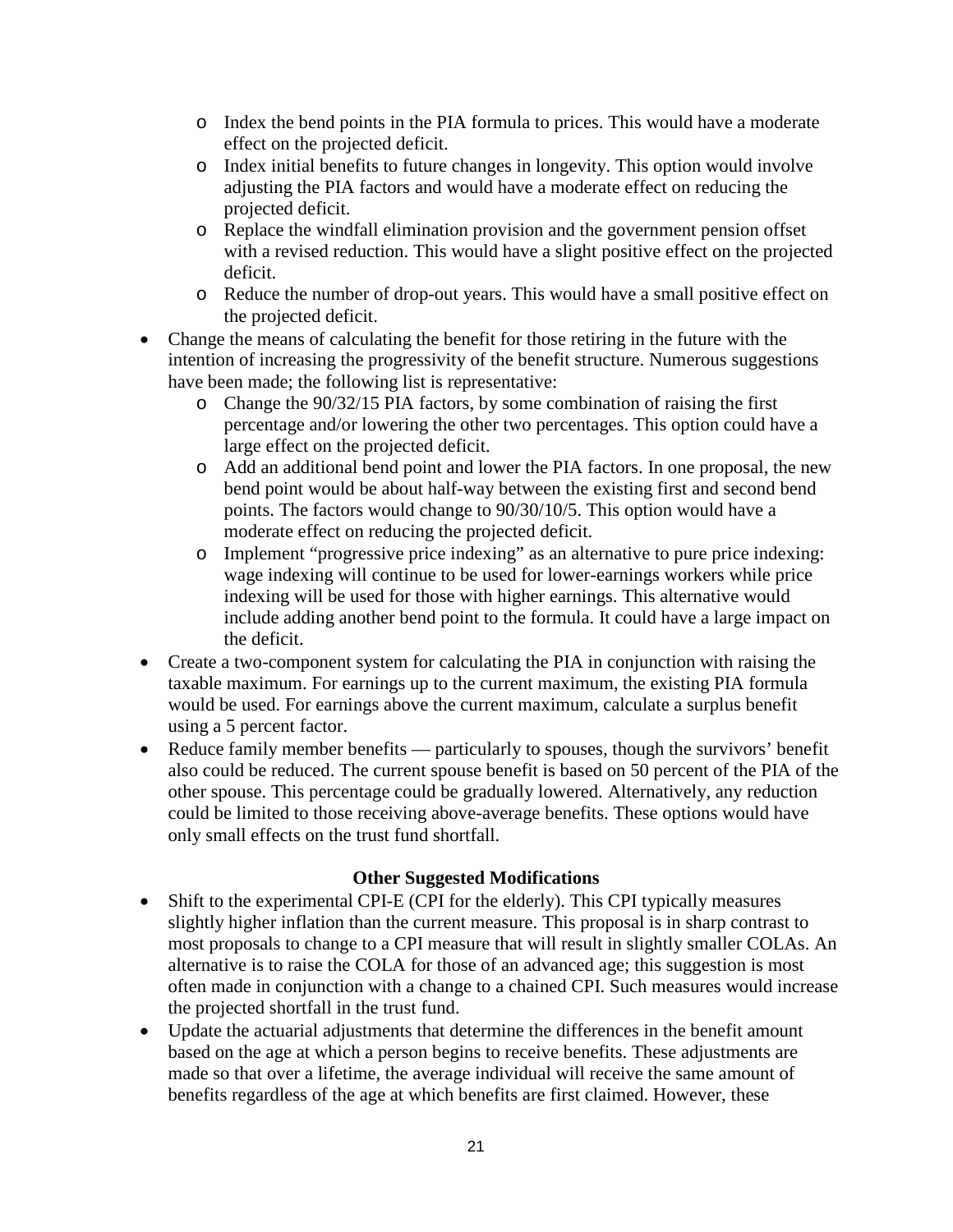- Index the bend points in the PIA formula to prices. This would have a moderate effect on the projected deficit.
  - Index initial benefits to future changes in longevity. This option would involve adjusting the PIA factors and would have a moderate effect on reducing the projected deficit.
  - Replace the windfall elimination provision and the government pension offset with a revised reduction. This would have a slight positive effect on the projected deficit.
  - Reduce the number of drop-out years. This would have a small positive effect on the projected deficit.
- Change the means of calculating the benefit for those retiring in the future with the intention of increasing the progressivity of the benefit structure. Numerous suggestions have been made; the following list is representative:
  - Change the 90/32/15 PIA factors, by some combination of raising the first percentage and/or lowering the other two percentages. This option could have a large effect on the projected deficit.
  - Add an additional bend point and lower the PIA factors. In one proposal, the new bend point would be about half-way between the existing first and second bend points. The factors would change to 90/30/10/5. This option would have a moderate effect on reducing the projected deficit.
  - Implement "progressive price indexing" as an alternative to pure price indexing: wage indexing will continue to be used for lower-earnings workers while price indexing will be used for those with higher earnings. This alternative would include adding another bend point to the formula. It could have a large impact on the deficit.
- Create a two-component system for calculating the PIA in conjunction with raising the taxable maximum. For earnings up to the current maximum, the existing PIA formula would be used. For earnings above the current maximum, calculate a surplus benefit using a 5 percent factor.
- Reduce family member benefits — particularly to spouses, though the survivors' benefit also could be reduced. The current spouse benefit is based on 50 percent of the PIA of the other spouse. This percentage could be gradually lowered. Alternatively, any reduction could be limited to those receiving above-average benefits. These options would have only small effects on the trust fund shortfall.

### Other Suggested Modifications

- Shift to the experimental CPI-E (CPI for the elderly). This CPI typically measures slightly higher inflation than the current measure. This proposal is in sharp contrast to most proposals to change to a CPI measure that will result in slightly smaller COLAs. An alternative is to raise the COLA for those of an advanced age; this suggestion is most often made in conjunction with a change to a chained CPI. Such measures would increase the projected shortfall in the trust fund.
- Update the actuarial adjustments that determine the differences in the benefit amount based on the age at which a person begins to receive benefits. These adjustments are made so that over a lifetime, the average individual will receive the same amount of benefits regardless of the age at which benefits are first claimed. However, these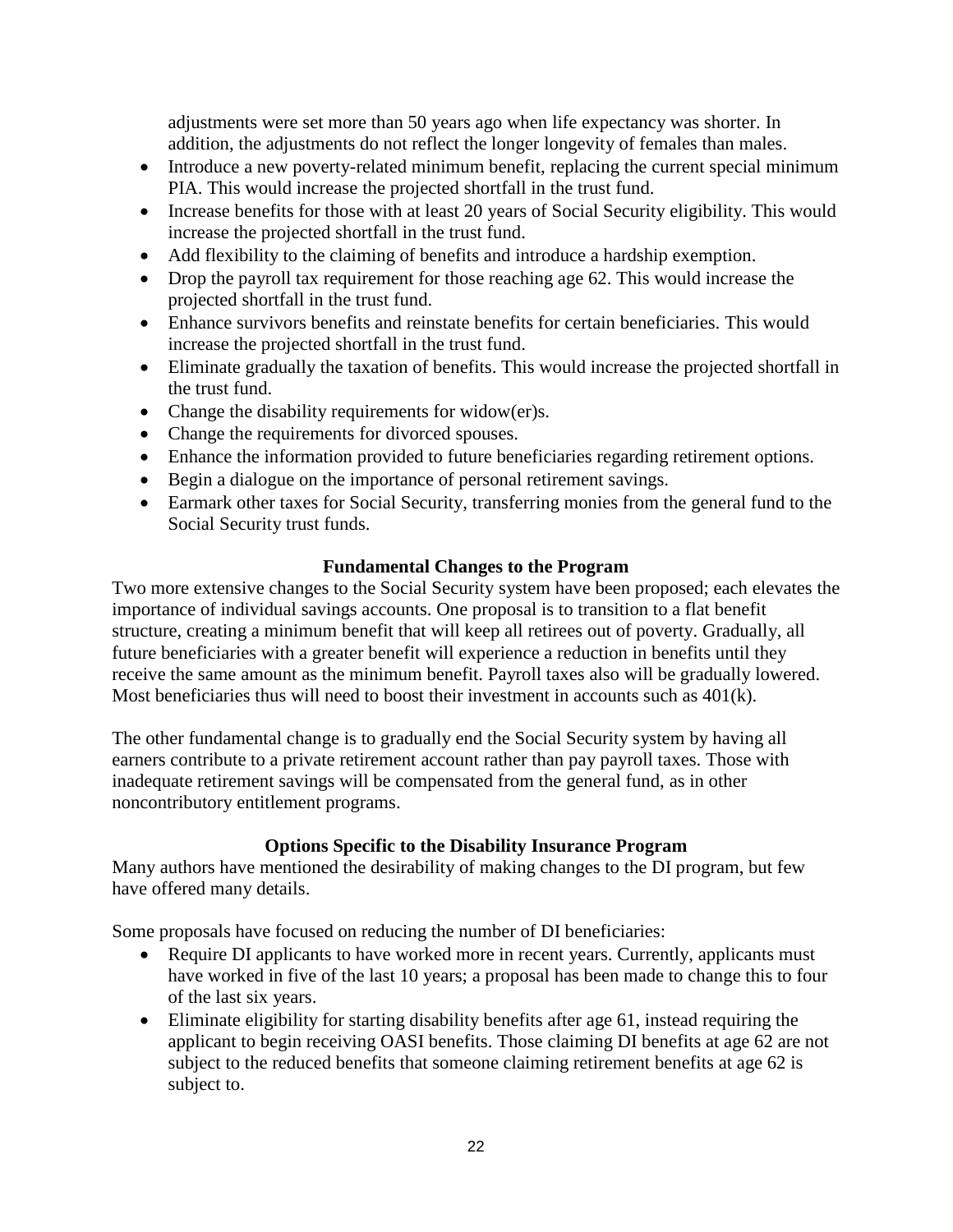adjustments were set more than 50 years ago when life expectancy was shorter. In addition, the adjustments do not reflect the longer longevity of females than males.

- Introduce a new poverty-related minimum benefit, replacing the current special minimum PIA. This would increase the projected shortfall in the trust fund.
- Increase benefits for those with at least 20 years of Social Security eligibility. This would increase the projected shortfall in the trust fund.
- Add flexibility to the claiming of benefits and introduce a hardship exemption.
- Drop the payroll tax requirement for those reaching age 62. This would increase the projected shortfall in the trust fund.
- Enhance survivors benefits and reinstate benefits for certain beneficiaries. This would increase the projected shortfall in the trust fund.
- Eliminate gradually the taxation of benefits. This would increase the projected shortfall in the trust fund.
- Change the disability requirements for widow(er)s.
- Change the requirements for divorced spouses.
- Enhance the information provided to future beneficiaries regarding retirement options.
- Begin a dialogue on the importance of personal retirement savings.
- Earmark other taxes for Social Security, transferring monies from the general fund to the Social Security trust funds.

### Fundamental Changes to the Program

Two more extensive changes to the Social Security system have been proposed; each elevates the importance of individual savings accounts. One proposal is to transition to a flat benefit structure, creating a minimum benefit that will keep all retirees out of poverty. Gradually, all future beneficiaries with a greater benefit will experience a reduction in benefits until they receive the same amount as the minimum benefit. Payroll taxes also will be gradually lowered. Most beneficiaries thus will need to boost their investment in accounts such as 401(k).

The other fundamental change is to gradually end the Social Security system by having all earners contribute to a private retirement account rather than pay payroll taxes. Those with inadequate retirement savings will be compensated from the general fund, as in other noncontributory entitlement programs.

### Options Specific to the Disability Insurance Program

Many authors have mentioned the desirability of making changes to the DI program, but few have offered many details.

Some proposals have focused on reducing the number of DI beneficiaries:

- Require DI applicants to have worked more in recent years. Currently, applicants must have worked in five of the last 10 years; a proposal has been made to change this to four of the last six years.
- Eliminate eligibility for starting disability benefits after age 61, instead requiring the applicant to begin receiving OASI benefits. Those claiming DI benefits at age 62 are not subject to the reduced benefits that someone claiming retirement benefits at age 62 is subject to.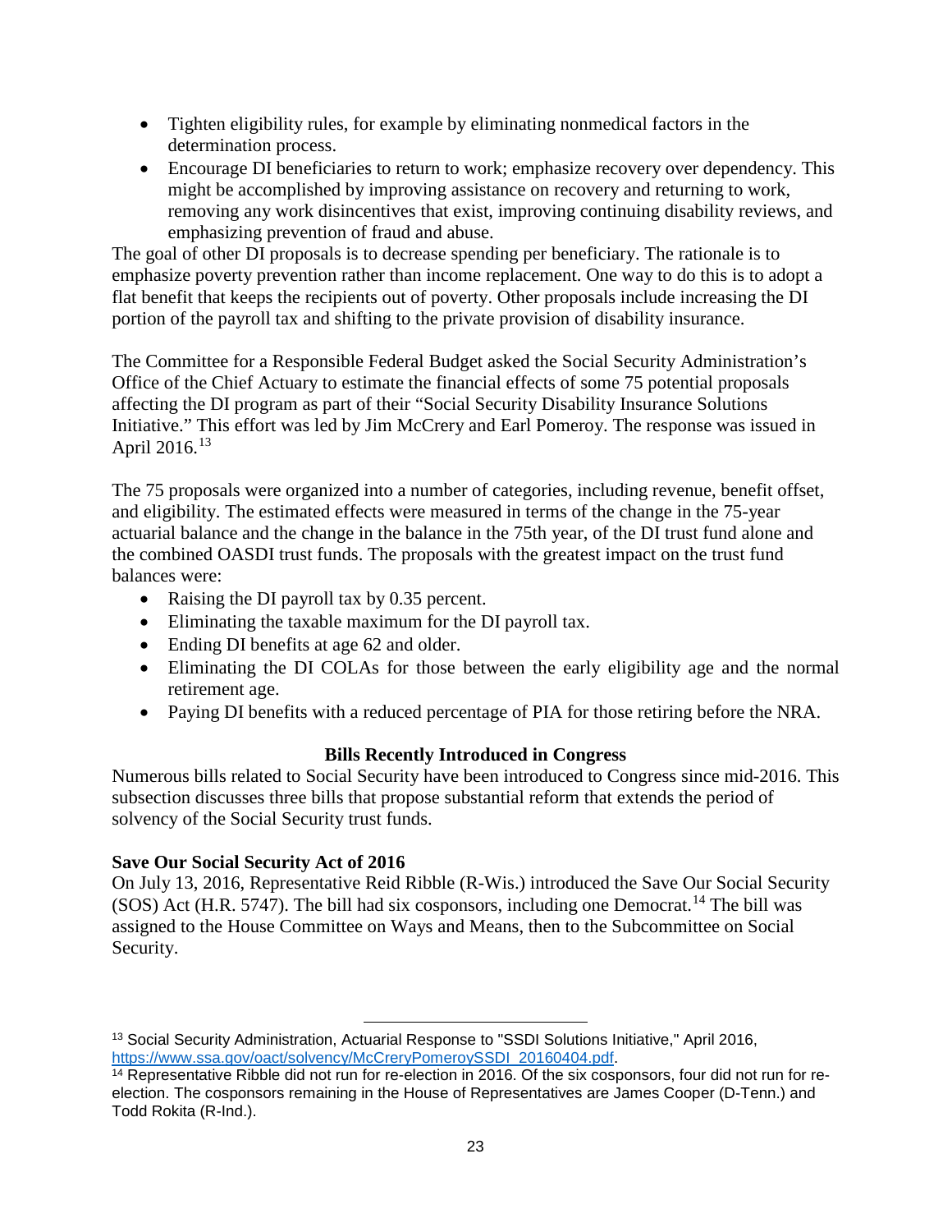- Tighten eligibility rules, for example by eliminating nonmedical factors in the determination process.
- Encourage DI beneficiaries to return to work; emphasize recovery over dependency. This might be accomplished by improving assistance on recovery and returning to work, removing any work disincentives that exist, improving continuing disability reviews, and emphasizing prevention of fraud and abuse.

The goal of other DI proposals is to decrease spending per beneficiary. The rationale is to emphasize poverty prevention rather than income replacement. One way to do this is to adopt a flat benefit that keeps the recipients out of poverty. Other proposals include increasing the DI portion of the payroll tax and shifting to the private provision of disability insurance.

The Committee for a Responsible Federal Budget asked the Social Security Administration's Office of the Chief Actuary to estimate the financial effects of some 75 potential proposals affecting the DI program as part of their "Social Security Disability Insurance Solutions Initiative." This effort was led by Jim McCrery and Earl Pomeroy. The response was issued in April 2016.[13]

The 75 proposals were organized into a number of categories, including revenue, benefit offset, and eligibility. The estimated effects were measured in terms of the change in the 75-year actuarial balance and the change in the balance in the 75th year, of the DI trust fund alone and the combined OASDI trust funds. The proposals with the greatest impact on the trust fund balances were:

- Raising the DI payroll tax by 0.35 percent.
- Eliminating the taxable maximum for the DI payroll tax.
- Ending DI benefits at age 62 and older.
- Eliminating the DI COLAs for those between the early eligibility age and the normal retirement age.
- Paying DI benefits with a reduced percentage of PIA for those retiring before the NRA.

## Bills Recently Introduced in Congress

Numerous bills related to Social Security have been introduced to Congress since mid-2016. This subsection discusses three bills that propose substantial reform that extends the period of solvency of the Social Security trust funds.

### Save Our Social Security Act of 2016

On July 13, 2016, Representative Reid Ribble (R-Wis.) introduced the Save Our Social Security (SOS) Act (H.R. 5747). The bill had six cosponsors, including one Democrat.[14] The bill was assigned to the House Committee on Ways and Means, then to the Subcommittee on Social Security.

---

[13] Social Security Administration, Actuarial Response to "SSDI Solutions Initiative," April 2016, https://www.ssa.gov/oact/solvency/McCreryPomeroySSDI_20160404.pdf.

[14] Representative Ribble did not run for re-election in 2016. Of the six cosponsors, four did not run for re-election. The cosponsors remaining in the House of Representatives are James Cooper (D-Tenn.) and Todd Rokita (R-Ind.).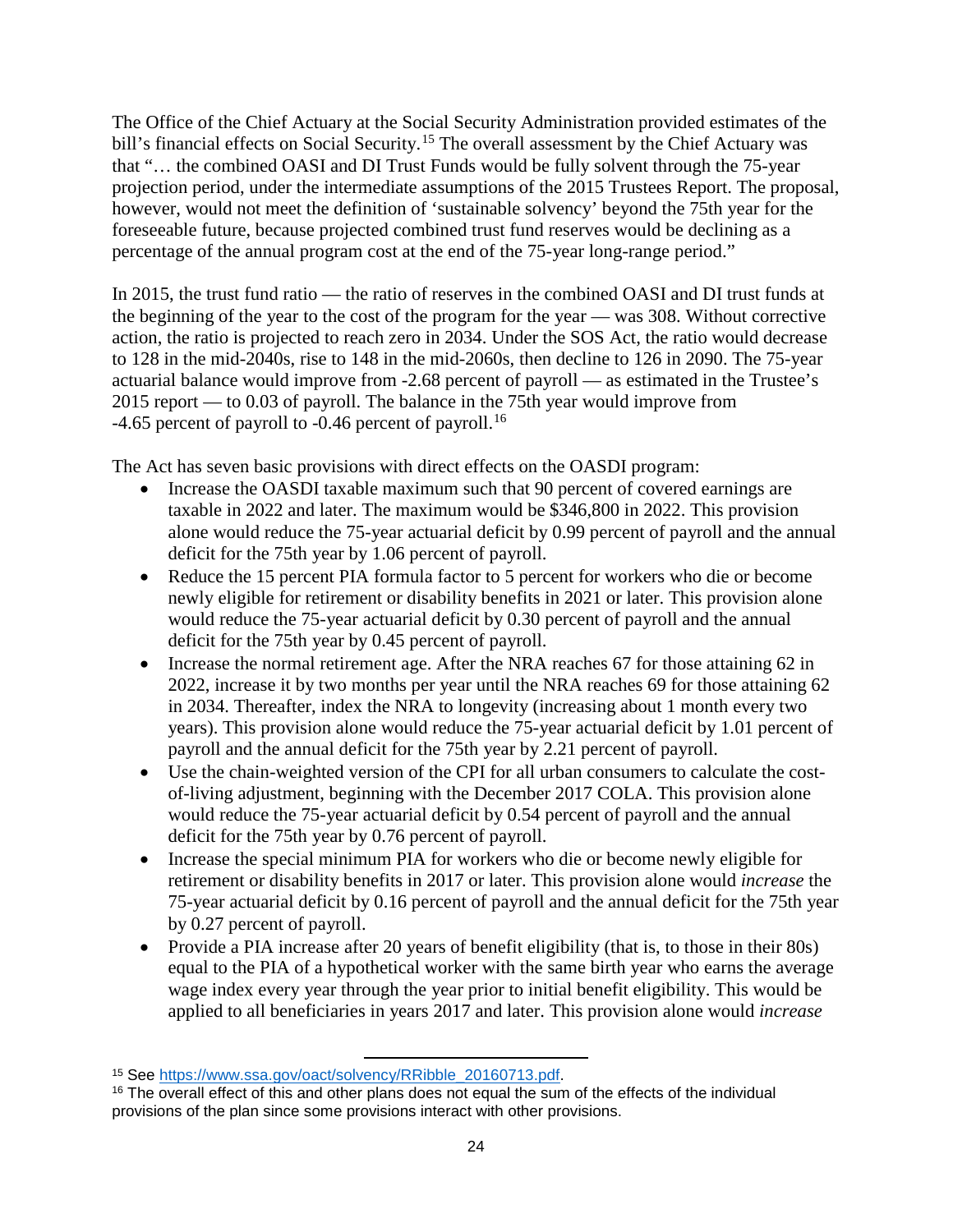The Office of the Chief Actuary at the Social Security Administration provided estimates of the bill's financial effects on Social Security.[15] The overall assessment by the Chief Actuary was that "… the combined OASI and DI Trust Funds would be fully solvent through the 75-year projection period, under the intermediate assumptions of the 2015 Trustees Report. The proposal, however, would not meet the definition of 'sustainable solvency' beyond the 75th year for the foreseeable future, because projected combined trust fund reserves would be declining as a percentage of the annual program cost at the end of the 75-year long-range period."

In 2015, the trust fund ratio — the ratio of reserves in the combined OASI and DI trust funds at the beginning of the year to the cost of the program for the year — was 308. Without corrective action, the ratio is projected to reach zero in 2034. Under the SOS Act, the ratio would decrease to 128 in the mid-2040s, rise to 148 in the mid-2060s, then decline to 126 in 2090. The 75-year actuarial balance would improve from -2.68 percent of payroll — as estimated in the Trustee's 2015 report — to 0.03 of payroll. The balance in the 75th year would improve from -4.65 percent of payroll to -0.46 percent of payroll.[16]

The Act has seven basic provisions with direct effects on the OASDI program:

- Increase the OASDI taxable maximum such that 90 percent of covered earnings are taxable in 2022 and later. The maximum would be $346,800 in 2022. This provision alone would reduce the 75-year actuarial deficit by 0.99 percent of payroll and the annual deficit for the 75th year by 1.06 percent of payroll.
- Reduce the 15 percent PIA formula factor to 5 percent for workers who die or become newly eligible for retirement or disability benefits in 2021 or later. This provision alone would reduce the 75-year actuarial deficit by 0.30 percent of payroll and the annual deficit for the 75th year by 0.45 percent of payroll.
- Increase the normal retirement age. After the NRA reaches 67 for those attaining 62 in 2022, increase it by two months per year until the NRA reaches 69 for those attaining 62 in 2034. Thereafter, index the NRA to longevity (increasing about 1 month every two years). This provision alone would reduce the 75-year actuarial deficit by 1.01 percent of payroll and the annual deficit for the 75th year by 2.21 percent of payroll.
- Use the chain-weighted version of the CPI for all urban consumers to calculate the cost-of-living adjustment, beginning with the December 2017 COLA. This provision alone would reduce the 75-year actuarial deficit by 0.54 percent of payroll and the annual deficit for the 75th year by 0.76 percent of payroll.
- Increase the special minimum PIA for workers who die or become newly eligible for retirement or disability benefits in 2017 or later. This provision alone would *increase* the 75-year actuarial deficit by 0.16 percent of payroll and the annual deficit for the 75th year by 0.27 percent of payroll.
- Provide a PIA increase after 20 years of benefit eligibility (that is, to those in their 80s) equal to the PIA of a hypothetical worker with the same birth year who earns the average wage index every year through the year prior to initial benefit eligibility. This would be applied to all beneficiaries in years 2017 and later. This provision alone would *increase*

[15] See https://www.ssa.gov/oact/solvency/RRibble_20160713.pdf.

[16] The overall effect of this and other plans does not equal the sum of the effects of the individual provisions of the plan since some provisions interact with other provisions.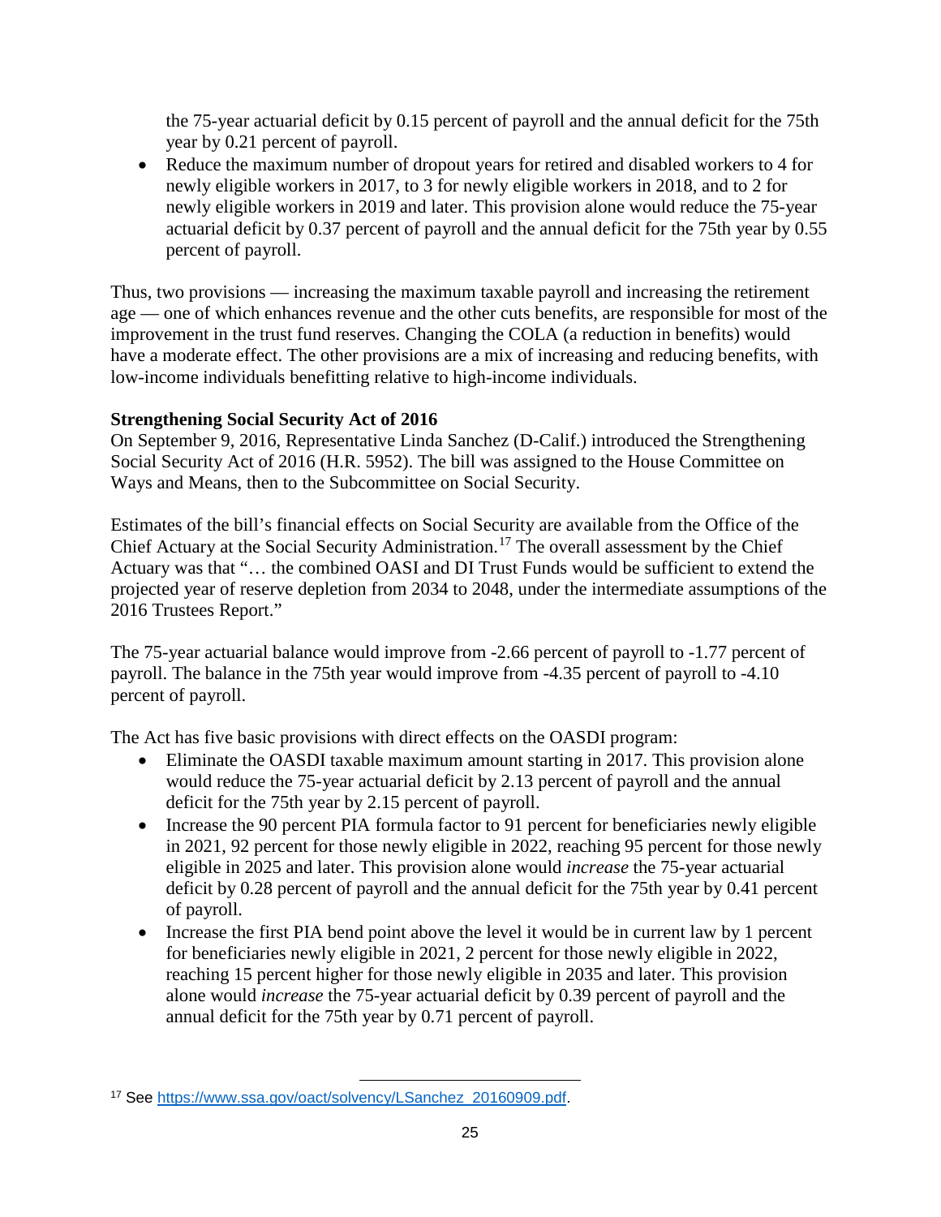the 75-year actuarial deficit by 0.15 percent of payroll and the annual deficit for the 75th year by 0.21 percent of payroll.

- Reduce the maximum number of dropout years for retired and disabled workers to 4 for newly eligible workers in 2017, to 3 for newly eligible workers in 2018, and to 2 for newly eligible workers in 2019 and later. This provision alone would reduce the 75-year actuarial deficit by 0.37 percent of payroll and the annual deficit for the 75th year by 0.55 percent of payroll.

Thus, two provisions — increasing the maximum taxable payroll and increasing the retirement age — one of which enhances revenue and the other cuts benefits, are responsible for most of the improvement in the trust fund reserves. Changing the COLA (a reduction in benefits) would have a moderate effect. The other provisions are a mix of increasing and reducing benefits, with low-income individuals benefitting relative to high-income individuals.

**Strengthening Social Security Act of 2016**

On September 9, 2016, Representative Linda Sanchez (D-Calif.) introduced the Strengthening Social Security Act of 2016 (H.R. 5952). The bill was assigned to the House Committee on Ways and Means, then to the Subcommittee on Social Security.

Estimates of the bill's financial effects on Social Security are available from the Office of the Chief Actuary at the Social Security Administration.[17] The overall assessment by the Chief Actuary was that "… the combined OASI and DI Trust Funds would be sufficient to extend the projected year of reserve depletion from 2034 to 2048, under the intermediate assumptions of the 2016 Trustees Report."

The 75-year actuarial balance would improve from -2.66 percent of payroll to -1.77 percent of payroll. The balance in the 75th year would improve from -4.35 percent of payroll to -4.10 percent of payroll.

The Act has five basic provisions with direct effects on the OASDI program:

- Eliminate the OASDI taxable maximum amount starting in 2017. This provision alone would reduce the 75-year actuarial deficit by 2.13 percent of payroll and the annual deficit for the 75th year by 2.15 percent of payroll.
- Increase the 90 percent PIA formula factor to 91 percent for beneficiaries newly eligible in 2021, 92 percent for those newly eligible in 2022, reaching 95 percent for those newly eligible in 2025 and later. This provision alone would *increase* the 75-year actuarial deficit by 0.28 percent of payroll and the annual deficit for the 75th year by 0.41 percent of payroll.
- Increase the first PIA bend point above the level it would be in current law by 1 percent for beneficiaries newly eligible in 2021, 2 percent for those newly eligible in 2022, reaching 15 percent higher for those newly eligible in 2035 and later. This provision alone would *increase* the 75-year actuarial deficit by 0.39 percent of payroll and the annual deficit for the 75th year by 0.71 percent of payroll.

[17] See https://www.ssa.gov/oact/solvency/LSanchez_20160909.pdf.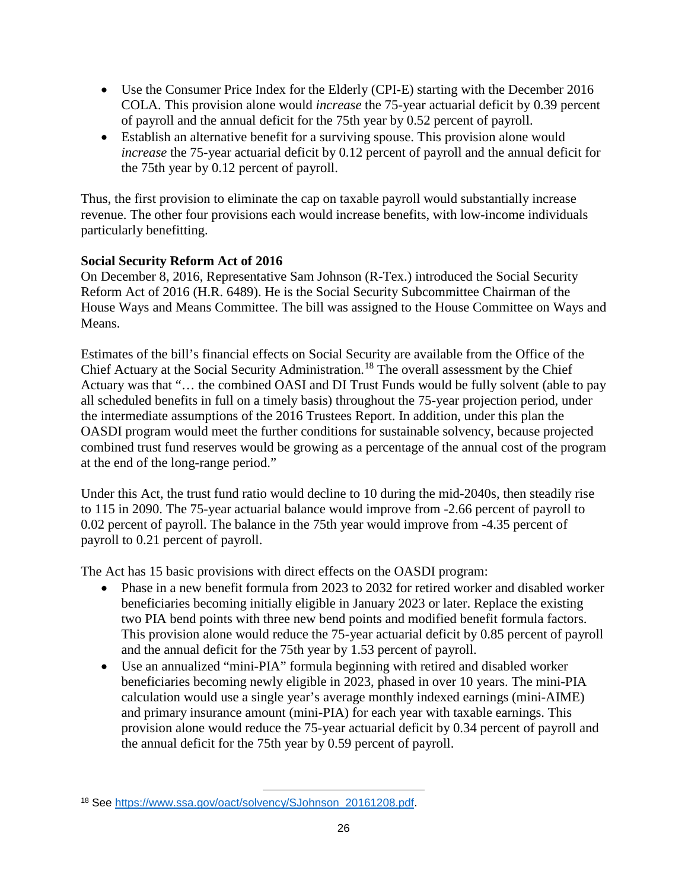- Use the Consumer Price Index for the Elderly (CPI-E) starting with the December 2016 COLA. This provision alone would *increase* the 75-year actuarial deficit by 0.39 percent of payroll and the annual deficit for the 75th year by 0.52 percent of payroll.
- Establish an alternative benefit for a surviving spouse. This provision alone would *increase* the 75-year actuarial deficit by 0.12 percent of payroll and the annual deficit for the 75th year by 0.12 percent of payroll.

Thus, the first provision to eliminate the cap on taxable payroll would substantially increase revenue. The other four provisions each would increase benefits, with low-income individuals particularly benefitting.

**Social Security Reform Act of 2016**

On December 8, 2016, Representative Sam Johnson (R-Tex.) introduced the Social Security Reform Act of 2016 (H.R. 6489). He is the Social Security Subcommittee Chairman of the House Ways and Means Committee. The bill was assigned to the House Committee on Ways and Means.

Estimates of the bill's financial effects on Social Security are available from the Office of the Chief Actuary at the Social Security Administration.[18] The overall assessment by the Chief Actuary was that "… the combined OASI and DI Trust Funds would be fully solvent (able to pay all scheduled benefits in full on a timely basis) throughout the 75-year projection period, under the intermediate assumptions of the 2016 Trustees Report. In addition, under this plan the OASDI program would meet the further conditions for sustainable solvency, because projected combined trust fund reserves would be growing as a percentage of the annual cost of the program at the end of the long-range period."

Under this Act, the trust fund ratio would decline to 10 during the mid-2040s, then steadily rise to 115 in 2090. The 75-year actuarial balance would improve from -2.66 percent of payroll to 0.02 percent of payroll. The balance in the 75th year would improve from -4.35 percent of payroll to 0.21 percent of payroll.

The Act has 15 basic provisions with direct effects on the OASDI program:

- Phase in a new benefit formula from 2023 to 2032 for retired worker and disabled worker beneficiaries becoming initially eligible in January 2023 or later. Replace the existing two PIA bend points with three new bend points and modified benefit formula factors. This provision alone would reduce the 75-year actuarial deficit by 0.85 percent of payroll and the annual deficit for the 75th year by 1.53 percent of payroll.
- Use an annualized "mini-PIA" formula beginning with retired and disabled worker beneficiaries becoming newly eligible in 2023, phased in over 10 years. The mini-PIA calculation would use a single year's average monthly indexed earnings (mini-AIME) and primary insurance amount (mini-PIA) for each year with taxable earnings. This provision alone would reduce the 75-year actuarial deficit by 0.34 percent of payroll and the annual deficit for the 75th year by 0.59 percent of payroll.

---

[18] See https://www.ssa.gov/oact/solvency/SJohnson_20161208.pdf.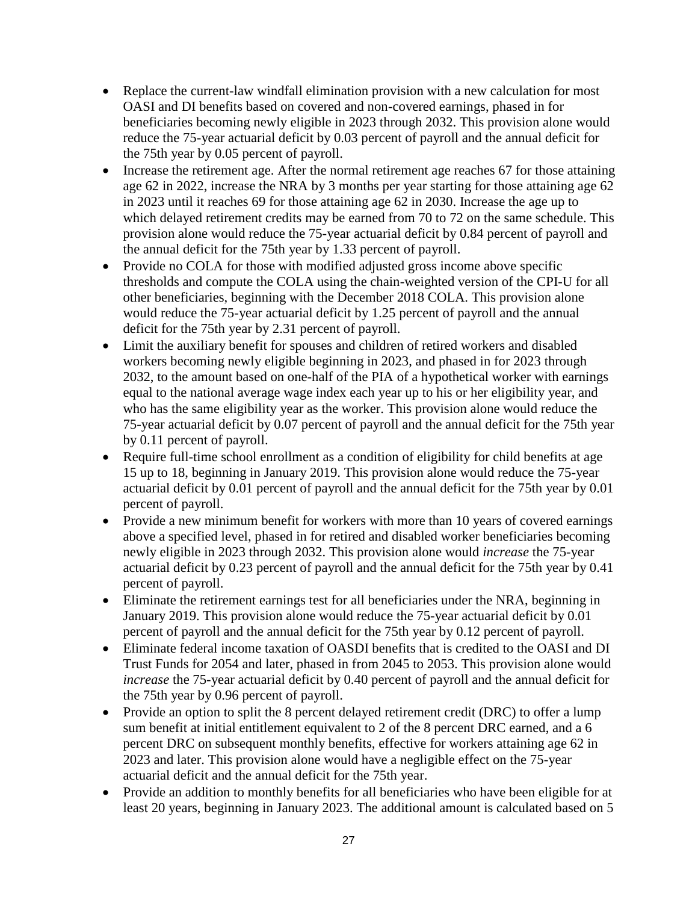- Replace the current-law windfall elimination provision with a new calculation for most OASI and DI benefits based on covered and non-covered earnings, phased in for beneficiaries becoming newly eligible in 2023 through 2032. This provision alone would reduce the 75-year actuarial deficit by 0.03 percent of payroll and the annual deficit for the 75th year by 0.05 percent of payroll.
- Increase the retirement age. After the normal retirement age reaches 67 for those attaining age 62 in 2022, increase the NRA by 3 months per year starting for those attaining age 62 in 2023 until it reaches 69 for those attaining age 62 in 2030. Increase the age up to which delayed retirement credits may be earned from 70 to 72 on the same schedule. This provision alone would reduce the 75-year actuarial deficit by 0.84 percent of payroll and the annual deficit for the 75th year by 1.33 percent of payroll.
- Provide no COLA for those with modified adjusted gross income above specific thresholds and compute the COLA using the chain-weighted version of the CPI-U for all other beneficiaries, beginning with the December 2018 COLA. This provision alone would reduce the 75-year actuarial deficit by 1.25 percent of payroll and the annual deficit for the 75th year by 2.31 percent of payroll.
- Limit the auxiliary benefit for spouses and children of retired workers and disabled workers becoming newly eligible beginning in 2023, and phased in for 2023 through 2032, to the amount based on one-half of the PIA of a hypothetical worker with earnings equal to the national average wage index each year up to his or her eligibility year, and who has the same eligibility year as the worker. This provision alone would reduce the 75-year actuarial deficit by 0.07 percent of payroll and the annual deficit for the 75th year by 0.11 percent of payroll.
- Require full-time school enrollment as a condition of eligibility for child benefits at age 15 up to 18, beginning in January 2019. This provision alone would reduce the 75-year actuarial deficit by 0.01 percent of payroll and the annual deficit for the 75th year by 0.01 percent of payroll.
- Provide a new minimum benefit for workers with more than 10 years of covered earnings above a specified level, phased in for retired and disabled worker beneficiaries becoming newly eligible in 2023 through 2032. This provision alone would *increase* the 75-year actuarial deficit by 0.23 percent of payroll and the annual deficit for the 75th year by 0.41 percent of payroll.
- Eliminate the retirement earnings test for all beneficiaries under the NRA, beginning in January 2019. This provision alone would reduce the 75-year actuarial deficit by 0.01 percent of payroll and the annual deficit for the 75th year by 0.12 percent of payroll.
- Eliminate federal income taxation of OASDI benefits that is credited to the OASI and DI Trust Funds for 2054 and later, phased in from 2045 to 2053. This provision alone would *increase* the 75-year actuarial deficit by 0.40 percent of payroll and the annual deficit for the 75th year by 0.96 percent of payroll.
- Provide an option to split the 8 percent delayed retirement credit (DRC) to offer a lump sum benefit at initial entitlement equivalent to 2 of the 8 percent DRC earned, and a 6 percent DRC on subsequent monthly benefits, effective for workers attaining age 62 in 2023 and later. This provision alone would have a negligible effect on the 75-year actuarial deficit and the annual deficit for the 75th year.
- Provide an addition to monthly benefits for all beneficiaries who have been eligible for at least 20 years, beginning in January 2023. The additional amount is calculated based on 5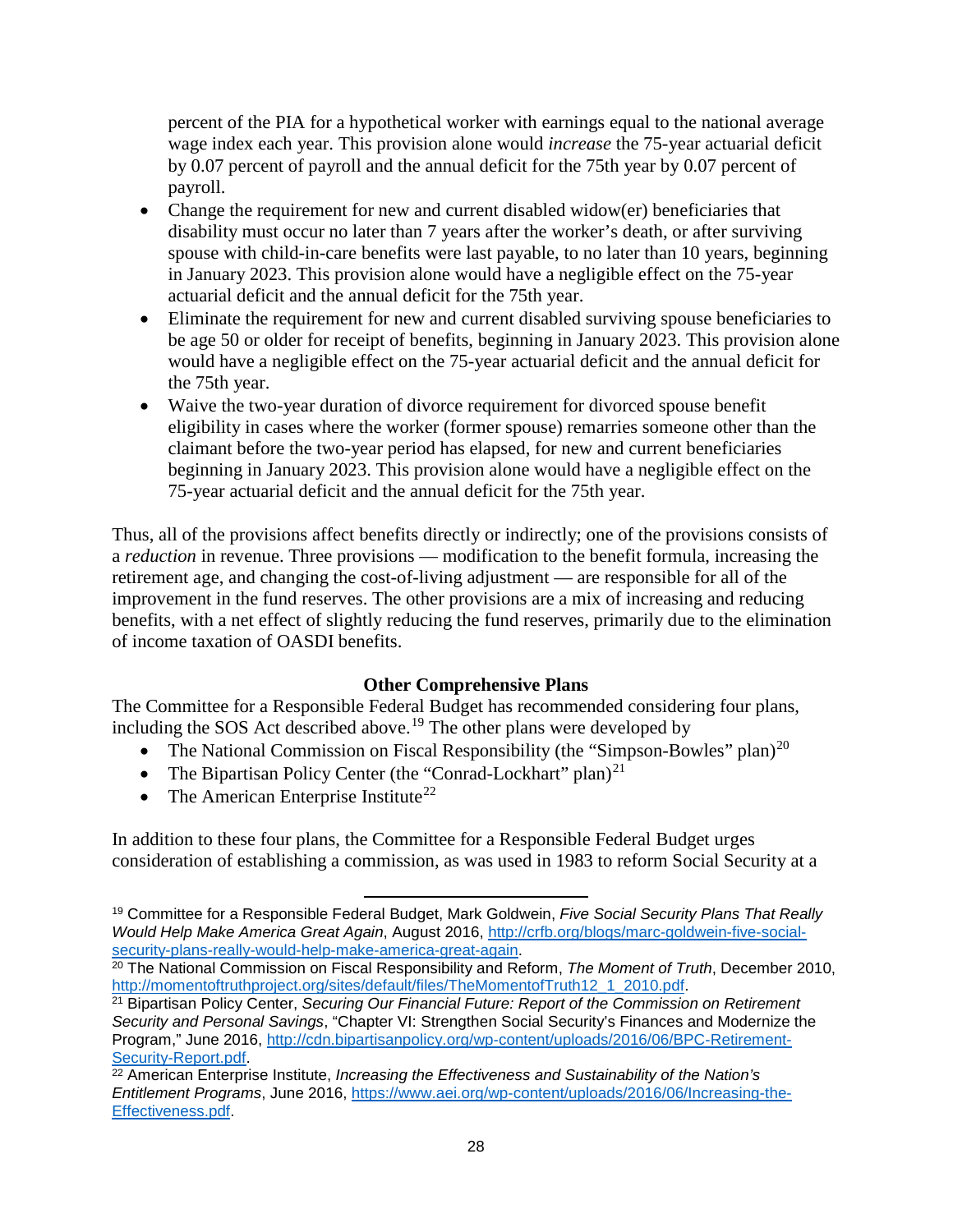percent of the PIA for a hypothetical worker with earnings equal to the national average wage index each year. This provision alone would *increase* the 75-year actuarial deficit by 0.07 percent of payroll and the annual deficit for the 75th year by 0.07 percent of payroll.

- Change the requirement for new and current disabled widow(er) beneficiaries that disability must occur no later than 7 years after the worker's death, or after surviving spouse with child-in-care benefits were last payable, to no later than 10 years, beginning in January 2023. This provision alone would have a negligible effect on the 75-year actuarial deficit and the annual deficit for the 75th year.
- Eliminate the requirement for new and current disabled surviving spouse beneficiaries to be age 50 or older for receipt of benefits, beginning in January 2023. This provision alone would have a negligible effect on the 75-year actuarial deficit and the annual deficit for the 75th year.
- Waive the two-year duration of divorce requirement for divorced spouse benefit eligibility in cases where the worker (former spouse) remarries someone other than the claimant before the two-year period has elapsed, for new and current beneficiaries beginning in January 2023. This provision alone would have a negligible effect on the 75-year actuarial deficit and the annual deficit for the 75th year.

Thus, all of the provisions affect benefits directly or indirectly; one of the provisions consists of a *reduction* in revenue. Three provisions — modification to the benefit formula, increasing the retirement age, and changing the cost-of-living adjustment — are responsible for all of the improvement in the fund reserves. The other provisions are a mix of increasing and reducing benefits, with a net effect of slightly reducing the fund reserves, primarily due to the elimination of income taxation of OASDI benefits.

## Other Comprehensive Plans

The Committee for a Responsible Federal Budget has recommended considering four plans, including the SOS Act described above.[19] The other plans were developed by

- The National Commission on Fiscal Responsibility (the "Simpson-Bowles" plan)[20]
- The Bipartisan Policy Center (the "Conrad-Lockhart" plan)[21]
- The American Enterprise Institute[22]

In addition to these four plans, the Committee for a Responsible Federal Budget urges consideration of establishing a commission, as was used in 1983 to reform Social Security at a

---

[19] Committee for a Responsible Federal Budget, Mark Goldwein, *Five Social Security Plans That Really Would Help Make America Great Again*, August 2016, http://crfb.org/blogs/marc-goldwein-five-social-security-plans-really-would-help-make-america-great-again.

[20] The National Commission on Fiscal Responsibility and Reform, *The Moment of Truth*, December 2010, http://momentoftruthproject.org/sites/default/files/TheMomentofTruth12_1_2010.pdf.

[21] Bipartisan Policy Center, *Securing Our Financial Future: Report of the Commission on Retirement Security and Personal Savings*, "Chapter VI: Strengthen Social Security's Finances and Modernize the Program," June 2016, http://cdn.bipartisanpolicy.org/wp-content/uploads/2016/06/BPC-Retirement-Security-Report.pdf.

[22] American Enterprise Institute, *Increasing the Effectiveness and Sustainability of the Nation's Entitlement Programs*, June 2016, https://www.aei.org/wp-content/uploads/2016/06/Increasing-the-Effectiveness.pdf.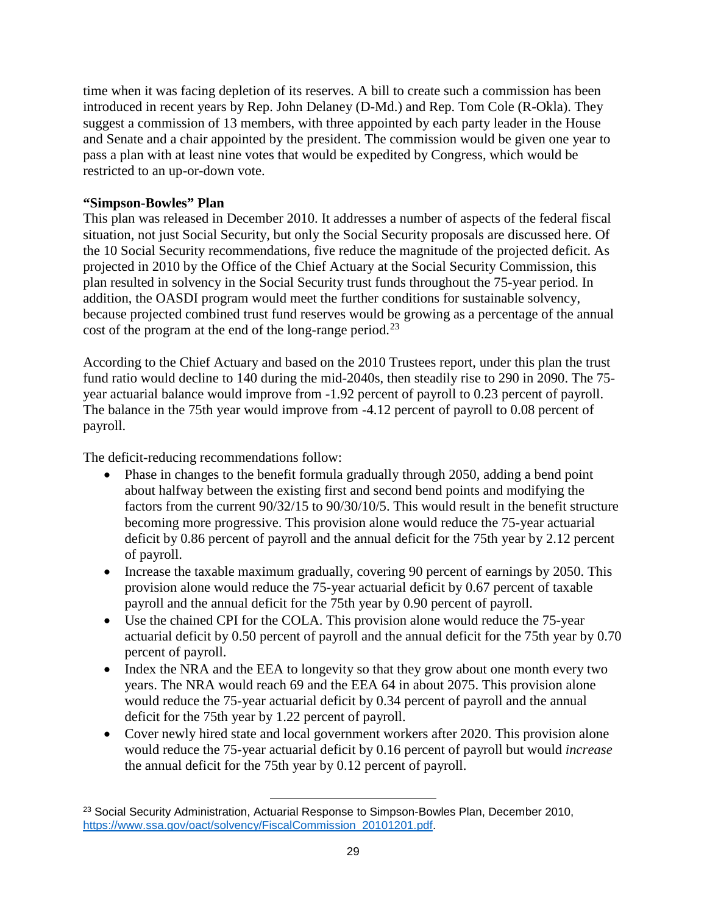time when it was facing depletion of its reserves. A bill to create such a commission has been introduced in recent years by Rep. John Delaney (D-Md.) and Rep. Tom Cole (R-Okla). They suggest a commission of 13 members, with three appointed by each party leader in the House and Senate and a chair appointed by the president. The commission would be given one year to pass a plan with at least nine votes that would be expedited by Congress, which would be restricted to an up-or-down vote.

**"Simpson-Bowles" Plan**

This plan was released in December 2010. It addresses a number of aspects of the federal fiscal situation, not just Social Security, but only the Social Security proposals are discussed here. Of the 10 Social Security recommendations, five reduce the magnitude of the projected deficit. As projected in 2010 by the Office of the Chief Actuary at the Social Security Commission, this plan resulted in solvency in the Social Security trust funds throughout the 75-year period. In addition, the OASDI program would meet the further conditions for sustainable solvency, because projected combined trust fund reserves would be growing as a percentage of the annual cost of the program at the end of the long-range period.[23]

According to the Chief Actuary and based on the 2010 Trustees report, under this plan the trust fund ratio would decline to 140 during the mid-2040s, then steadily rise to 290 in 2090. The 75-year actuarial balance would improve from -1.92 percent of payroll to 0.23 percent of payroll. The balance in the 75th year would improve from -4.12 percent of payroll to 0.08 percent of payroll.

The deficit-reducing recommendations follow:

- Phase in changes to the benefit formula gradually through 2050, adding a bend point about halfway between the existing first and second bend points and modifying the factors from the current 90/32/15 to 90/30/10/5. This would result in the benefit structure becoming more progressive. This provision alone would reduce the 75-year actuarial deficit by 0.86 percent of payroll and the annual deficit for the 75th year by 2.12 percent of payroll.
- Increase the taxable maximum gradually, covering 90 percent of earnings by 2050. This provision alone would reduce the 75-year actuarial deficit by 0.67 percent of taxable payroll and the annual deficit for the 75th year by 0.90 percent of payroll.
- Use the chained CPI for the COLA. This provision alone would reduce the 75-year actuarial deficit by 0.50 percent of payroll and the annual deficit for the 75th year by 0.70 percent of payroll.
- Index the NRA and the EEA to longevity so that they grow about one month every two years. The NRA would reach 69 and the EEA 64 in about 2075. This provision alone would reduce the 75-year actuarial deficit by 0.34 percent of payroll and the annual deficit for the 75th year by 1.22 percent of payroll.
- Cover newly hired state and local government workers after 2020. This provision alone would reduce the 75-year actuarial deficit by 0.16 percent of payroll but would *increase* the annual deficit for the 75th year by 0.12 percent of payroll.

[23] Social Security Administration, Actuarial Response to Simpson-Bowles Plan, December 2010, https://www.ssa.gov/oact/solvency/FiscalCommission_20101201.pdf.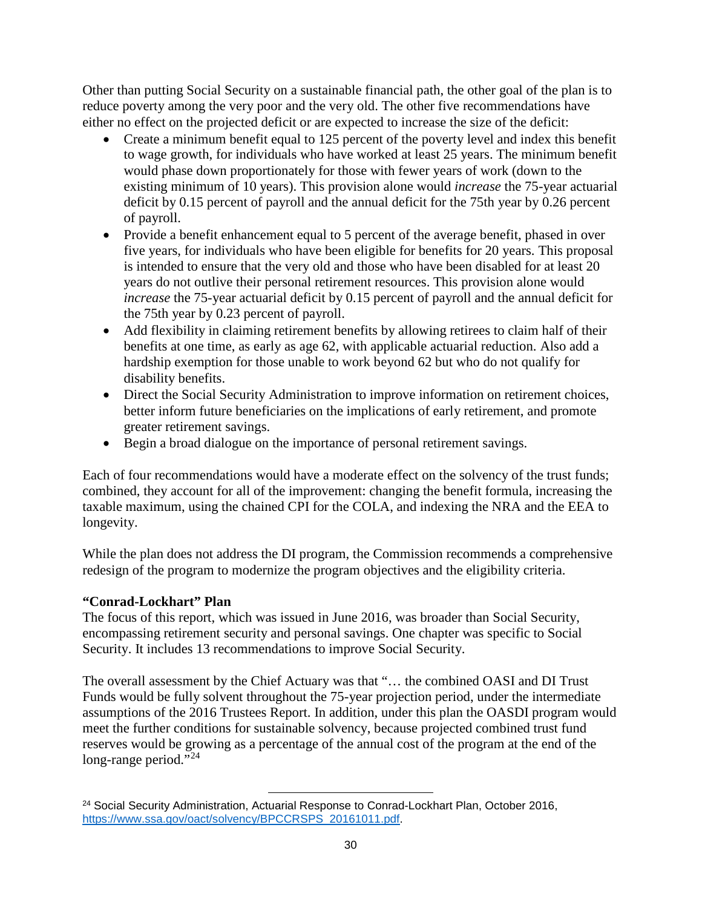Other than putting Social Security on a sustainable financial path, the other goal of the plan is to reduce poverty among the very poor and the very old. The other five recommendations have either no effect on the projected deficit or are expected to increase the size of the deficit:

- Create a minimum benefit equal to 125 percent of the poverty level and index this benefit to wage growth, for individuals who have worked at least 25 years. The minimum benefit would phase down proportionately for those with fewer years of work (down to the existing minimum of 10 years). This provision alone would *increase* the 75-year actuarial deficit by 0.15 percent of payroll and the annual deficit for the 75th year by 0.26 percent of payroll.
- Provide a benefit enhancement equal to 5 percent of the average benefit, phased in over five years, for individuals who have been eligible for benefits for 20 years. This proposal is intended to ensure that the very old and those who have been disabled for at least 20 years do not outlive their personal retirement resources. This provision alone would *increase* the 75-year actuarial deficit by 0.15 percent of payroll and the annual deficit for the 75th year by 0.23 percent of payroll.
- Add flexibility in claiming retirement benefits by allowing retirees to claim half of their benefits at one time, as early as age 62, with applicable actuarial reduction. Also add a hardship exemption for those unable to work beyond 62 but who do not qualify for disability benefits.
- Direct the Social Security Administration to improve information on retirement choices, better inform future beneficiaries on the implications of early retirement, and promote greater retirement savings.
- Begin a broad dialogue on the importance of personal retirement savings.

Each of four recommendations would have a moderate effect on the solvency of the trust funds; combined, they account for all of the improvement: changing the benefit formula, increasing the taxable maximum, using the chained CPI for the COLA, and indexing the NRA and the EEA to longevity.

While the plan does not address the DI program, the Commission recommends a comprehensive redesign of the program to modernize the program objectives and the eligibility criteria.

**"Conrad-Lockhart" Plan**

The focus of this report, which was issued in June 2016, was broader than Social Security, encompassing retirement security and personal savings. One chapter was specific to Social Security. It includes 13 recommendations to improve Social Security.

The overall assessment by the Chief Actuary was that "… the combined OASI and DI Trust Funds would be fully solvent throughout the 75-year projection period, under the intermediate assumptions of the 2016 Trustees Report. In addition, under this plan the OASDI program would meet the further conditions for sustainable solvency, because projected combined trust fund reserves would be growing as a percentage of the annual cost of the program at the end of the long-range period."[24]

---

[24] Social Security Administration, Actuarial Response to Conrad-Lockhart Plan, October 2016, https://www.ssa.gov/oact/solvency/BPCCRSPS_20161011.pdf.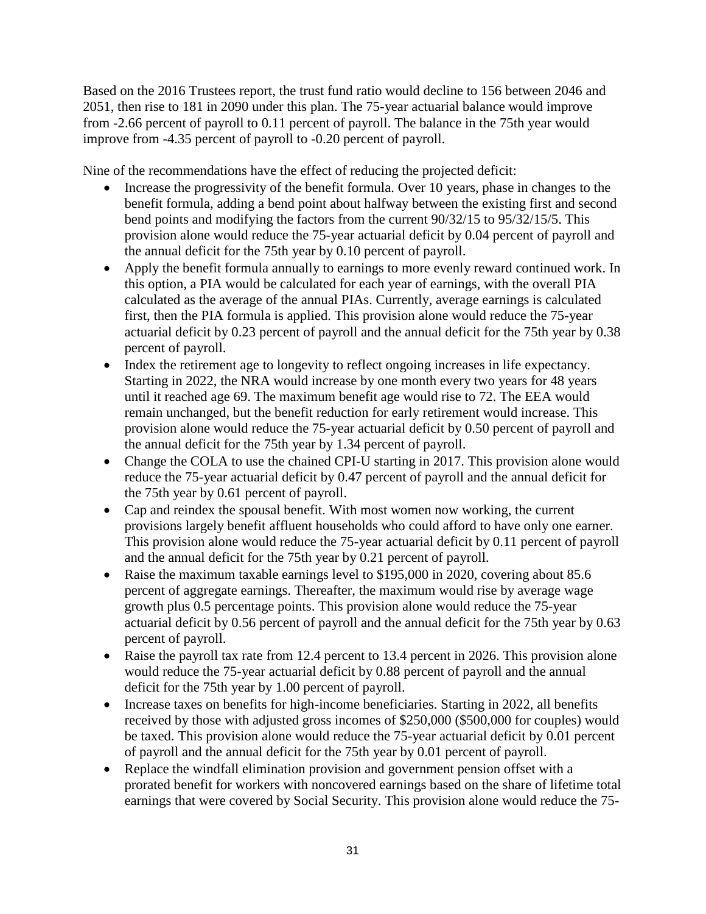Based on the 2016 Trustees report, the trust fund ratio would decline to 156 between 2046 and 2051, then rise to 181 in 2090 under this plan. The 75-year actuarial balance would improve from -2.66 percent of payroll to 0.11 percent of payroll. The balance in the 75th year would improve from -4.35 percent of payroll to -0.20 percent of payroll.

Nine of the recommendations have the effect of reducing the projected deficit:

- Increase the progressivity of the benefit formula. Over 10 years, phase in changes to the benefit formula, adding a bend point about halfway between the existing first and second bend points and modifying the factors from the current 90/32/15 to 95/32/15/5. This provision alone would reduce the 75-year actuarial deficit by 0.04 percent of payroll and the annual deficit for the 75th year by 0.10 percent of payroll.
- Apply the benefit formula annually to earnings to more evenly reward continued work. In this option, a PIA would be calculated for each year of earnings, with the overall PIA calculated as the average of the annual PIAs. Currently, average earnings is calculated first, then the PIA formula is applied. This provision alone would reduce the 75-year actuarial deficit by 0.23 percent of payroll and the annual deficit for the 75th year by 0.38 percent of payroll.
- Index the retirement age to longevity to reflect ongoing increases in life expectancy. Starting in 2022, the NRA would increase by one month every two years for 48 years until it reached age 69. The maximum benefit age would rise to 72. The EEA would remain unchanged, but the benefit reduction for early retirement would increase. This provision alone would reduce the 75-year actuarial deficit by 0.50 percent of payroll and the annual deficit for the 75th year by 1.34 percent of payroll.
- Change the COLA to use the chained CPI-U starting in 2017. This provision alone would reduce the 75-year actuarial deficit by 0.47 percent of payroll and the annual deficit for the 75th year by 0.61 percent of payroll.
- Cap and reindex the spousal benefit. With most women now working, the current provisions largely benefit affluent households who could afford to have only one earner. This provision alone would reduce the 75-year actuarial deficit by 0.11 percent of payroll and the annual deficit for the 75th year by 0.21 percent of payroll.
- Raise the maximum taxable earnings level to $195,000 in 2020, covering about 85.6 percent of aggregate earnings. Thereafter, the maximum would rise by average wage growth plus 0.5 percentage points. This provision alone would reduce the 75-year actuarial deficit by 0.56 percent of payroll and the annual deficit for the 75th year by 0.63 percent of payroll.
- Raise the payroll tax rate from 12.4 percent to 13.4 percent in 2026. This provision alone would reduce the 75-year actuarial deficit by 0.88 percent of payroll and the annual deficit for the 75th year by 1.00 percent of payroll.
- Increase taxes on benefits for high-income beneficiaries. Starting in 2022, all benefits received by those with adjusted gross incomes of $250,000 ($500,000 for couples) would be taxed. This provision alone would reduce the 75-year actuarial deficit by 0.01 percent of payroll and the annual deficit for the 75th year by 0.01 percent of payroll.
- Replace the windfall elimination provision and government pension offset with a prorated benefit for workers with noncovered earnings based on the share of lifetime total earnings that were covered by Social Security. This provision alone would reduce the 75-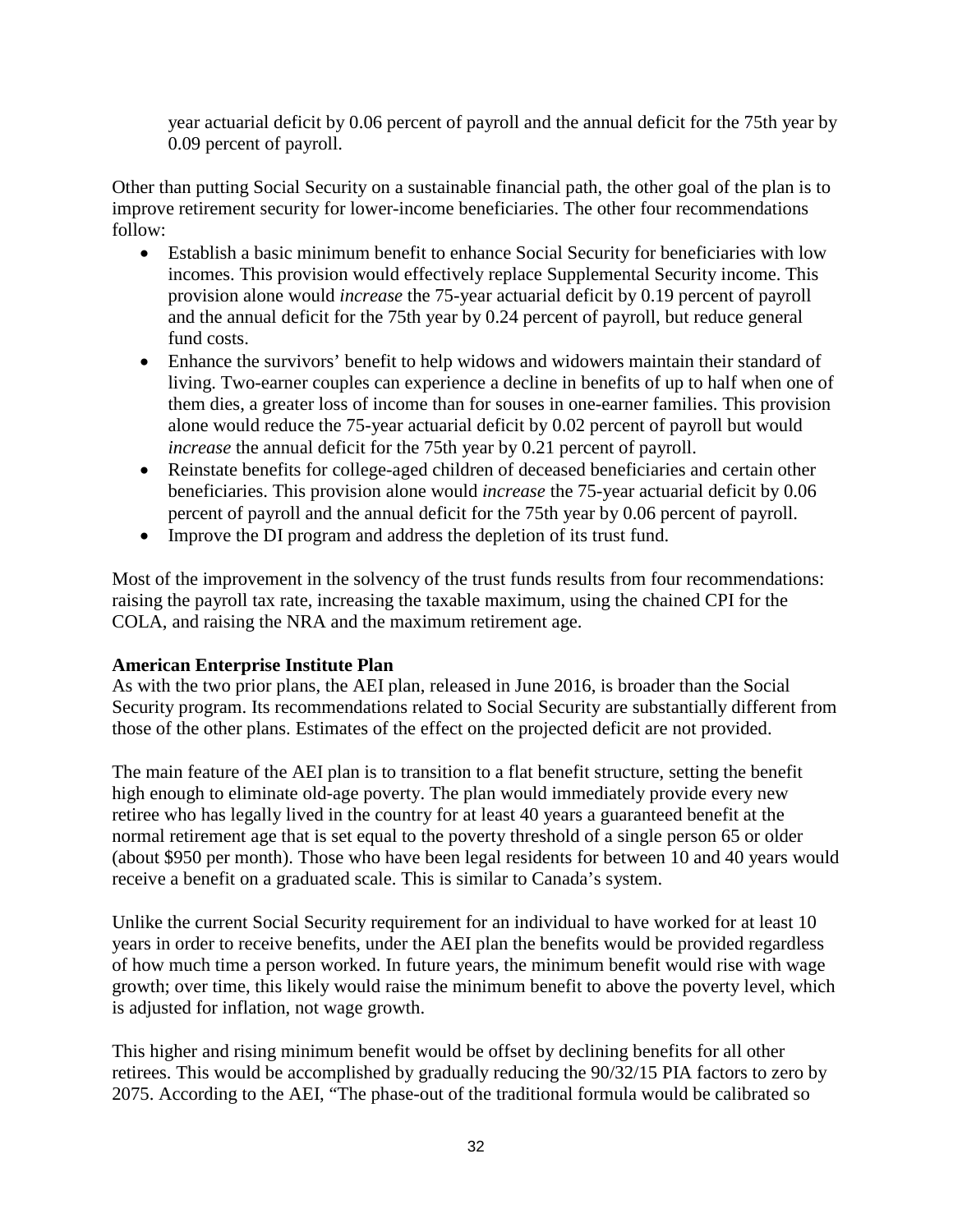year actuarial deficit by 0.06 percent of payroll and the annual deficit for the 75th year by 0.09 percent of payroll.

Other than putting Social Security on a sustainable financial path, the other goal of the plan is to improve retirement security for lower-income beneficiaries. The other four recommendations follow:

- Establish a basic minimum benefit to enhance Social Security for beneficiaries with low incomes. This provision would effectively replace Supplemental Security income. This provision alone would *increase* the 75-year actuarial deficit by 0.19 percent of payroll and the annual deficit for the 75th year by 0.24 percent of payroll, but reduce general fund costs.
- Enhance the survivors' benefit to help widows and widowers maintain their standard of living. Two-earner couples can experience a decline in benefits of up to half when one of them dies, a greater loss of income than for souses in one-earner families. This provision alone would reduce the 75-year actuarial deficit by 0.02 percent of payroll but would *increase* the annual deficit for the 75th year by 0.21 percent of payroll.
- Reinstate benefits for college-aged children of deceased beneficiaries and certain other beneficiaries. This provision alone would *increase* the 75-year actuarial deficit by 0.06 percent of payroll and the annual deficit for the 75th year by 0.06 percent of payroll.
- Improve the DI program and address the depletion of its trust fund.

Most of the improvement in the solvency of the trust funds results from four recommendations: raising the payroll tax rate, increasing the taxable maximum, using the chained CPI for the COLA, and raising the NRA and the maximum retirement age.

**American Enterprise Institute Plan**

As with the two prior plans, the AEI plan, released in June 2016, is broader than the Social Security program. Its recommendations related to Social Security are substantially different from those of the other plans. Estimates of the effect on the projected deficit are not provided.

The main feature of the AEI plan is to transition to a flat benefit structure, setting the benefit high enough to eliminate old-age poverty. The plan would immediately provide every new retiree who has legally lived in the country for at least 40 years a guaranteed benefit at the normal retirement age that is set equal to the poverty threshold of a single person 65 or older (about $950 per month). Those who have been legal residents for between 10 and 40 years would receive a benefit on a graduated scale. This is similar to Canada's system.

Unlike the current Social Security requirement for an individual to have worked for at least 10 years in order to receive benefits, under the AEI plan the benefits would be provided regardless of how much time a person worked. In future years, the minimum benefit would rise with wage growth; over time, this likely would raise the minimum benefit to above the poverty level, which is adjusted for inflation, not wage growth.

This higher and rising minimum benefit would be offset by declining benefits for all other retirees. This would be accomplished by gradually reducing the 90/32/15 PIA factors to zero by 2075. According to the AEI, "The phase-out of the traditional formula would be calibrated so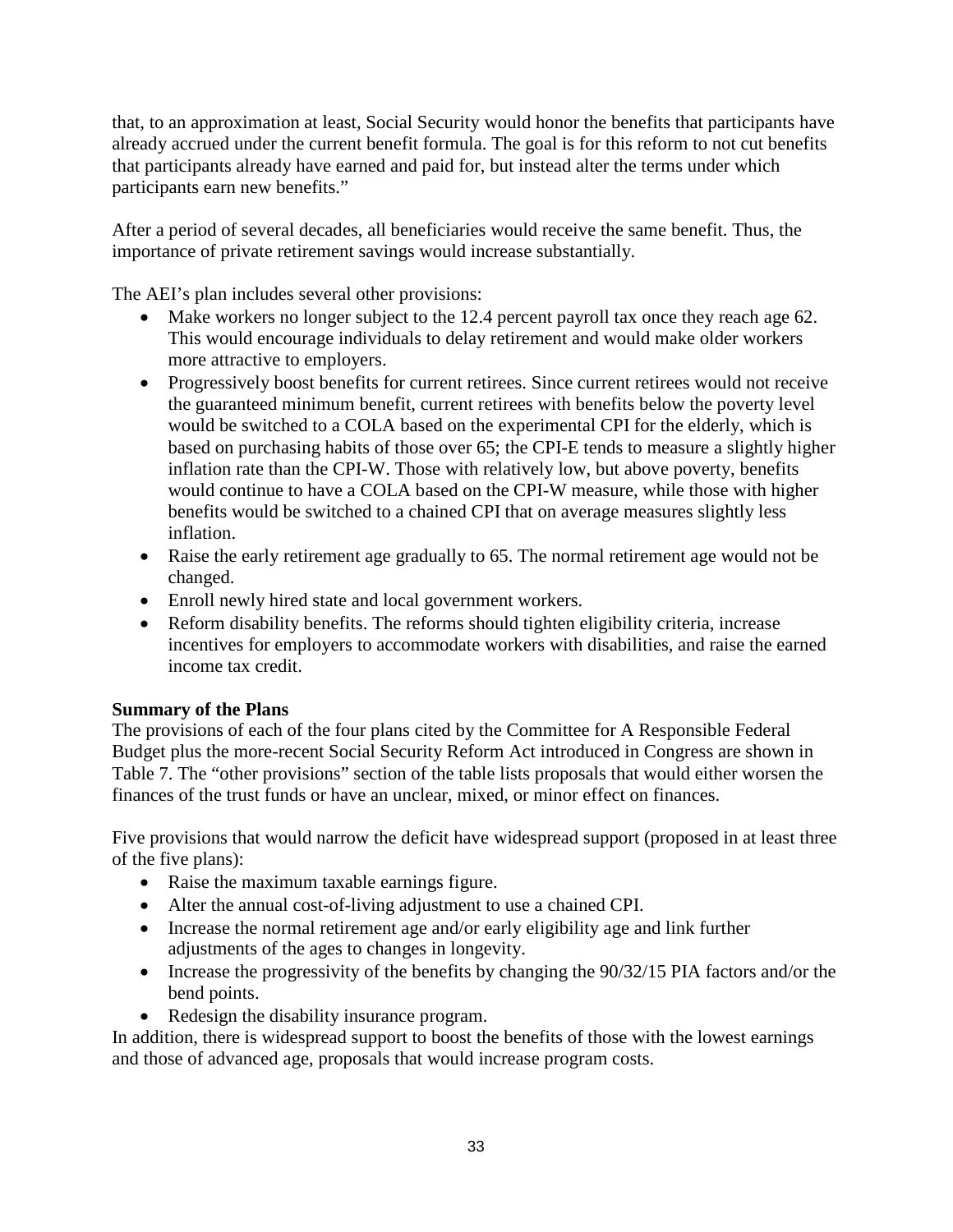that, to an approximation at least, Social Security would honor the benefits that participants have already accrued under the current benefit formula. The goal is for this reform to not cut benefits that participants already have earned and paid for, but instead alter the terms under which participants earn new benefits."

After a period of several decades, all beneficiaries would receive the same benefit. Thus, the importance of private retirement savings would increase substantially.

The AEI's plan includes several other provisions:

- Make workers no longer subject to the 12.4 percent payroll tax once they reach age 62. This would encourage individuals to delay retirement and would make older workers more attractive to employers.
- Progressively boost benefits for current retirees. Since current retirees would not receive the guaranteed minimum benefit, current retirees with benefits below the poverty level would be switched to a COLA based on the experimental CPI for the elderly, which is based on purchasing habits of those over 65; the CPI-E tends to measure a slightly higher inflation rate than the CPI-W. Those with relatively low, but above poverty, benefits would continue to have a COLA based on the CPI-W measure, while those with higher benefits would be switched to a chained CPI that on average measures slightly less inflation.
- Raise the early retirement age gradually to 65. The normal retirement age would not be changed.
- Enroll newly hired state and local government workers.
- Reform disability benefits. The reforms should tighten eligibility criteria, increase incentives for employers to accommodate workers with disabilities, and raise the earned income tax credit.

**Summary of the Plans**

The provisions of each of the four plans cited by the Committee for A Responsible Federal Budget plus the more-recent Social Security Reform Act introduced in Congress are shown in Table 7. The "other provisions" section of the table lists proposals that would either worsen the finances of the trust funds or have an unclear, mixed, or minor effect on finances.

Five provisions that would narrow the deficit have widespread support (proposed in at least three of the five plans):

- Raise the maximum taxable earnings figure.
- Alter the annual cost-of-living adjustment to use a chained CPI.
- Increase the normal retirement age and/or early eligibility age and link further adjustments of the ages to changes in longevity.
- Increase the progressivity of the benefits by changing the 90/32/15 PIA factors and/or the bend points.
- Redesign the disability insurance program.

In addition, there is widespread support to boost the benefits of those with the lowest earnings and those of advanced age, proposals that would increase program costs.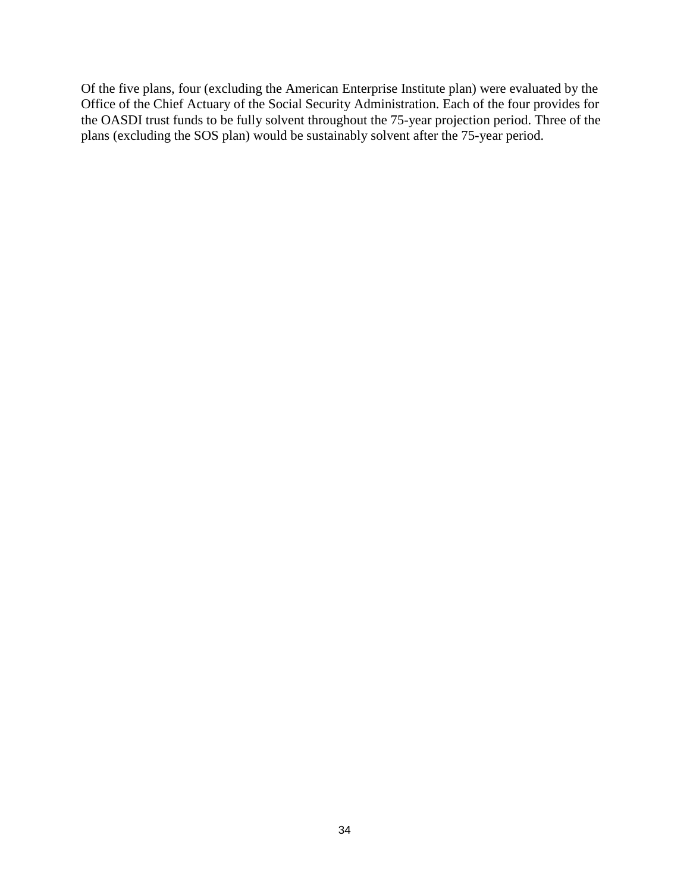Of the five plans, four (excluding the American Enterprise Institute plan) were evaluated by the Office of the Chief Actuary of the Social Security Administration. Each of the four provides for the OASDI trust funds to be fully solvent throughout the 75-year projection period. Three of the plans (excluding the SOS plan) would be sustainably solvent after the 75-year period.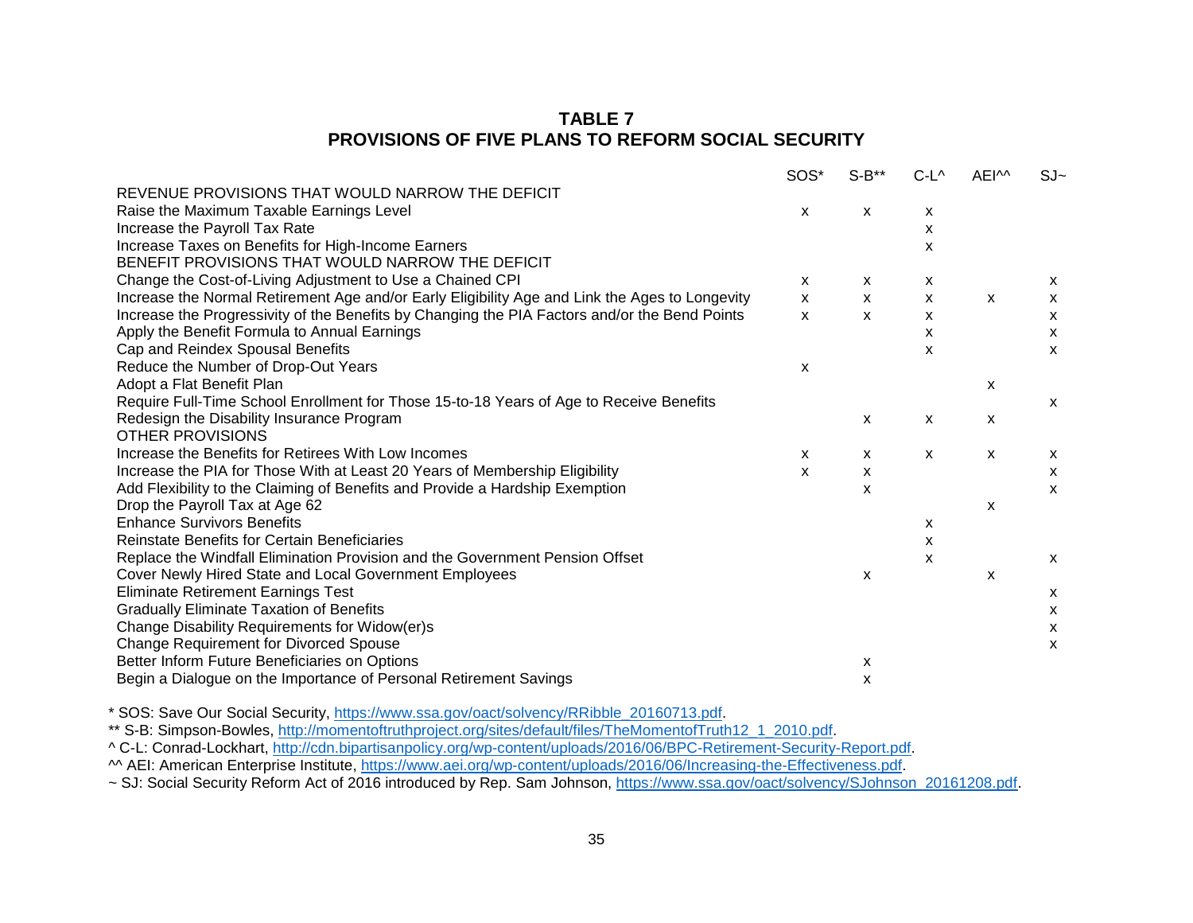## TABLE 7
## PROVISIONS OF FIVE PLANS TO REFORM SOCIAL SECURITY

| | SOS* | S-B** | C-L^ | AEI^^ | SJ~ |
|---|---|---|---|---|---|
| REVENUE PROVISIONS THAT WOULD NARROW THE DEFICIT | | | | | |
| Raise the Maximum Taxable Earnings Level | x | x | x | | |
| Increase the Payroll Tax Rate | | | x | | |
| Increase Taxes on Benefits for High-Income Earners | | | x | | |
| BENEFIT PROVISIONS THAT WOULD NARROW THE DEFICIT | | | | | |
| Change the Cost-of-Living Adjustment to Use a Chained CPI | x | x | x | | x |
| Increase the Normal Retirement Age and/or Early Eligibility Age and Link the Ages to Longevity | x | x | x | x | x |
| Increase the Progressivity of the Benefits by Changing the PIA Factors and/or the Bend Points | x | x | x | | x |
| Apply the Benefit Formula to Annual Earnings | | | x | | x |
| Cap and Reindex Spousal Benefits | | | x | | x |
| Reduce the Number of Drop-Out Years | x | | | | |
| Adopt a Flat Benefit Plan | | | | x | |
| Require Full-Time School Enrollment for Those 15-to-18 Years of Age to Receive Benefits | | | | | x |
| Redesign the Disability Insurance Program | | x | x | x | |
| OTHER PROVISIONS | | | | | |
| Increase the Benefits for Retirees With Low Incomes | x | x | x | x | x |
| Increase the PIA for Those With at Least 20 Years of Membership Eligibility | x | x | | | x |
| Add Flexibility to the Claiming of Benefits and Provide a Hardship Exemption | | x | | | x |
| Drop the Payroll Tax at Age 62 | | | | x | |
| Enhance Survivors Benefits | | | x | | |
| Reinstate Benefits for Certain Beneficiaries | | | x | | |
| Replace the Windfall Elimination Provision and the Government Pension Offset | | | x | | x |
| Cover Newly Hired State and Local Government Employees | | x | | x | |
| Eliminate Retirement Earnings Test | | | | | x |
| Gradually Eliminate Taxation of Benefits | | | | | x |
| Change Disability Requirements for Widow(er)s | | | | | x |
| Change Requirement for Divorced Spouse | | | | | x |
| Better Inform Future Beneficiaries on Options | | x | | | |
| Begin a Dialogue on the Importance of Personal Retirement Savings | | x | | | |

* SOS: Save Our Social Security, https://www.ssa.gov/oact/solvency/RRibble_20160713.pdf.

** S-B: Simpson-Bowles, http://momentoftruthproject.org/sites/default/files/TheMomentofTruth12_1_2010.pdf.

^ C-L: Conrad-Lockhart, http://cdn.bipartisanpolicy.org/wp-content/uploads/2016/06/BPC-Retirement-Security-Report.pdf.

^^ AEI: American Enterprise Institute, https://www.aei.org/wp-content/uploads/2016/06/Increasing-the-Effectiveness.pdf.

~ SJ: Social Security Reform Act of 2016 introduced by Rep. Sam Johnson, https://www.ssa.gov/oact/solvency/SJohnson_20161208.pdf.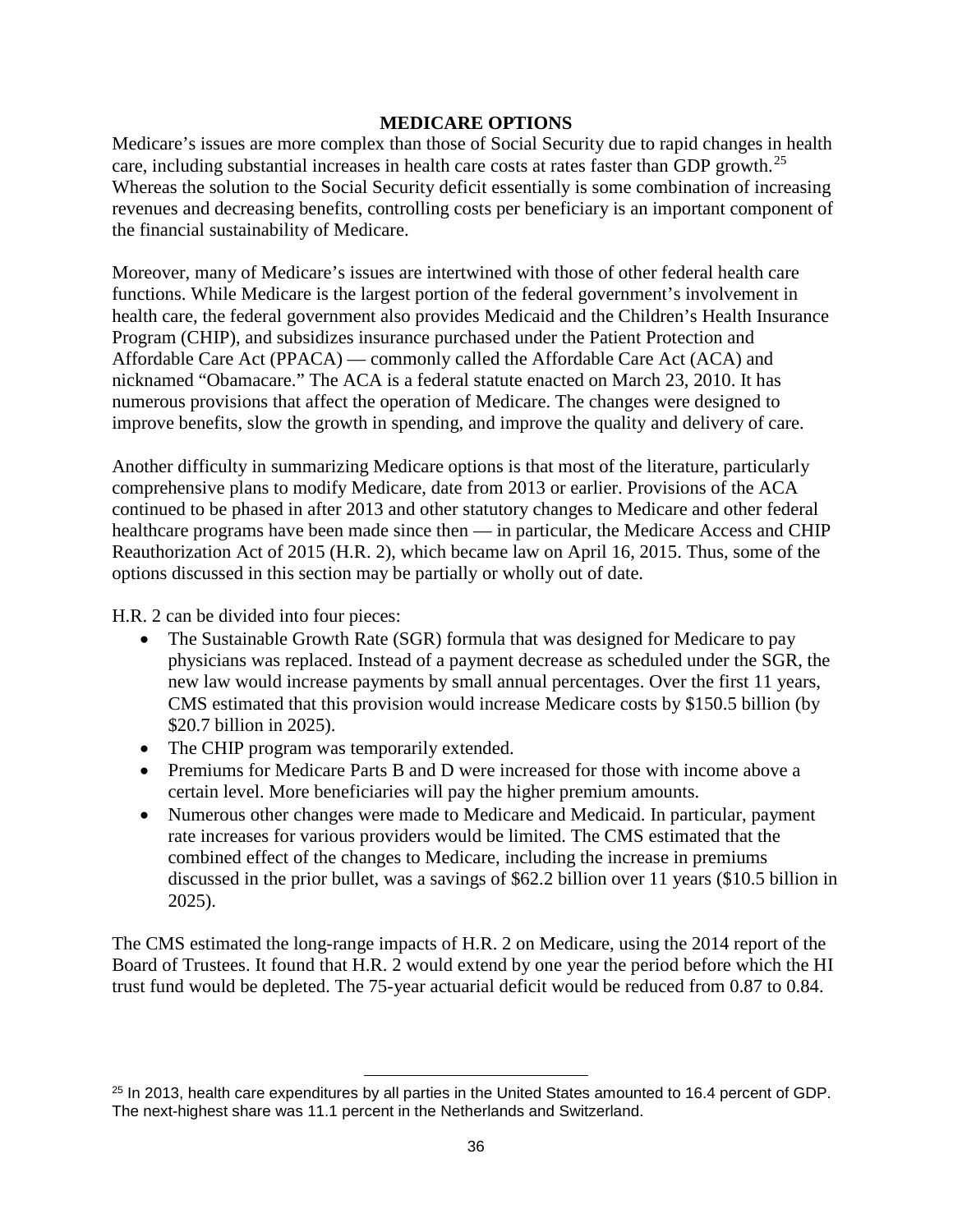## MEDICARE OPTIONS

Medicare's issues are more complex than those of Social Security due to rapid changes in health care, including substantial increases in health care costs at rates faster than GDP growth.[25] Whereas the solution to the Social Security deficit essentially is some combination of increasing revenues and decreasing benefits, controlling costs per beneficiary is an important component of the financial sustainability of Medicare.

Moreover, many of Medicare's issues are intertwined with those of other federal health care functions. While Medicare is the largest portion of the federal government's involvement in health care, the federal government also provides Medicaid and the Children's Health Insurance Program (CHIP), and subsidizes insurance purchased under the Patient Protection and Affordable Care Act (PPACA) — commonly called the Affordable Care Act (ACA) and nicknamed "Obamacare." The ACA is a federal statute enacted on March 23, 2010. It has numerous provisions that affect the operation of Medicare. The changes were designed to improve benefits, slow the growth in spending, and improve the quality and delivery of care.

Another difficulty in summarizing Medicare options is that most of the literature, particularly comprehensive plans to modify Medicare, date from 2013 or earlier. Provisions of the ACA continued to be phased in after 2013 and other statutory changes to Medicare and other federal healthcare programs have been made since then — in particular, the Medicare Access and CHIP Reauthorization Act of 2015 (H.R. 2), which became law on April 16, 2015. Thus, some of the options discussed in this section may be partially or wholly out of date.

H.R. 2 can be divided into four pieces:

- The Sustainable Growth Rate (SGR) formula that was designed for Medicare to pay physicians was replaced. Instead of a payment decrease as scheduled under the SGR, the new law would increase payments by small annual percentages. Over the first 11 years, CMS estimated that this provision would increase Medicare costs by $150.5 billion (by $20.7 billion in 2025).
- The CHIP program was temporarily extended.
- Premiums for Medicare Parts B and D were increased for those with income above a certain level. More beneficiaries will pay the higher premium amounts.
- Numerous other changes were made to Medicare and Medicaid. In particular, payment rate increases for various providers would be limited. The CMS estimated that the combined effect of the changes to Medicare, including the increase in premiums discussed in the prior bullet, was a savings of $62.2 billion over 11 years ($10.5 billion in 2025).

The CMS estimated the long-range impacts of H.R. 2 on Medicare, using the 2014 report of the Board of Trustees. It found that H.R. 2 would extend by one year the period before which the HI trust fund would be depleted. The 75-year actuarial deficit would be reduced from 0.87 to 0.84.

---

[25] In 2013, health care expenditures by all parties in the United States amounted to 16.4 percent of GDP. The next-highest share was 11.1 percent in the Netherlands and Switzerland.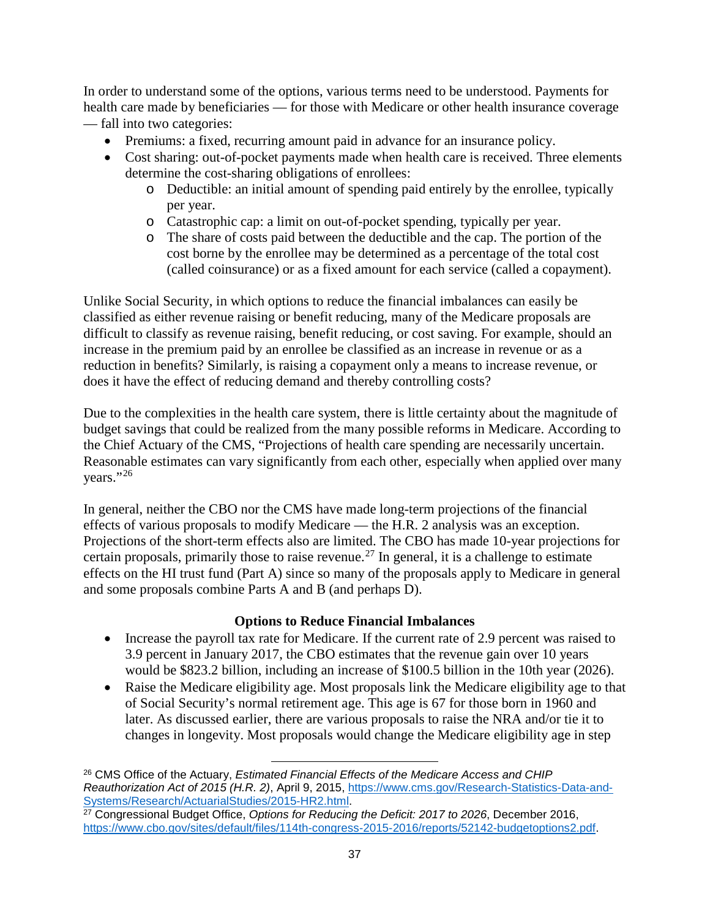In order to understand some of the options, various terms need to be understood. Payments for health care made by beneficiaries — for those with Medicare or other health insurance coverage — fall into two categories:

- Premiums: a fixed, recurring amount paid in advance for an insurance policy.
- Cost sharing: out-of-pocket payments made when health care is received. Three elements determine the cost-sharing obligations of enrollees:
  - Deductible: an initial amount of spending paid entirely by the enrollee, typically per year.
  - Catastrophic cap: a limit on out-of-pocket spending, typically per year.
  - The share of costs paid between the deductible and the cap. The portion of the cost borne by the enrollee may be determined as a percentage of the total cost (called coinsurance) or as a fixed amount for each service (called a copayment).

Unlike Social Security, in which options to reduce the financial imbalances can easily be classified as either revenue raising or benefit reducing, many of the Medicare proposals are difficult to classify as revenue raising, benefit reducing, or cost saving. For example, should an increase in the premium paid by an enrollee be classified as an increase in revenue or as a reduction in benefits? Similarly, is raising a copayment only a means to increase revenue, or does it have the effect of reducing demand and thereby controlling costs?

Due to the complexities in the health care system, there is little certainty about the magnitude of budget savings that could be realized from the many possible reforms in Medicare. According to the Chief Actuary of the CMS, "Projections of health care spending are necessarily uncertain. Reasonable estimates can vary significantly from each other, especially when applied over many years."[26]

In general, neither the CBO nor the CMS have made long-term projections of the financial effects of various proposals to modify Medicare — the H.R. 2 analysis was an exception. Projections of the short-term effects also are limited. The CBO has made 10-year projections for certain proposals, primarily those to raise revenue.[27] In general, it is a challenge to estimate effects on the HI trust fund (Part A) since so many of the proposals apply to Medicare in general and some proposals combine Parts A and B (and perhaps D).

**Options to Reduce Financial Imbalances**

- Increase the payroll tax rate for Medicare. If the current rate of 2.9 percent was raised to 3.9 percent in January 2017, the CBO estimates that the revenue gain over 10 years would be $823.2 billion, including an increase of $100.5 billion in the 10th year (2026).
- Raise the Medicare eligibility age. Most proposals link the Medicare eligibility age to that of Social Security's normal retirement age. This age is 67 for those born in 1960 and later. As discussed earlier, there are various proposals to raise the NRA and/or tie it to changes in longevity. Most proposals would change the Medicare eligibility age in step

---

[26] CMS Office of the Actuary, *Estimated Financial Effects of the Medicare Access and CHIP Reauthorization Act of 2015 (H.R. 2)*, April 9, 2015, https://www.cms.gov/Research-Statistics-Data-and-Systems/Research/ActuarialStudies/2015-HR2.html.

[27] Congressional Budget Office, *Options for Reducing the Deficit: 2017 to 2026*, December 2016, https://www.cbo.gov/sites/default/files/114th-congress-2015-2016/reports/52142-budgetoptions2.pdf.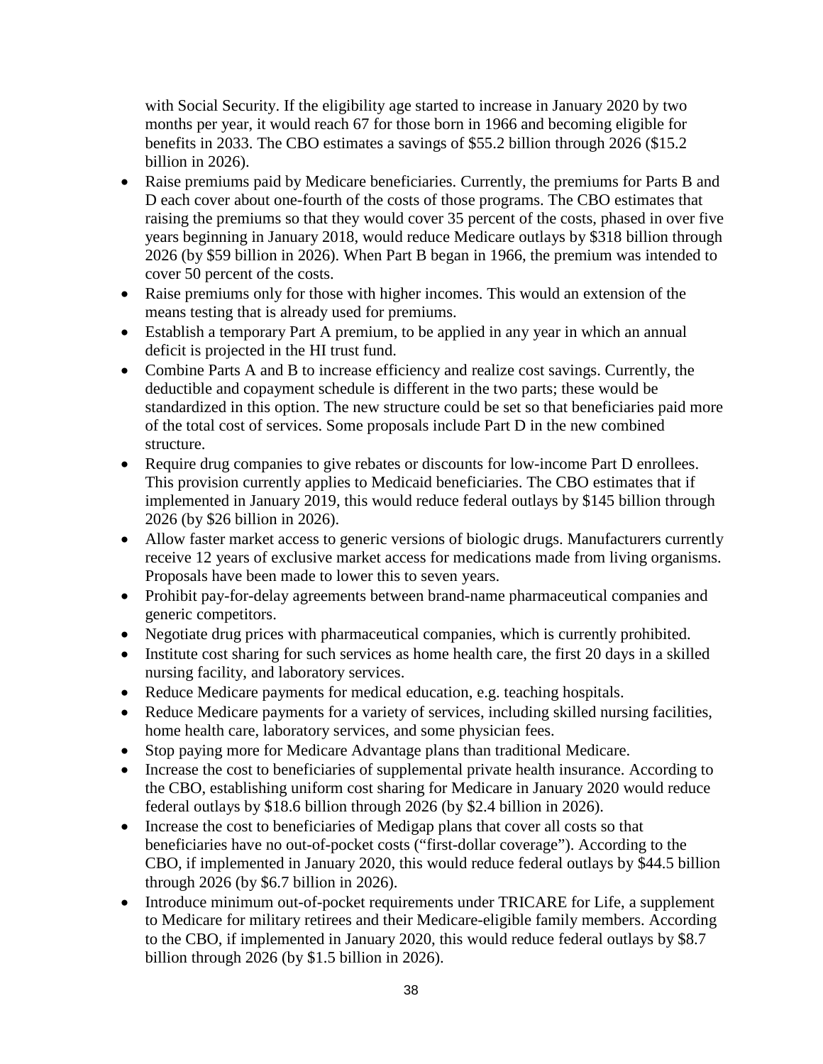with Social Security. If the eligibility age started to increase in January 2020 by two months per year, it would reach 67 for those born in 1966 and becoming eligible for benefits in 2033. The CBO estimates a savings of $55.2 billion through 2026 ($15.2 billion in 2026).

- Raise premiums paid by Medicare beneficiaries. Currently, the premiums for Parts B and D each cover about one-fourth of the costs of those programs. The CBO estimates that raising the premiums so that they would cover 35 percent of the costs, phased in over five years beginning in January 2018, would reduce Medicare outlays by $318 billion through 2026 (by $59 billion in 2026). When Part B began in 1966, the premium was intended to cover 50 percent of the costs.
- Raise premiums only for those with higher incomes. This would an extension of the means testing that is already used for premiums.
- Establish a temporary Part A premium, to be applied in any year in which an annual deficit is projected in the HI trust fund.
- Combine Parts A and B to increase efficiency and realize cost savings. Currently, the deductible and copayment schedule is different in the two parts; these would be standardized in this option. The new structure could be set so that beneficiaries paid more of the total cost of services. Some proposals include Part D in the new combined structure.
- Require drug companies to give rebates or discounts for low-income Part D enrollees. This provision currently applies to Medicaid beneficiaries. The CBO estimates that if implemented in January 2019, this would reduce federal outlays by $145 billion through 2026 (by $26 billion in 2026).
- Allow faster market access to generic versions of biologic drugs. Manufacturers currently receive 12 years of exclusive market access for medications made from living organisms. Proposals have been made to lower this to seven years.
- Prohibit pay-for-delay agreements between brand-name pharmaceutical companies and generic competitors.
- Negotiate drug prices with pharmaceutical companies, which is currently prohibited.
- Institute cost sharing for such services as home health care, the first 20 days in a skilled nursing facility, and laboratory services.
- Reduce Medicare payments for medical education, e.g. teaching hospitals.
- Reduce Medicare payments for a variety of services, including skilled nursing facilities, home health care, laboratory services, and some physician fees.
- Stop paying more for Medicare Advantage plans than traditional Medicare.
- Increase the cost to beneficiaries of supplemental private health insurance. According to the CBO, establishing uniform cost sharing for Medicare in January 2020 would reduce federal outlays by $18.6 billion through 2026 (by $2.4 billion in 2026).
- Increase the cost to beneficiaries of Medigap plans that cover all costs so that beneficiaries have no out-of-pocket costs ("first-dollar coverage"). According to the CBO, if implemented in January 2020, this would reduce federal outlays by $44.5 billion through 2026 (by $6.7 billion in 2026).
- Introduce minimum out-of-pocket requirements under TRICARE for Life, a supplement to Medicare for military retirees and their Medicare-eligible family members. According to the CBO, if implemented in January 2020, this would reduce federal outlays by $8.7 billion through 2026 (by $1.5 billion in 2026).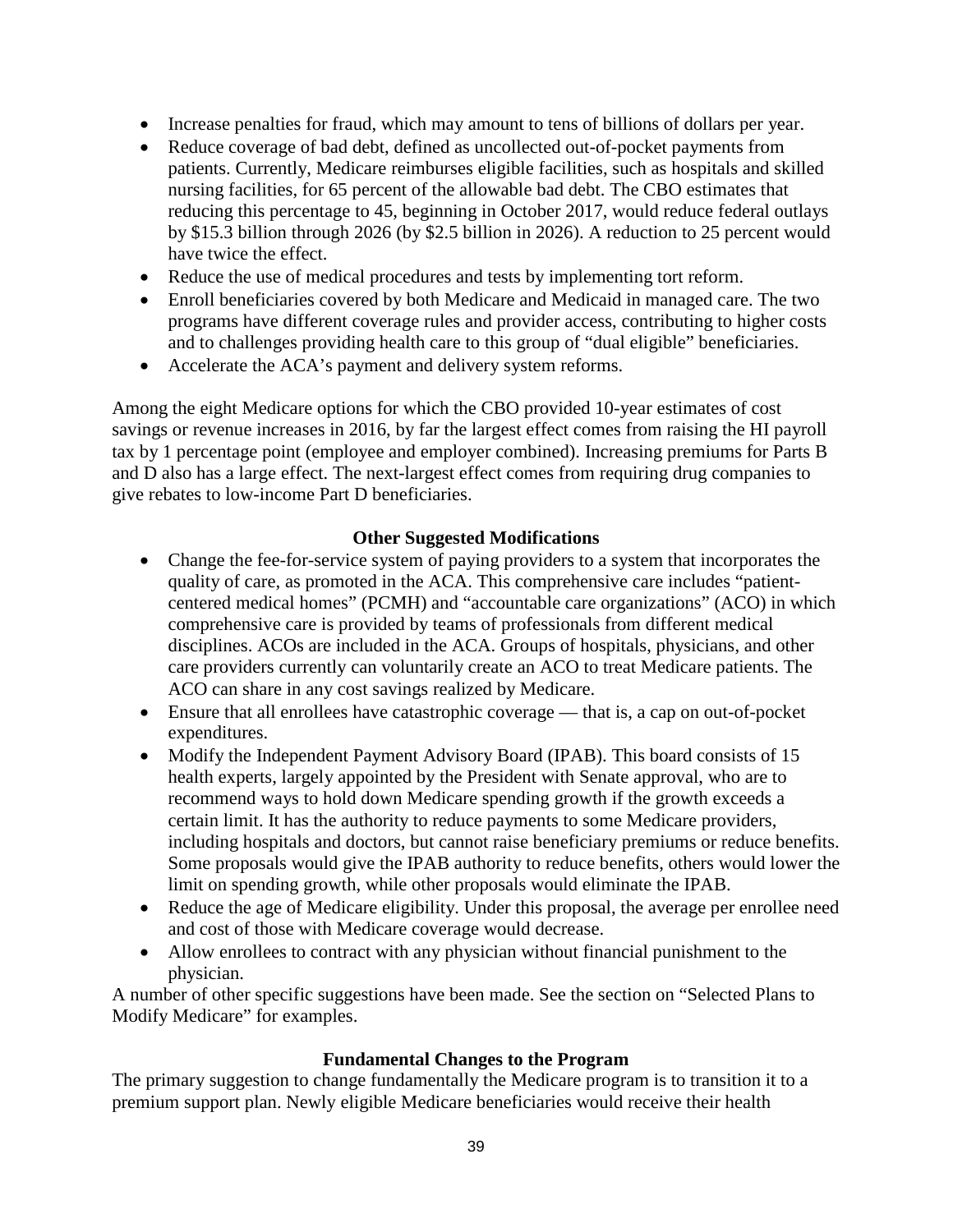- Increase penalties for fraud, which may amount to tens of billions of dollars per year.
- Reduce coverage of bad debt, defined as uncollected out-of-pocket payments from patients. Currently, Medicare reimburses eligible facilities, such as hospitals and skilled nursing facilities, for 65 percent of the allowable bad debt. The CBO estimates that reducing this percentage to 45, beginning in October 2017, would reduce federal outlays by $15.3 billion through 2026 (by $2.5 billion in 2026). A reduction to 25 percent would have twice the effect.
- Reduce the use of medical procedures and tests by implementing tort reform.
- Enroll beneficiaries covered by both Medicare and Medicaid in managed care. The two programs have different coverage rules and provider access, contributing to higher costs and to challenges providing health care to this group of "dual eligible" beneficiaries.
- Accelerate the ACA's payment and delivery system reforms.

Among the eight Medicare options for which the CBO provided 10-year estimates of cost savings or revenue increases in 2016, by far the largest effect comes from raising the HI payroll tax by 1 percentage point (employee and employer combined). Increasing premiums for Parts B and D also has a large effect. The next-largest effect comes from requiring drug companies to give rebates to low-income Part D beneficiaries.

### Other Suggested Modifications

- Change the fee-for-service system of paying providers to a system that incorporates the quality of care, as promoted in the ACA. This comprehensive care includes "patient-centered medical homes" (PCMH) and "accountable care organizations" (ACO) in which comprehensive care is provided by teams of professionals from different medical disciplines. ACOs are included in the ACA. Groups of hospitals, physicians, and other care providers currently can voluntarily create an ACO to treat Medicare patients. The ACO can share in any cost savings realized by Medicare.
- Ensure that all enrollees have catastrophic coverage — that is, a cap on out-of-pocket expenditures.
- Modify the Independent Payment Advisory Board (IPAB). This board consists of 15 health experts, largely appointed by the President with Senate approval, who are to recommend ways to hold down Medicare spending growth if the growth exceeds a certain limit. It has the authority to reduce payments to some Medicare providers, including hospitals and doctors, but cannot raise beneficiary premiums or reduce benefits. Some proposals would give the IPAB authority to reduce benefits, others would lower the limit on spending growth, while other proposals would eliminate the IPAB.
- Reduce the age of Medicare eligibility. Under this proposal, the average per enrollee need and cost of those with Medicare coverage would decrease.
- Allow enrollees to contract with any physician without financial punishment to the physician.

A number of other specific suggestions have been made. See the section on "Selected Plans to Modify Medicare" for examples.

### Fundamental Changes to the Program

The primary suggestion to change fundamentally the Medicare program is to transition it to a premium support plan. Newly eligible Medicare beneficiaries would receive their health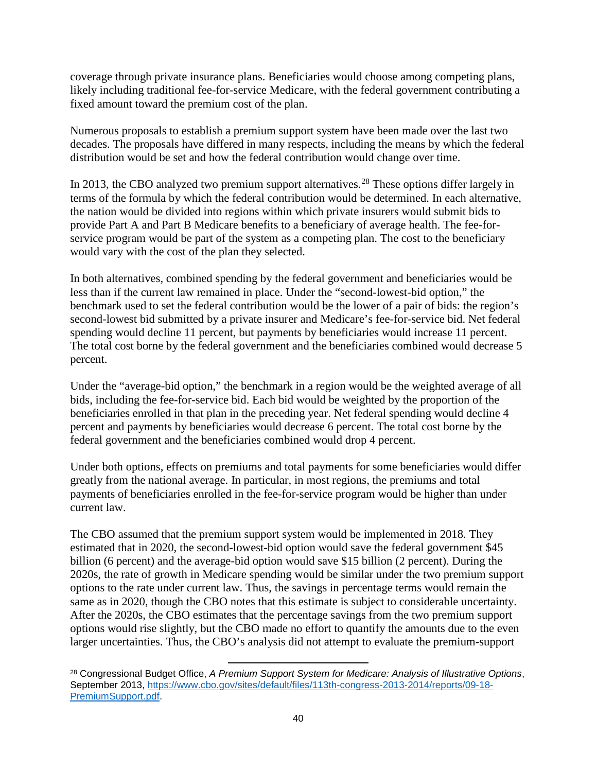coverage through private insurance plans. Beneficiaries would choose among competing plans, likely including traditional fee-for-service Medicare, with the federal government contributing a fixed amount toward the premium cost of the plan.

Numerous proposals to establish a premium support system have been made over the last two decades. The proposals have differed in many respects, including the means by which the federal distribution would be set and how the federal contribution would change over time.

In 2013, the CBO analyzed two premium support alternatives.[28] These options differ largely in terms of the formula by which the federal contribution would be determined. In each alternative, the nation would be divided into regions within which private insurers would submit bids to provide Part A and Part B Medicare benefits to a beneficiary of average health. The fee-for-service program would be part of the system as a competing plan. The cost to the beneficiary would vary with the cost of the plan they selected.

In both alternatives, combined spending by the federal government and beneficiaries would be less than if the current law remained in place. Under the "second-lowest-bid option," the benchmark used to set the federal contribution would be the lower of a pair of bids: the region's second-lowest bid submitted by a private insurer and Medicare's fee-for-service bid. Net federal spending would decline 11 percent, but payments by beneficiaries would increase 11 percent. The total cost borne by the federal government and the beneficiaries combined would decrease 5 percent.

Under the "average-bid option," the benchmark in a region would be the weighted average of all bids, including the fee-for-service bid. Each bid would be weighted by the proportion of the beneficiaries enrolled in that plan in the preceding year. Net federal spending would decline 4 percent and payments by beneficiaries would decrease 6 percent. The total cost borne by the federal government and the beneficiaries combined would drop 4 percent.

Under both options, effects on premiums and total payments for some beneficiaries would differ greatly from the national average. In particular, in most regions, the premiums and total payments of beneficiaries enrolled in the fee-for-service program would be higher than under current law.

The CBO assumed that the premium support system would be implemented in 2018. They estimated that in 2020, the second-lowest-bid option would save the federal government $45 billion (6 percent) and the average-bid option would save $15 billion (2 percent). During the 2020s, the rate of growth in Medicare spending would be similar under the two premium support options to the rate under current law. Thus, the savings in percentage terms would remain the same as in 2020, though the CBO notes that this estimate is subject to considerable uncertainty. After the 2020s, the CBO estimates that the percentage savings from the two premium support options would rise slightly, but the CBO made no effort to quantify the amounts due to the even larger uncertainties. Thus, the CBO's analysis did not attempt to evaluate the premium-support

[28] Congressional Budget Office, *A Premium Support System for Medicare: Analysis of Illustrative Options*, September 2013, https://www.cbo.gov/sites/default/files/113th-congress-2013-2014/reports/09-18-PremiumSupport.pdf.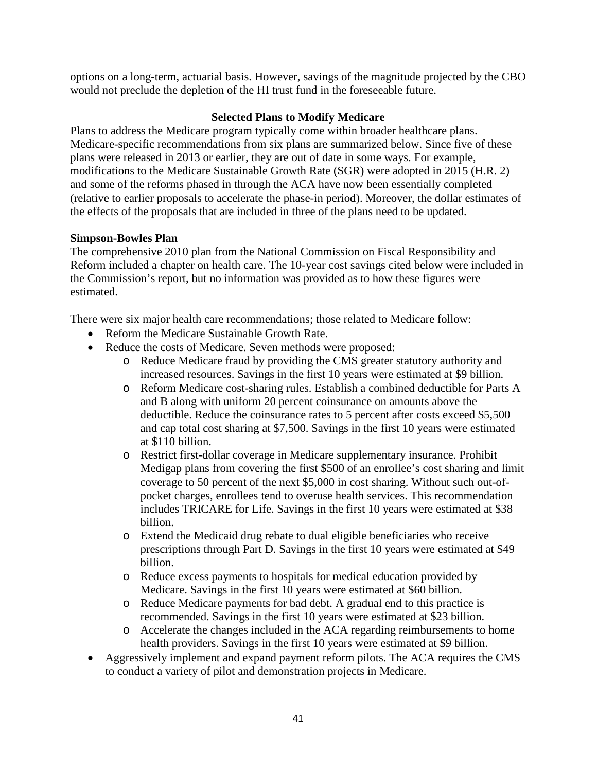options on a long-term, actuarial basis. However, savings of the magnitude projected by the CBO would not preclude the depletion of the HI trust fund in the foreseeable future.

## Selected Plans to Modify Medicare

Plans to address the Medicare program typically come within broader healthcare plans. Medicare-specific recommendations from six plans are summarized below. Since five of these plans were released in 2013 or earlier, they are out of date in some ways. For example, modifications to the Medicare Sustainable Growth Rate (SGR) were adopted in 2015 (H.R. 2) and some of the reforms phased in through the ACA have now been essentially completed (relative to earlier proposals to accelerate the phase-in period). Moreover, the dollar estimates of the effects of the proposals that are included in three of the plans need to be updated.

### Simpson-Bowles Plan

The comprehensive 2010 plan from the National Commission on Fiscal Responsibility and Reform included a chapter on health care. The 10-year cost savings cited below were included in the Commission's report, but no information was provided as to how these figures were estimated.

There were six major health care recommendations; those related to Medicare follow:

- Reform the Medicare Sustainable Growth Rate.
- Reduce the costs of Medicare. Seven methods were proposed:
  - Reduce Medicare fraud by providing the CMS greater statutory authority and increased resources. Savings in the first 10 years were estimated at $9 billion.
  - Reform Medicare cost-sharing rules. Establish a combined deductible for Parts A and B along with uniform 20 percent coinsurance on amounts above the deductible. Reduce the coinsurance rates to 5 percent after costs exceed $5,500 and cap total cost sharing at $7,500. Savings in the first 10 years were estimated at $110 billion.
  - Restrict first-dollar coverage in Medicare supplementary insurance. Prohibit Medigap plans from covering the first $500 of an enrollee's cost sharing and limit coverage to 50 percent of the next $5,000 in cost sharing. Without such out-of-pocket charges, enrollees tend to overuse health services. This recommendation includes TRICARE for Life. Savings in the first 10 years were estimated at $38 billion.
  - Extend the Medicaid drug rebate to dual eligible beneficiaries who receive prescriptions through Part D. Savings in the first 10 years were estimated at $49 billion.
  - Reduce excess payments to hospitals for medical education provided by Medicare. Savings in the first 10 years were estimated at $60 billion.
  - Reduce Medicare payments for bad debt. A gradual end to this practice is recommended. Savings in the first 10 years were estimated at $23 billion.
  - Accelerate the changes included in the ACA regarding reimbursements to home health providers. Savings in the first 10 years were estimated at $9 billion.
- Aggressively implement and expand payment reform pilots. The ACA requires the CMS to conduct a variety of pilot and demonstration projects in Medicare.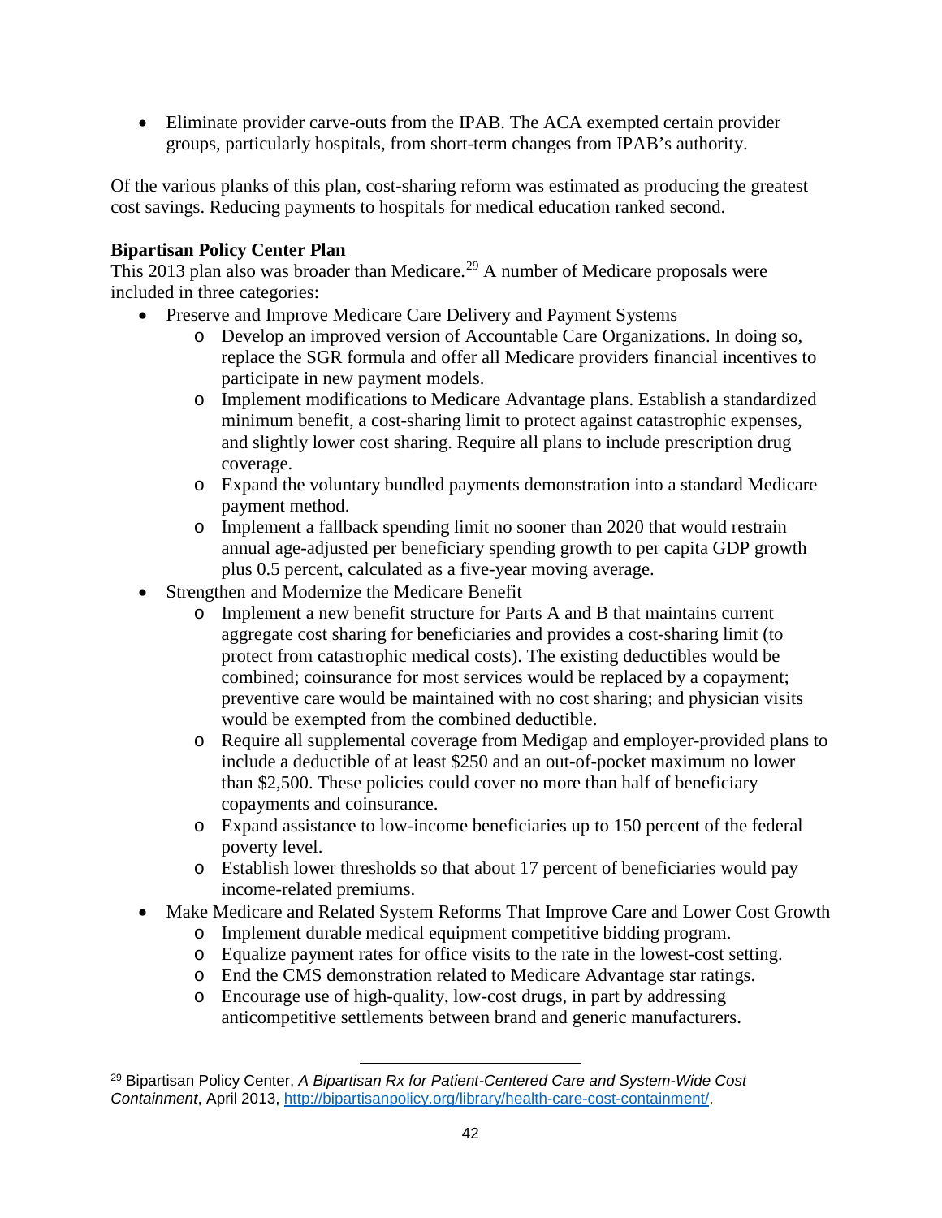- Eliminate provider carve-outs from the IPAB. The ACA exempted certain provider groups, particularly hospitals, from short-term changes from IPAB's authority.

Of the various planks of this plan, cost-sharing reform was estimated as producing the greatest cost savings. Reducing payments to hospitals for medical education ranked second.

**Bipartisan Policy Center Plan**

This 2013 plan also was broader than Medicare.[29] A number of Medicare proposals were included in three categories:

- Preserve and Improve Medicare Care Delivery and Payment Systems
  - Develop an improved version of Accountable Care Organizations. In doing so, replace the SGR formula and offer all Medicare providers financial incentives to participate in new payment models.
  - Implement modifications to Medicare Advantage plans. Establish a standardized minimum benefit, a cost-sharing limit to protect against catastrophic expenses, and slightly lower cost sharing. Require all plans to include prescription drug coverage.
  - Expand the voluntary bundled payments demonstration into a standard Medicare payment method.
  - Implement a fallback spending limit no sooner than 2020 that would restrain annual age-adjusted per beneficiary spending growth to per capita GDP growth plus 0.5 percent, calculated as a five-year moving average.
- Strengthen and Modernize the Medicare Benefit
  - Implement a new benefit structure for Parts A and B that maintains current aggregate cost sharing for beneficiaries and provides a cost-sharing limit (to protect from catastrophic medical costs). The existing deductibles would be combined; coinsurance for most services would be replaced by a copayment; preventive care would be maintained with no cost sharing; and physician visits would be exempted from the combined deductible.
  - Require all supplemental coverage from Medigap and employer-provided plans to include a deductible of at least $250 and an out-of-pocket maximum no lower than $2,500. These policies could cover no more than half of beneficiary copayments and coinsurance.
  - Expand assistance to low-income beneficiaries up to 150 percent of the federal poverty level.
  - Establish lower thresholds so that about 17 percent of beneficiaries would pay income-related premiums.
- Make Medicare and Related System Reforms That Improve Care and Lower Cost Growth
  - Implement durable medical equipment competitive bidding program.
  - Equalize payment rates for office visits to the rate in the lowest-cost setting.
  - End the CMS demonstration related to Medicare Advantage star ratings.
  - Encourage use of high-quality, low-cost drugs, in part by addressing anticompetitive settlements between brand and generic manufacturers.

---

[29] Bipartisan Policy Center, *A Bipartisan Rx for Patient-Centered Care and System-Wide Cost Containment*, April 2013, http://bipartisanpolicy.org/library/health-care-cost-containment/.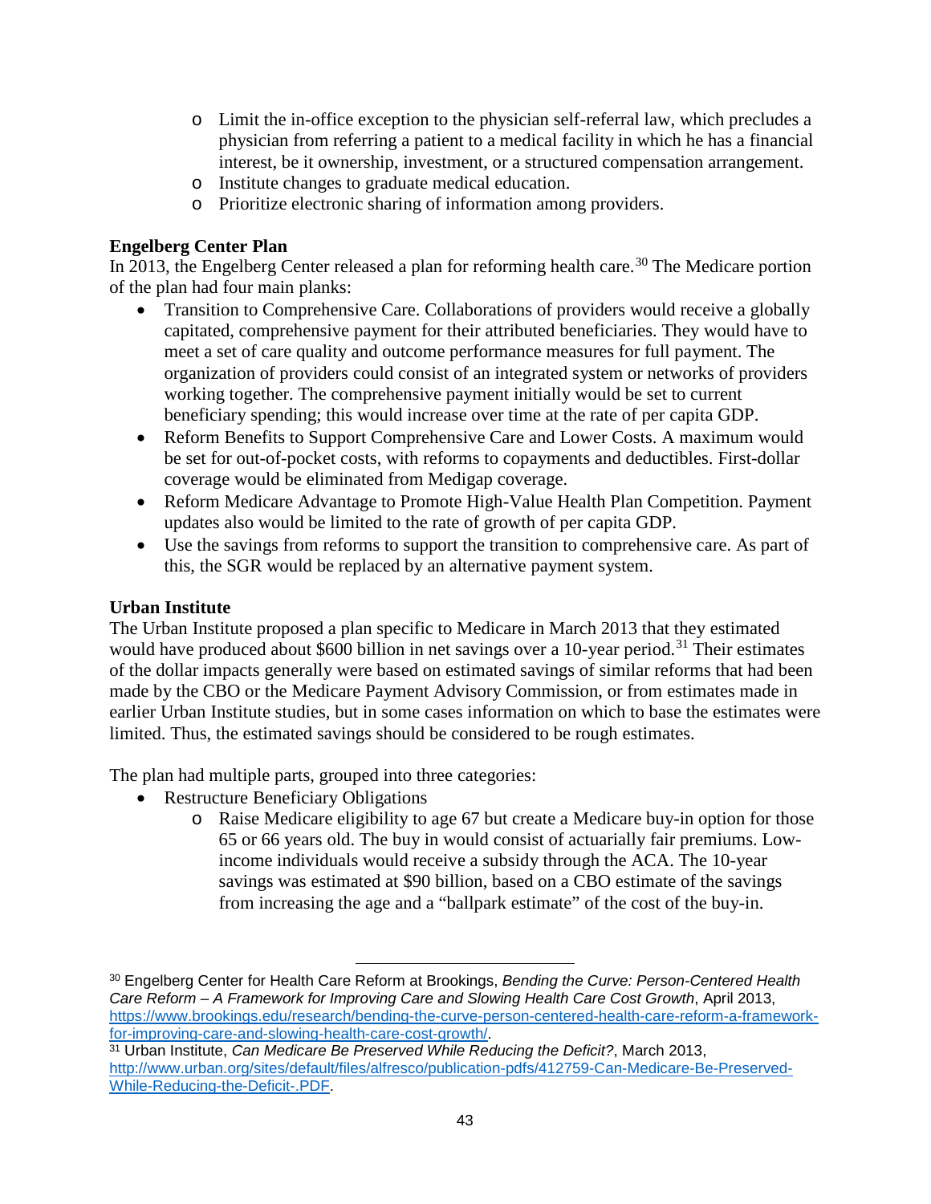- Limit the in-office exception to the physician self-referral law, which precludes a physician from referring a patient to a medical facility in which he has a financial interest, be it ownership, investment, or a structured compensation arrangement.
- Institute changes to graduate medical education.
- Prioritize electronic sharing of information among providers.

**Engelberg Center Plan**

In 2013, the Engelberg Center released a plan for reforming health care.[30] The Medicare portion of the plan had four main planks:

- Transition to Comprehensive Care. Collaborations of providers would receive a globally capitated, comprehensive payment for their attributed beneficiaries. They would have to meet a set of care quality and outcome performance measures for full payment. The organization of providers could consist of an integrated system or networks of providers working together. The comprehensive payment initially would be set to current beneficiary spending; this would increase over time at the rate of per capita GDP.
- Reform Benefits to Support Comprehensive Care and Lower Costs. A maximum would be set for out-of-pocket costs, with reforms to copayments and deductibles. First-dollar coverage would be eliminated from Medigap coverage.
- Reform Medicare Advantage to Promote High-Value Health Plan Competition. Payment updates also would be limited to the rate of growth of per capita GDP.
- Use the savings from reforms to support the transition to comprehensive care. As part of this, the SGR would be replaced by an alternative payment system.

**Urban Institute**

The Urban Institute proposed a plan specific to Medicare in March 2013 that they estimated would have produced about $600 billion in net savings over a 10-year period.[31] Their estimates of the dollar impacts generally were based on estimated savings of similar reforms that had been made by the CBO or the Medicare Payment Advisory Commission, or from estimates made in earlier Urban Institute studies, but in some cases information on which to base the estimates were limited. Thus, the estimated savings should be considered to be rough estimates.

The plan had multiple parts, grouped into three categories:

- Restructure Beneficiary Obligations
  - Raise Medicare eligibility to age 67 but create a Medicare buy-in option for those 65 or 66 years old. The buy in would consist of actuarially fair premiums. Low-income individuals would receive a subsidy through the ACA. The 10-year savings was estimated at $90 billion, based on a CBO estimate of the savings from increasing the age and a "ballpark estimate" of the cost of the buy-in.

---

[30] Engelberg Center for Health Care Reform at Brookings, *Bending the Curve: Person-Centered Health Care Reform – A Framework for Improving Care and Slowing Health Care Cost Growth*, April 2013, https://www.brookings.edu/research/bending-the-curve-person-centered-health-care-reform-a-framework-for-improving-care-and-slowing-health-care-cost-growth/.

[31] Urban Institute, *Can Medicare Be Preserved While Reducing the Deficit?*, March 2013, http://www.urban.org/sites/default/files/alfresco/publication-pdfs/412759-Can-Medicare-Be-Preserved-While-Reducing-the-Deficit-.PDF.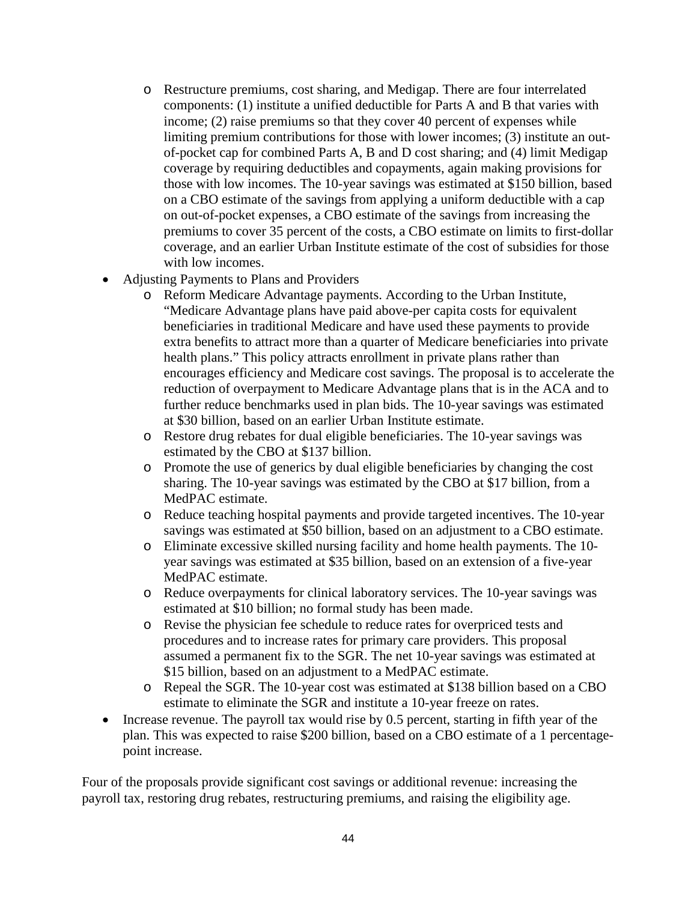- Restructure premiums, cost sharing, and Medigap. There are four interrelated components: (1) institute a unified deductible for Parts A and B that varies with income; (2) raise premiums so that they cover 40 percent of expenses while limiting premium contributions for those with lower incomes; (3) institute an out-of-pocket cap for combined Parts A, B and D cost sharing; and (4) limit Medigap coverage by requiring deductibles and copayments, again making provisions for those with low incomes. The 10-year savings was estimated at $150 billion, based on a CBO estimate of the savings from applying a uniform deductible with a cap on out-of-pocket expenses, a CBO estimate of the savings from increasing the premiums to cover 35 percent of the costs, a CBO estimate on limits to first-dollar coverage, and an earlier Urban Institute estimate of the cost of subsidies for those with low incomes.
- Adjusting Payments to Plans and Providers
    - Reform Medicare Advantage payments. According to the Urban Institute, "Medicare Advantage plans have paid above-per capita costs for equivalent beneficiaries in traditional Medicare and have used these payments to provide extra benefits to attract more than a quarter of Medicare beneficiaries into private health plans." This policy attracts enrollment in private plans rather than encourages efficiency and Medicare cost savings. The proposal is to accelerate the reduction of overpayment to Medicare Advantage plans that is in the ACA and to further reduce benchmarks used in plan bids. The 10-year savings was estimated at $30 billion, based on an earlier Urban Institute estimate.
    - Restore drug rebates for dual eligible beneficiaries. The 10-year savings was estimated by the CBO at $137 billion.
    - Promote the use of generics by dual eligible beneficiaries by changing the cost sharing. The 10-year savings was estimated by the CBO at $17 billion, from a MedPAC estimate.
    - Reduce teaching hospital payments and provide targeted incentives. The 10-year savings was estimated at $50 billion, based on an adjustment to a CBO estimate.
    - Eliminate excessive skilled nursing facility and home health payments. The 10-year savings was estimated at $35 billion, based on an extension of a five-year MedPAC estimate.
    - Reduce overpayments for clinical laboratory services. The 10-year savings was estimated at $10 billion; no formal study has been made.
    - Revise the physician fee schedule to reduce rates for overpriced tests and procedures and to increase rates for primary care providers. This proposal assumed a permanent fix to the SGR. The net 10-year savings was estimated at $15 billion, based on an adjustment to a MedPAC estimate.
    - Repeal the SGR. The 10-year cost was estimated at $138 billion based on a CBO estimate to eliminate the SGR and institute a 10-year freeze on rates.
- Increase revenue. The payroll tax would rise by 0.5 percent, starting in fifth year of the plan. This was expected to raise $200 billion, based on a CBO estimate of a 1 percentage-point increase.

Four of the proposals provide significant cost savings or additional revenue: increasing the payroll tax, restoring drug rebates, restructuring premiums, and raising the eligibility age.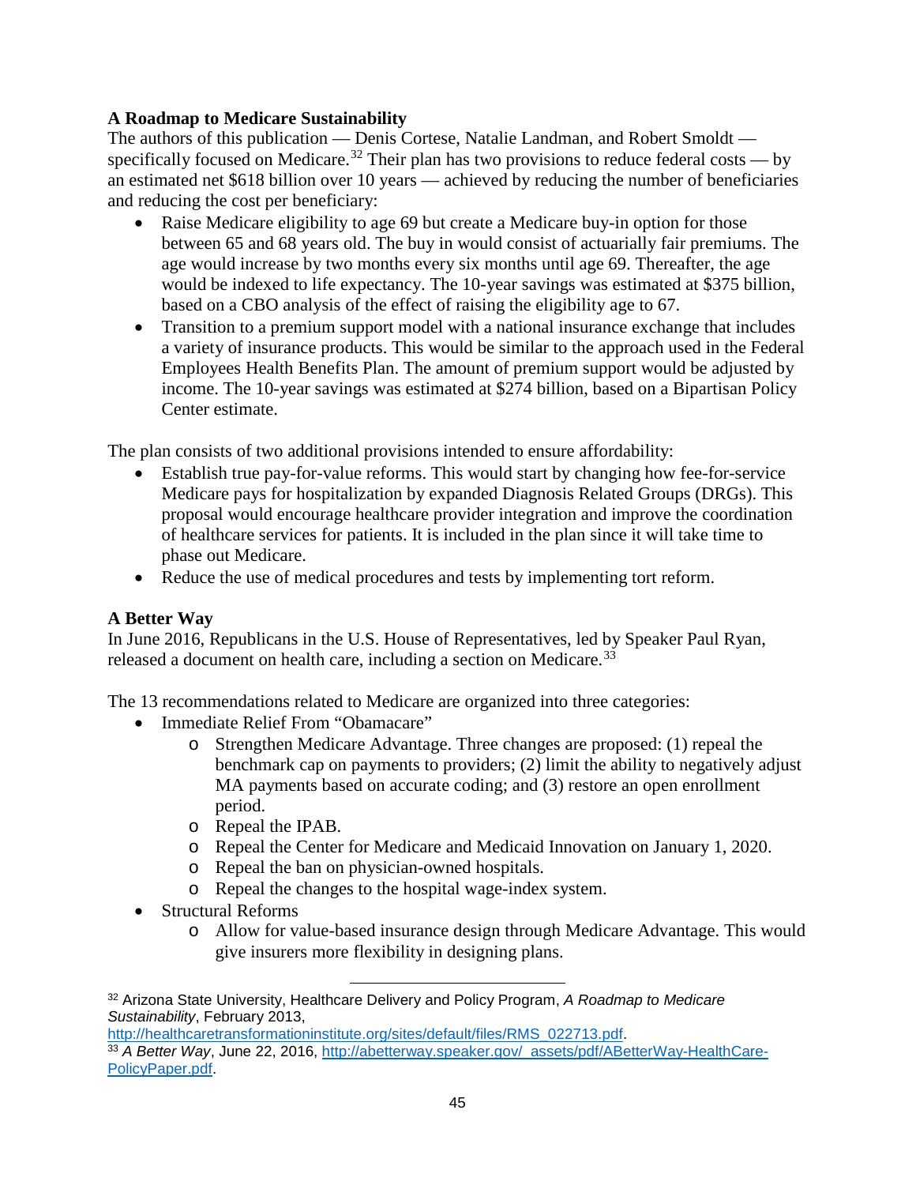### A Roadmap to Medicare Sustainability

The authors of this publication — Denis Cortese, Natalie Landman, and Robert Smoldt — specifically focused on Medicare.[32] Their plan has two provisions to reduce federal costs — by an estimated net $618 billion over 10 years — achieved by reducing the number of beneficiaries and reducing the cost per beneficiary:

- Raise Medicare eligibility to age 69 but create a Medicare buy-in option for those between 65 and 68 years old. The buy in would consist of actuarially fair premiums. The age would increase by two months every six months until age 69. Thereafter, the age would be indexed to life expectancy. The 10-year savings was estimated at $375 billion, based on a CBO analysis of the effect of raising the eligibility age to 67.
- Transition to a premium support model with a national insurance exchange that includes a variety of insurance products. This would be similar to the approach used in the Federal Employees Health Benefits Plan. The amount of premium support would be adjusted by income. The 10-year savings was estimated at $274 billion, based on a Bipartisan Policy Center estimate.

The plan consists of two additional provisions intended to ensure affordability:

- Establish true pay-for-value reforms. This would start by changing how fee-for-service Medicare pays for hospitalization by expanded Diagnosis Related Groups (DRGs). This proposal would encourage healthcare provider integration and improve the coordination of healthcare services for patients. It is included in the plan since it will take time to phase out Medicare.
- Reduce the use of medical procedures and tests by implementing tort reform.

### A Better Way

In June 2016, Republicans in the U.S. House of Representatives, led by Speaker Paul Ryan, released a document on health care, including a section on Medicare.[33]

The 13 recommendations related to Medicare are organized into three categories:

- Immediate Relief From “Obamacare”
  - Strengthen Medicare Advantage. Three changes are proposed: (1) repeal the benchmark cap on payments to providers; (2) limit the ability to negatively adjust MA payments based on accurate coding; and (3) restore an open enrollment period.
  - Repeal the IPAB.
  - Repeal the Center for Medicare and Medicaid Innovation on January 1, 2020.
  - Repeal the ban on physician-owned hospitals.
  - Repeal the changes to the hospital wage-index system.
- Structural Reforms
  - Allow for value-based insurance design through Medicare Advantage. This would give insurers more flexibility in designing plans.

---

[32] Arizona State University, Healthcare Delivery and Policy Program, *A Roadmap to Medicare Sustainability*, February 2013, http://healthcaretransformationinstitute.org/sites/default/files/RMS_022713.pdf.

[33] *A Better Way*, June 22, 2016, http://abetterway.speaker.gov/_assets/pdf/ABetterWay-HealthCare-PolicyPaper.pdf.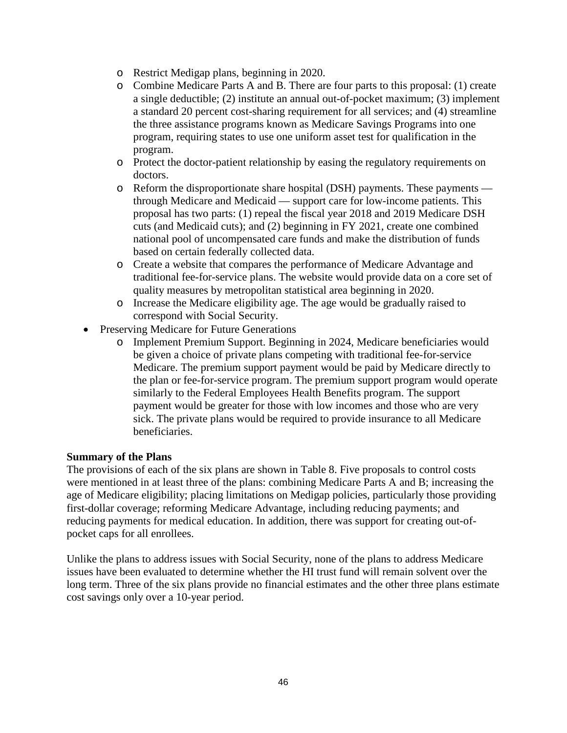- Restrict Medigap plans, beginning in 2020.
  - Combine Medicare Parts A and B. There are four parts to this proposal: (1) create a single deductible; (2) institute an annual out-of-pocket maximum; (3) implement a standard 20 percent cost-sharing requirement for all services; and (4) streamline the three assistance programs known as Medicare Savings Programs into one program, requiring states to use one uniform asset test for qualification in the program.
  - Protect the doctor-patient relationship by easing the regulatory requirements on doctors.
  - Reform the disproportionate share hospital (DSH) payments. These payments — through Medicare and Medicaid — support care for low-income patients. This proposal has two parts: (1) repeal the fiscal year 2018 and 2019 Medicare DSH cuts (and Medicaid cuts); and (2) beginning in FY 2021, create one combined national pool of uncompensated care funds and make the distribution of funds based on certain federally collected data.
  - Create a website that compares the performance of Medicare Advantage and traditional fee-for-service plans. The website would provide data on a core set of quality measures by metropolitan statistical area beginning in 2020.
  - Increase the Medicare eligibility age. The age would be gradually raised to correspond with Social Security.
- Preserving Medicare for Future Generations
  - Implement Premium Support. Beginning in 2024, Medicare beneficiaries would be given a choice of private plans competing with traditional fee-for-service Medicare. The premium support payment would be paid by Medicare directly to the plan or fee-for-service program. The premium support program would operate similarly to the Federal Employees Health Benefits program. The support payment would be greater for those with low incomes and those who are very sick. The private plans would be required to provide insurance to all Medicare beneficiaries.

**Summary of the Plans**

The provisions of each of the six plans are shown in Table 8. Five proposals to control costs were mentioned in at least three of the plans: combining Medicare Parts A and B; increasing the age of Medicare eligibility; placing limitations on Medigap policies, particularly those providing first-dollar coverage; reforming Medicare Advantage, including reducing payments; and reducing payments for medical education. In addition, there was support for creating out-of-pocket caps for all enrollees.

Unlike the plans to address issues with Social Security, none of the plans to address Medicare issues have been evaluated to determine whether the HI trust fund will remain solvent over the long term. Three of the six plans provide no financial estimates and the other three plans estimate cost savings only over a 10-year period.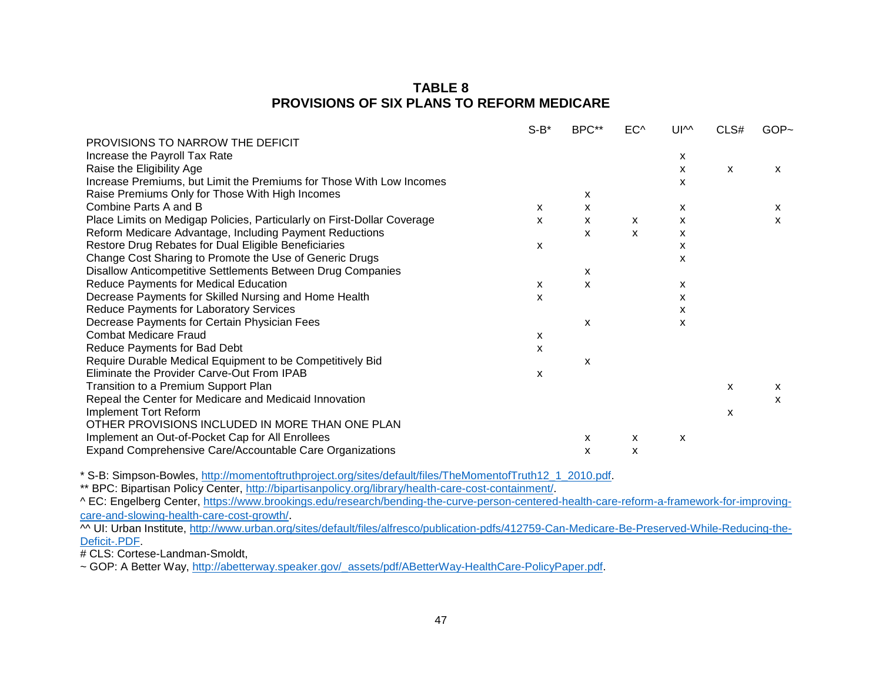## TABLE 8
## PROVISIONS OF SIX PLANS TO REFORM MEDICARE

| | S-B* | BPC** | EC^ | UI^^ | CLS# | GOP~ |
|---|---|---|---|---|---|---|
| PROVISIONS TO NARROW THE DEFICIT | | | | | | |
| Increase the Payroll Tax Rate | | | | x | | |
| Raise the Eligibility Age | | | | x | x | x |
| Increase Premiums, but Limit the Premiums for Those With Low Incomes | | | | x | | |
| Raise Premiums Only for Those With High Incomes | | x | | | | |
| Combine Parts A and B | x | x | | x | | x |
| Place Limits on Medigap Policies, Particularly on First-Dollar Coverage | x | x | x | x | | x |
| Reform Medicare Advantage, Including Payment Reductions | | x | x | x | | |
| Restore Drug Rebates for Dual Eligible Beneficiaries | x | | | x | | |
| Change Cost Sharing to Promote the Use of Generic Drugs | | | | x | | |
| Disallow Anticompetitive Settlements Between Drug Companies | | x | | | | |
| Reduce Payments for Medical Education | x | x | | x | | |
| Decrease Payments for Skilled Nursing and Home Health | x | | | x | | |
| Reduce Payments for Laboratory Services | | | | x | | |
| Decrease Payments for Certain Physician Fees | | x | | x | | |
| Combat Medicare Fraud | x | | | | | |
| Reduce Payments for Bad Debt | x | | | | | |
| Require Durable Medical Equipment to be Competitively Bid | | x | | | | |
| Eliminate the Provider Carve-Out From IPAB | x | | | | | |
| Transition to a Premium Support Plan | | | | | x | x |
| Repeal the Center for Medicare and Medicaid Innovation | | | | | | x |
| Implement Tort Reform | | | | | x | |
| OTHER PROVISIONS INCLUDED IN MORE THAN ONE PLAN | | | | | | |
| Implement an Out-of-Pocket Cap for All Enrollees | | x | x | x | | |
| Expand Comprehensive Care/Accountable Care Organizations | | x | x | | | |

* S-B: Simpson-Bowles, http://momentoftruthproject.org/sites/default/files/TheMomentofTruth12_1_2010.pdf.

** BPC: Bipartisan Policy Center, http://bipartisanpolicy.org/library/health-care-cost-containment/.

^ EC: Engelberg Center, https://www.brookings.edu/research/bending-the-curve-person-centered-health-care-reform-a-framework-for-improving-care-and-slowing-health-care-cost-growth/.

^^ UI: Urban Institute, http://www.urban.org/sites/default/files/alfresco/publication-pdfs/412759-Can-Medicare-Be-Preserved-While-Reducing-the-Deficit-.PDF.

# CLS: Cortese-Landman-Smoldt,

~ GOP: A Better Way, http://abetterway.speaker.gov/_assets/pdf/ABetterWay-HealthCare-PolicyPaper.pdf.